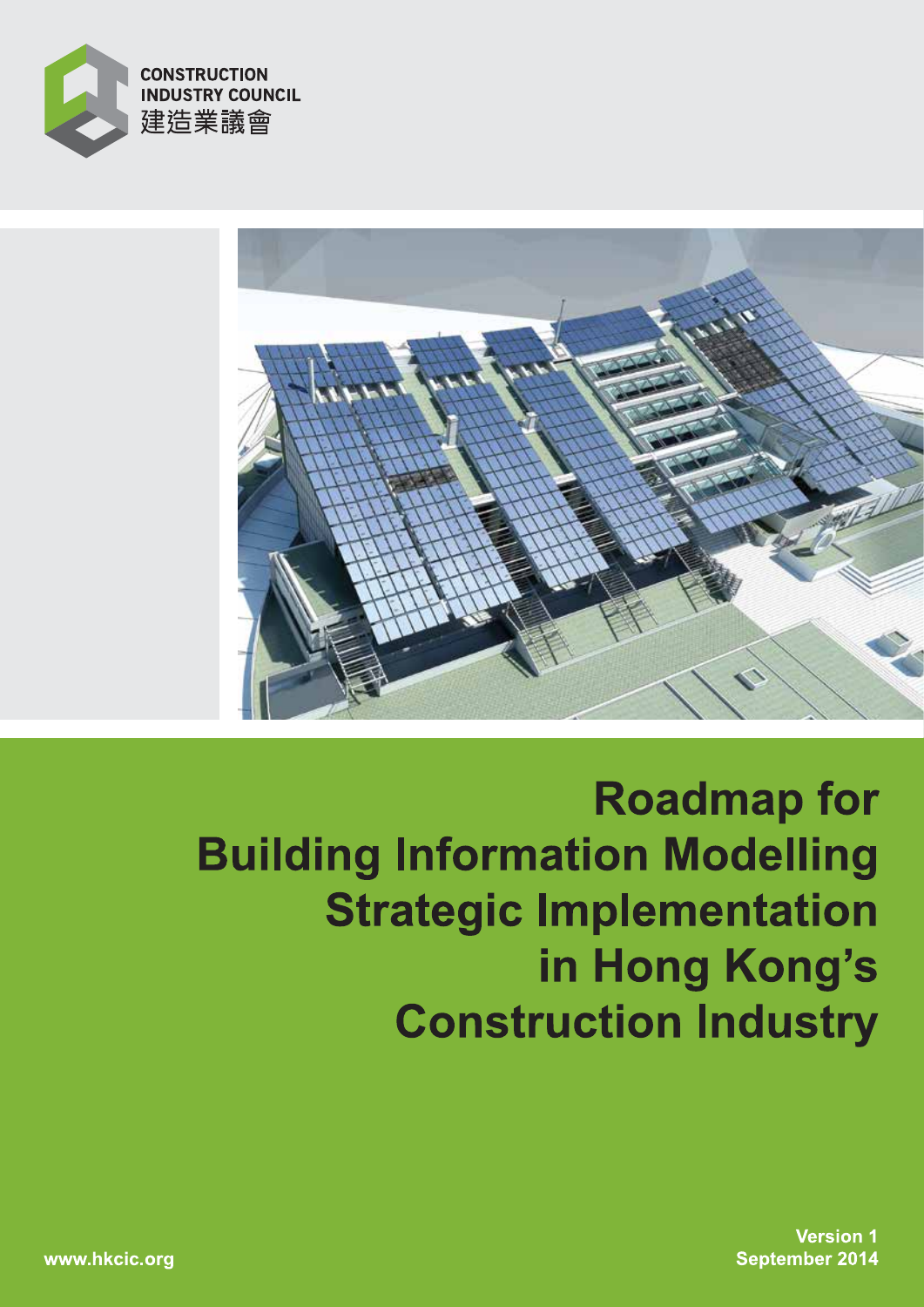CONSTRUCTION INDUSTRY COUNCIL
建造業議會

# Roadmap for Building Information Modelling Strategic Implementation in Hong Kong's Construction Industry

Version 1
September 2014

www.hkcic.org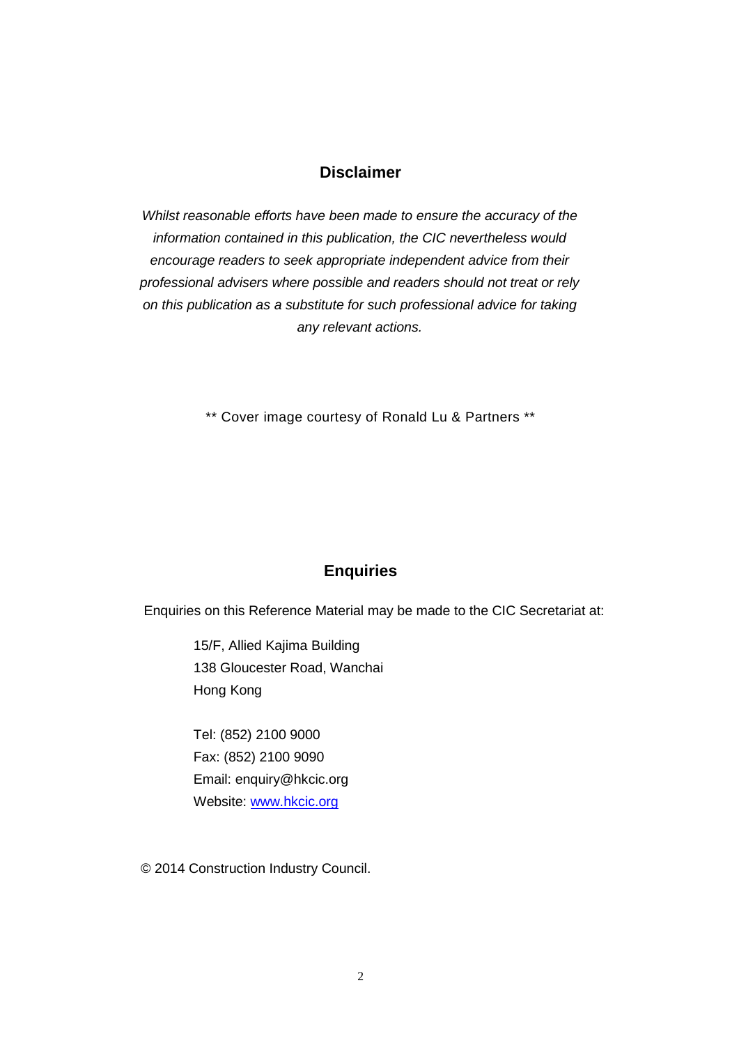## Disclaimer

*Whilst reasonable efforts have been made to ensure the accuracy of the information contained in this publication, the CIC nevertheless would encourage readers to seek appropriate independent advice from their professional advisers where possible and readers should not treat or rely on this publication as a substitute for such professional advice for taking any relevant actions.*

** Cover image courtesy of Ronald Lu & Partners **

## Enquiries

Enquiries on this Reference Material may be made to the CIC Secretariat at:

15/F, Allied Kajima Building
138 Gloucester Road, Wanchai
Hong Kong

Tel: (852) 2100 9000
Fax: (852) 2100 9090
Email: enquiry@hkcic.org
Website: [www.hkcic.org](http://www.hkcic.org)

© 2014 Construction Industry Council.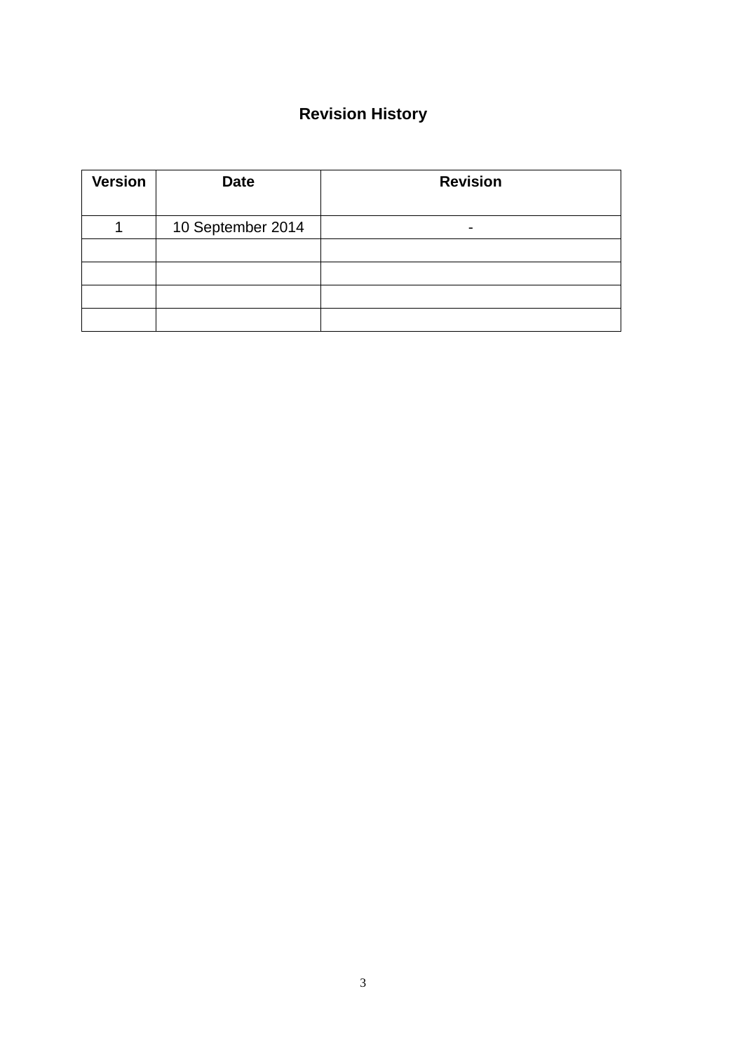# Revision History

| Version | Date | Revision |
|---|---|---|
| 1 | 10 September 2014 | - |
| | | |
| | | |
| | | |
| | | |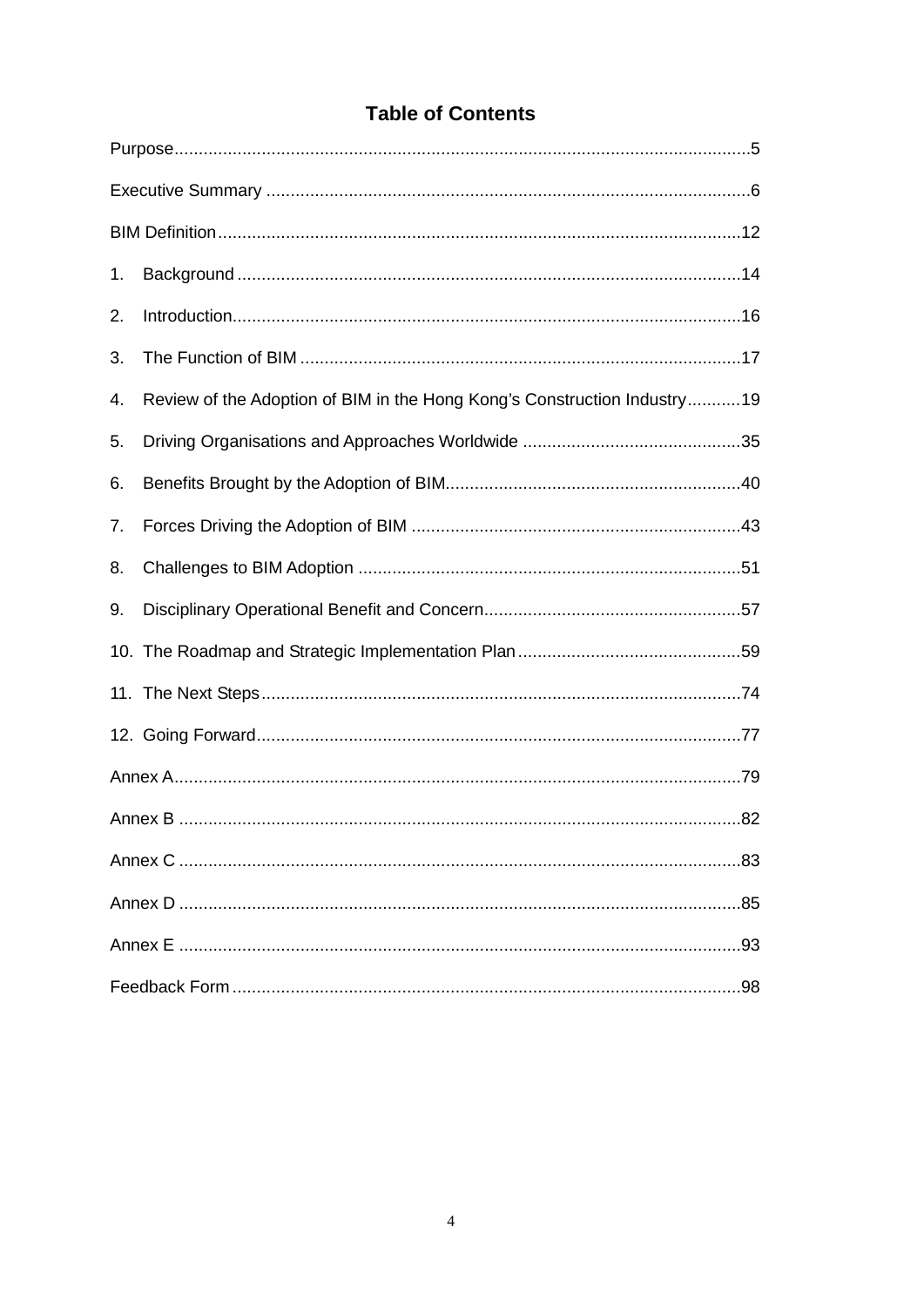# Table of Contents

Purpose....................................................................................................................5

Executive Summary ..................................................................................................6

BIM Definition..........................................................................................................12

1. Background .......................................................................................................14

2. Introduction........................................................................................................16

3. The Function of BIM ..........................................................................................17

4. Review of the Adoption of BIM in the Hong Kong's Construction Industry...........19

5. Driving Organisations and Approaches Worldwide ............................................35

6. Benefits Brought by the Adoption of BIM............................................................40

7. Forces Driving the Adoption of BIM ...................................................................43

8. Challenges to BIM Adoption ..............................................................................51

9. Disciplinary Operational Benefit and Concern....................................................57

10. The Roadmap and Strategic Implementation Plan .............................................59

11. The Next Steps..................................................................................................74

12. Going Forward...................................................................................................77

Annex A...................................................................................................................79

Annex B ..................................................................................................................82

Annex C ..................................................................................................................83

Annex D ..................................................................................................................85

Annex E ..................................................................................................................93

Feedback Form .......................................................................................................98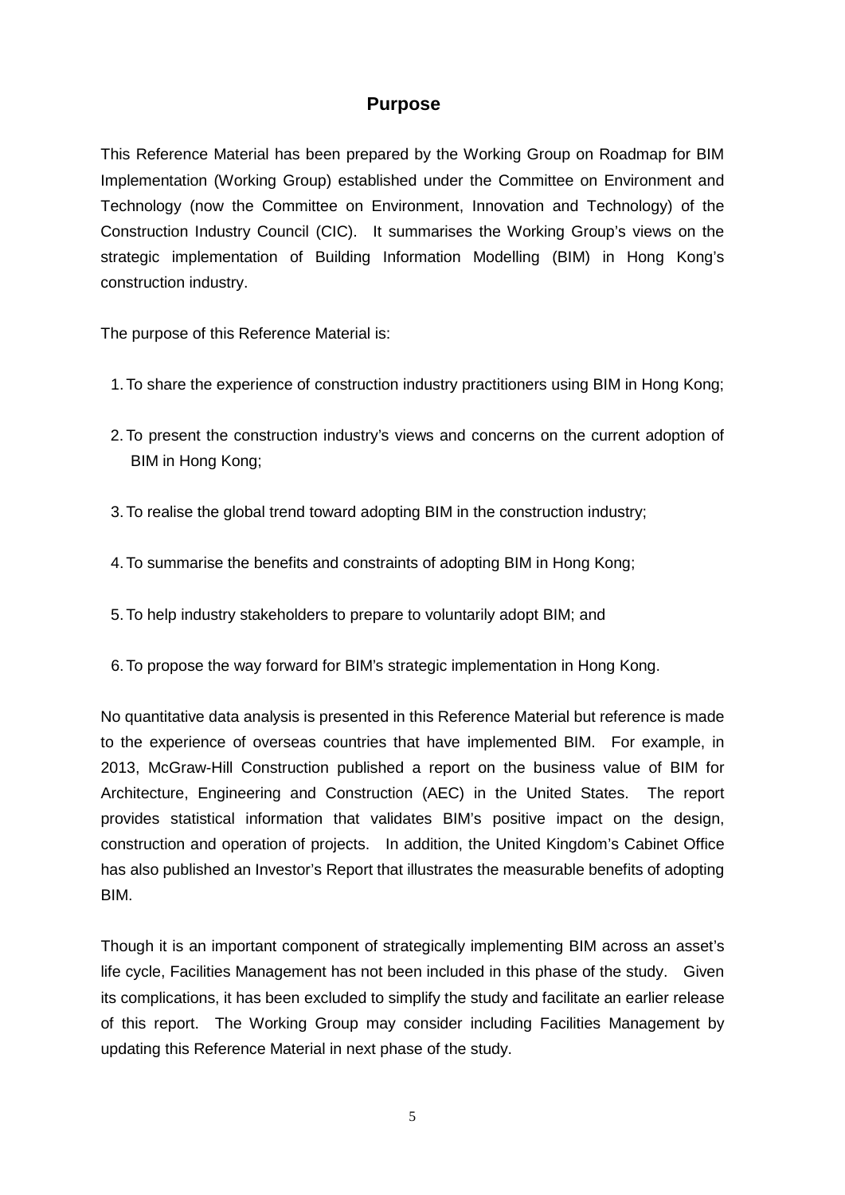# Purpose

This Reference Material has been prepared by the Working Group on Roadmap for BIM Implementation (Working Group) established under the Committee on Environment and Technology (now the Committee on Environment, Innovation and Technology) of the Construction Industry Council (CIC). It summarises the Working Group's views on the strategic implementation of Building Information Modelling (BIM) in Hong Kong's construction industry.

The purpose of this Reference Material is:

1. To share the experience of construction industry practitioners using BIM in Hong Kong;
2. To present the construction industry's views and concerns on the current adoption of BIM in Hong Kong;
3. To realise the global trend toward adopting BIM in the construction industry;
4. To summarise the benefits and constraints of adopting BIM in Hong Kong;
5. To help industry stakeholders to prepare to voluntarily adopt BIM; and
6. To propose the way forward for BIM's strategic implementation in Hong Kong.

No quantitative data analysis is presented in this Reference Material but reference is made to the experience of overseas countries that have implemented BIM. For example, in 2013, McGraw-Hill Construction published a report on the business value of BIM for Architecture, Engineering and Construction (AEC) in the United States. The report provides statistical information that validates BIM's positive impact on the design, construction and operation of projects. In addition, the United Kingdom's Cabinet Office has also published an Investor's Report that illustrates the measurable benefits of adopting BIM.

Though it is an important component of strategically implementing BIM across an asset's life cycle, Facilities Management has not been included in this phase of the study. Given its complications, it has been excluded to simplify the study and facilitate an earlier release of this report. The Working Group may consider including Facilities Management by updating this Reference Material in next phase of the study.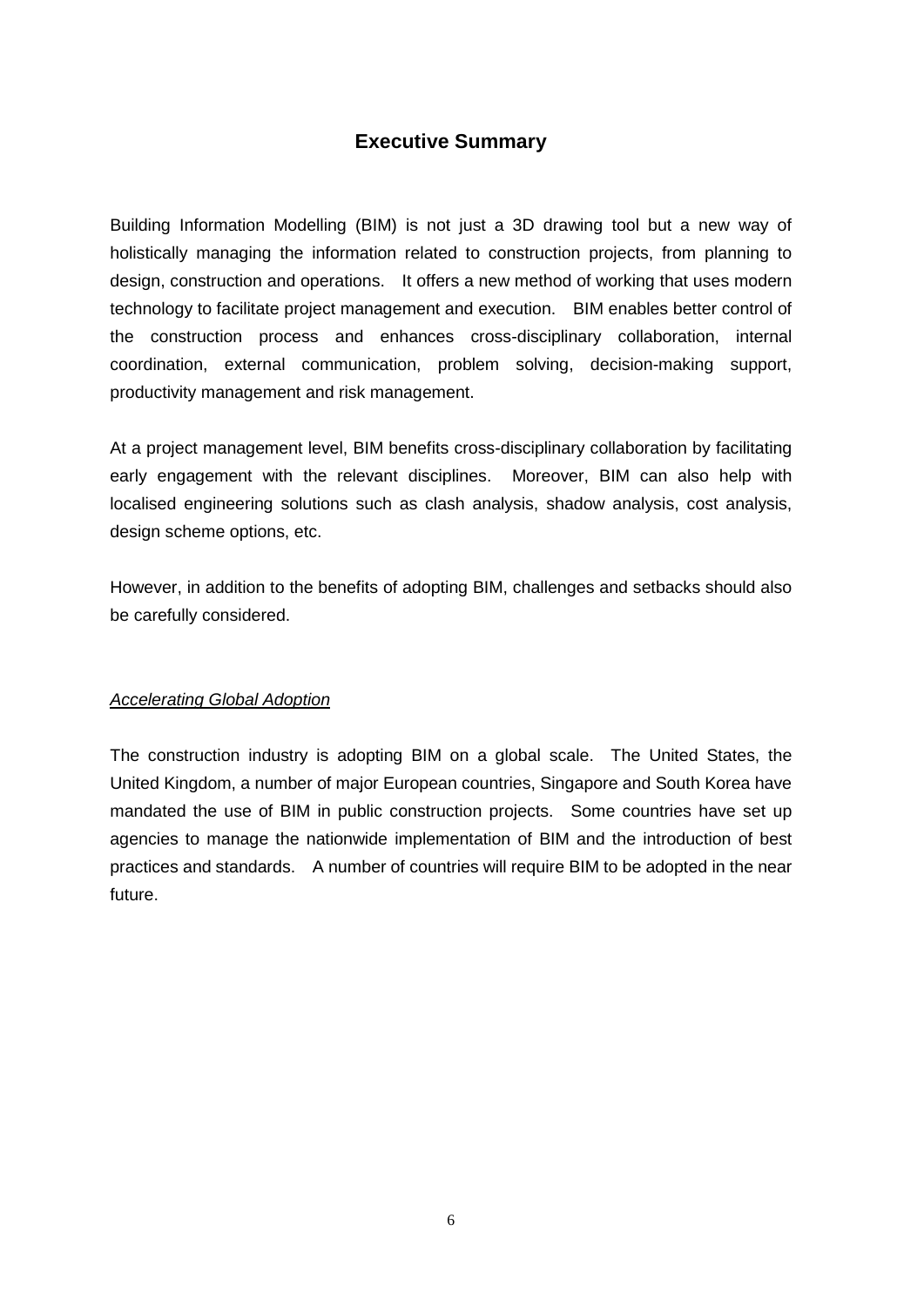## Executive Summary

Building Information Modelling (BIM) is not just a 3D drawing tool but a new way of holistically managing the information related to construction projects, from planning to design, construction and operations. It offers a new method of working that uses modern technology to facilitate project management and execution. BIM enables better control of the construction process and enhances cross-disciplinary collaboration, internal coordination, external communication, problem solving, decision-making support, productivity management and risk management.

At a project management level, BIM benefits cross-disciplinary collaboration by facilitating early engagement with the relevant disciplines. Moreover, BIM can also help with localised engineering solutions such as clash analysis, shadow analysis, cost analysis, design scheme options, etc.

However, in addition to the benefits of adopting BIM, challenges and setbacks should also be carefully considered.

*Accelerating Global Adoption*

The construction industry is adopting BIM on a global scale. The United States, the United Kingdom, a number of major European countries, Singapore and South Korea have mandated the use of BIM in public construction projects. Some countries have set up agencies to manage the nationwide implementation of BIM and the introduction of best practices and standards. A number of countries will require BIM to be adopted in the near future.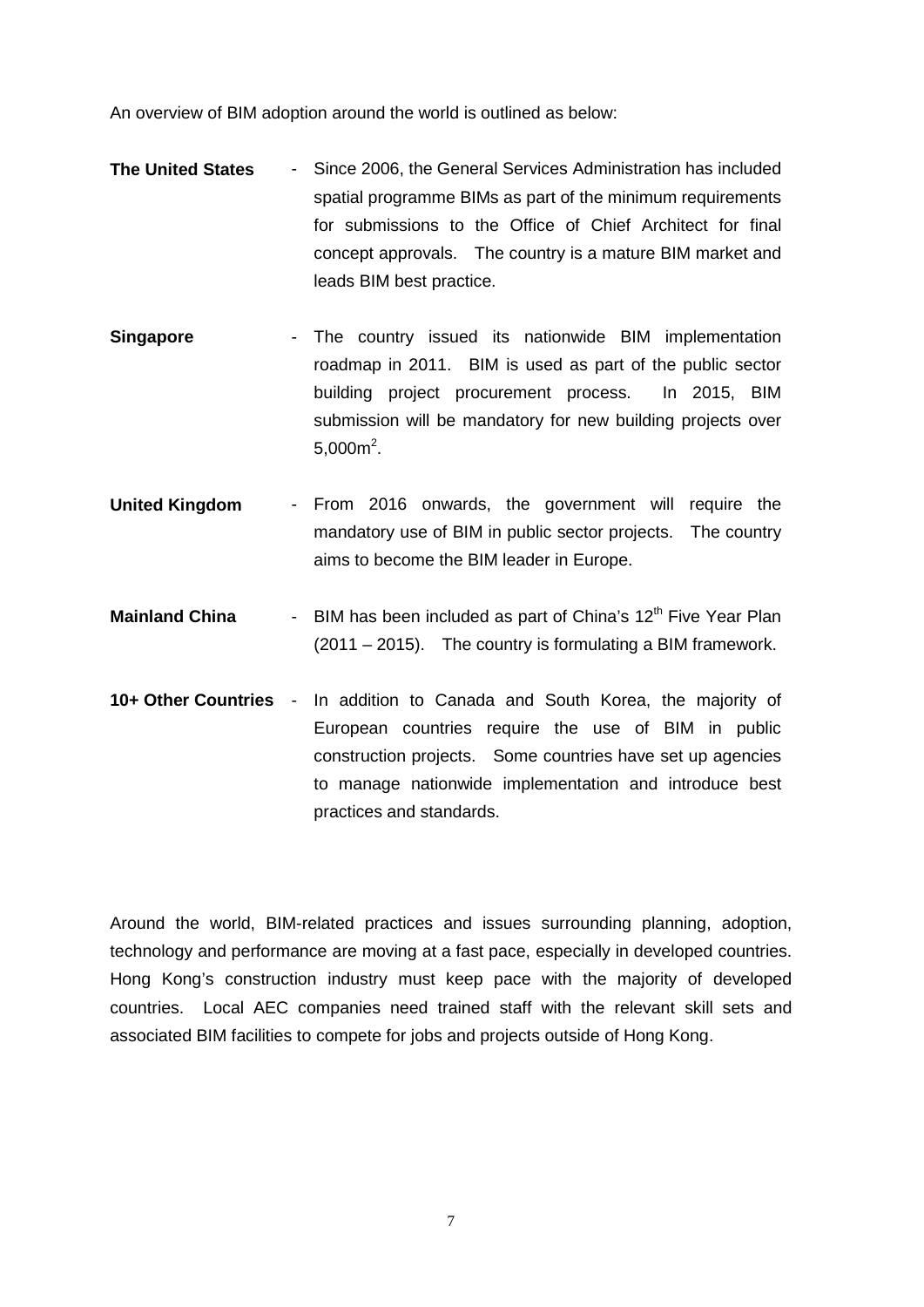An overview of BIM adoption around the world is outlined as below:

**The United States** - Since 2006, the General Services Administration has included spatial programme BIMs as part of the minimum requirements for submissions to the Office of Chief Architect for final concept approvals. The country is a mature BIM market and leads BIM best practice.

**Singapore** - The country issued its nationwide BIM implementation roadmap in 2011. BIM is used as part of the public sector building project procurement process. In 2015, BIM submission will be mandatory for new building projects over $5,000m^2$.

**United Kingdom** - From 2016 onwards, the government will require the mandatory use of BIM in public sector projects. The country aims to become the BIM leader in Europe.

**Mainland China** - BIM has been included as part of China's $12^{th}$ Five Year Plan (2011 – 2015). The country is formulating a BIM framework.

**10+ Other Countries** - In addition to Canada and South Korea, the majority of European countries require the use of BIM in public construction projects. Some countries have set up agencies to manage nationwide implementation and introduce best practices and standards.

Around the world, BIM-related practices and issues surrounding planning, adoption, technology and performance are moving at a fast pace, especially in developed countries. Hong Kong's construction industry must keep pace with the majority of developed countries. Local AEC companies need trained staff with the relevant skill sets and associated BIM facilities to compete for jobs and projects outside of Hong Kong.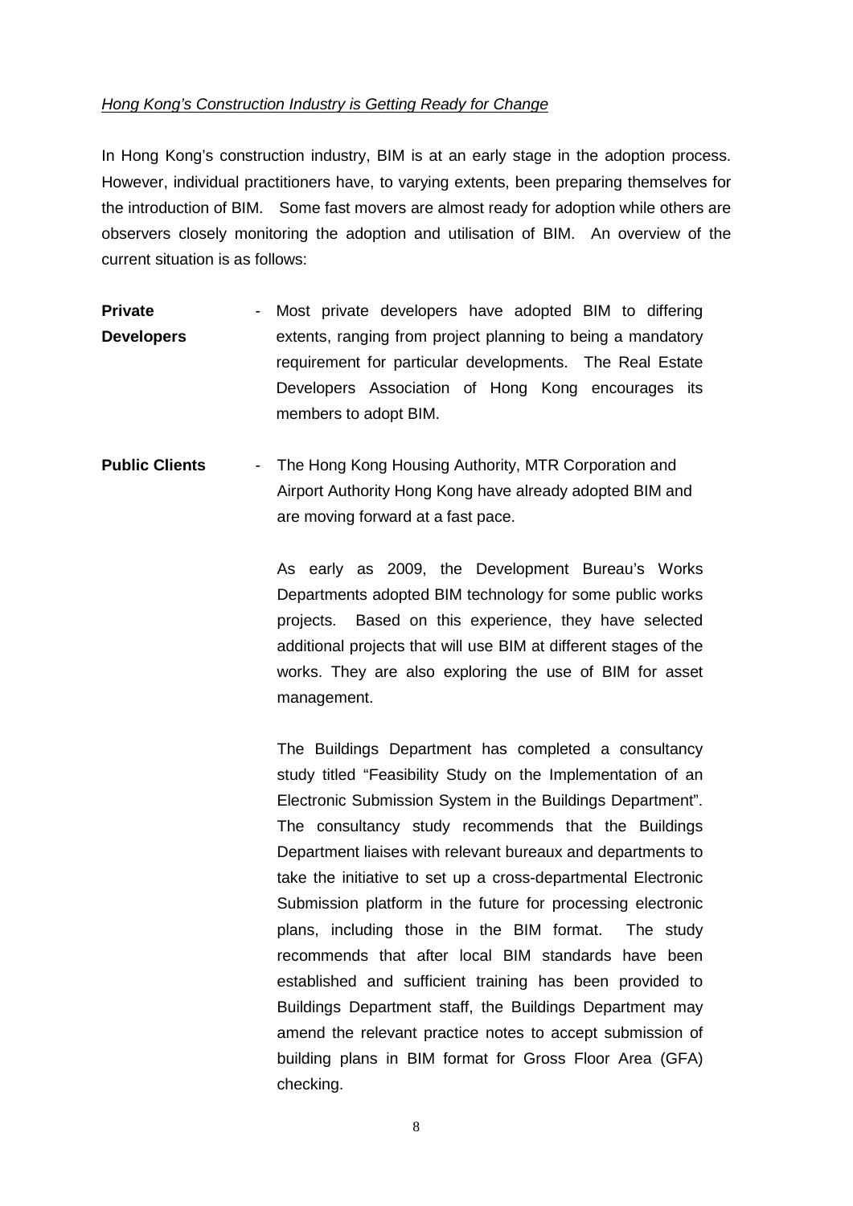*Hong Kong's Construction Industry is Getting Ready for Change*

In Hong Kong's construction industry, BIM is at an early stage in the adoption process. However, individual practitioners have, to varying extents, been preparing themselves for the introduction of BIM. Some fast movers are almost ready for adoption while others are observers closely monitoring the adoption and utilisation of BIM. An overview of the current situation is as follows:

**Private Developers** - Most private developers have adopted BIM to differing extents, ranging from project planning to being a mandatory requirement for particular developments. The Real Estate Developers Association of Hong Kong encourages its members to adopt BIM.

**Public Clients** - The Hong Kong Housing Authority, MTR Corporation and Airport Authority Hong Kong have already adopted BIM and are moving forward at a fast pace.

As early as 2009, the Development Bureau's Works Departments adopted BIM technology for some public works projects. Based on this experience, they have selected additional projects that will use BIM at different stages of the works. They are also exploring the use of BIM for asset management.

The Buildings Department has completed a consultancy study titled "Feasibility Study on the Implementation of an Electronic Submission System in the Buildings Department". The consultancy study recommends that the Buildings Department liaises with relevant bureaux and departments to take the initiative to set up a cross-departmental Electronic Submission platform in the future for processing electronic plans, including those in the BIM format. The study recommends that after local BIM standards have been established and sufficient training has been provided to Buildings Department staff, the Buildings Department may amend the relevant practice notes to accept submission of building plans in BIM format for Gross Floor Area (GFA) checking.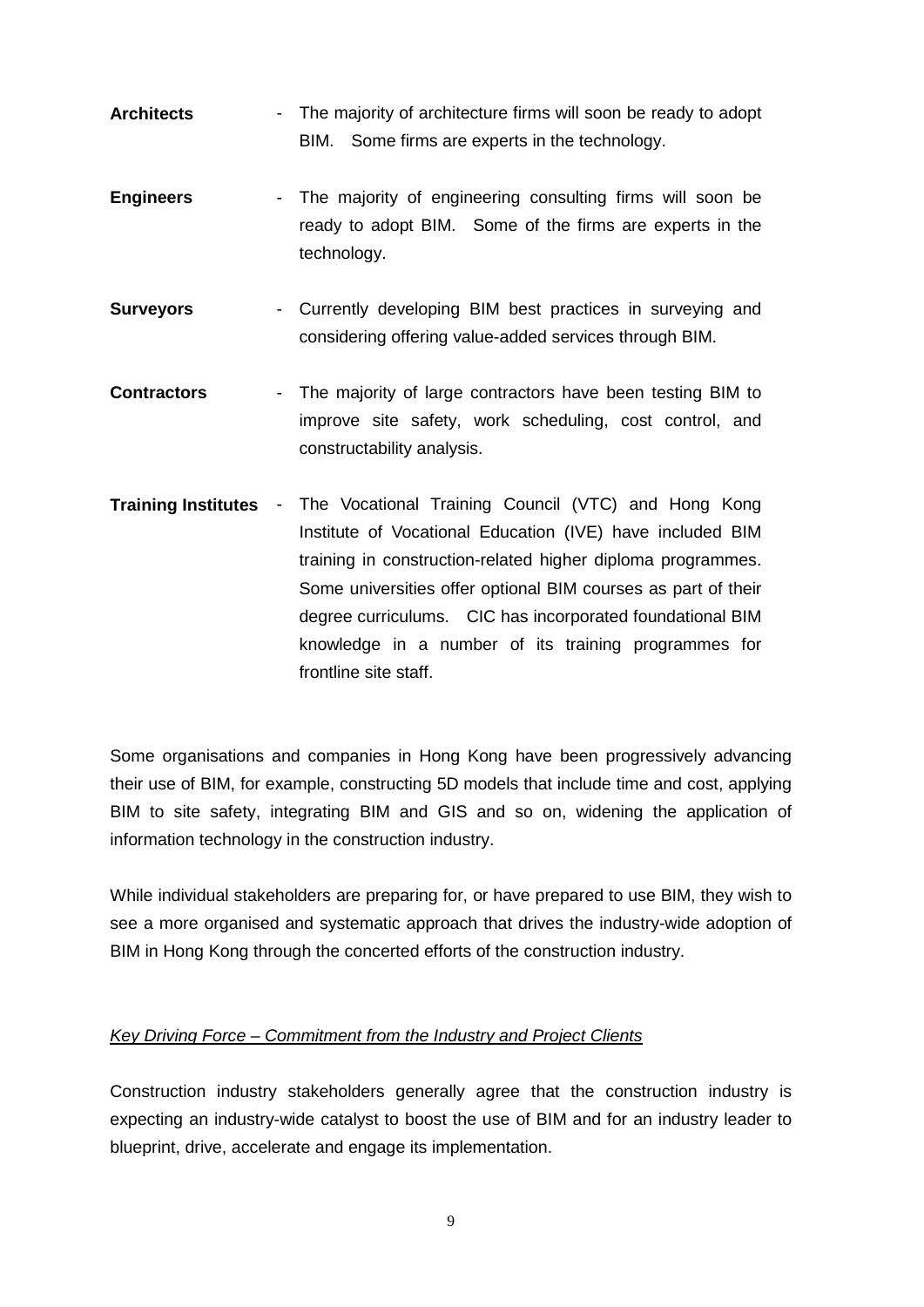**Architects** - The majority of architecture firms will soon be ready to adopt BIM. Some firms are experts in the technology.

**Engineers** - The majority of engineering consulting firms will soon be ready to adopt BIM. Some of the firms are experts in the technology.

**Surveyors** - Currently developing BIM best practices in surveying and considering offering value-added services through BIM.

**Contractors** - The majority of large contractors have been testing BIM to improve site safety, work scheduling, cost control, and constructability analysis.

**Training Institutes** - The Vocational Training Council (VTC) and Hong Kong Institute of Vocational Education (IVE) have included BIM training in construction-related higher diploma programmes. Some universities offer optional BIM courses as part of their degree curriculums. CIC has incorporated foundational BIM knowledge in a number of its training programmes for frontline site staff.

Some organisations and companies in Hong Kong have been progressively advancing their use of BIM, for example, constructing 5D models that include time and cost, applying BIM to site safety, integrating BIM and GIS and so on, widening the application of information technology in the construction industry.

While individual stakeholders are preparing for, or have prepared to use BIM, they wish to see a more organised and systematic approach that drives the industry-wide adoption of BIM in Hong Kong through the concerted efforts of the construction industry.

*Key Driving Force – Commitment from the Industry and Project Clients*

Construction industry stakeholders generally agree that the construction industry is expecting an industry-wide catalyst to boost the use of BIM and for an industry leader to blueprint, drive, accelerate and engage its implementation.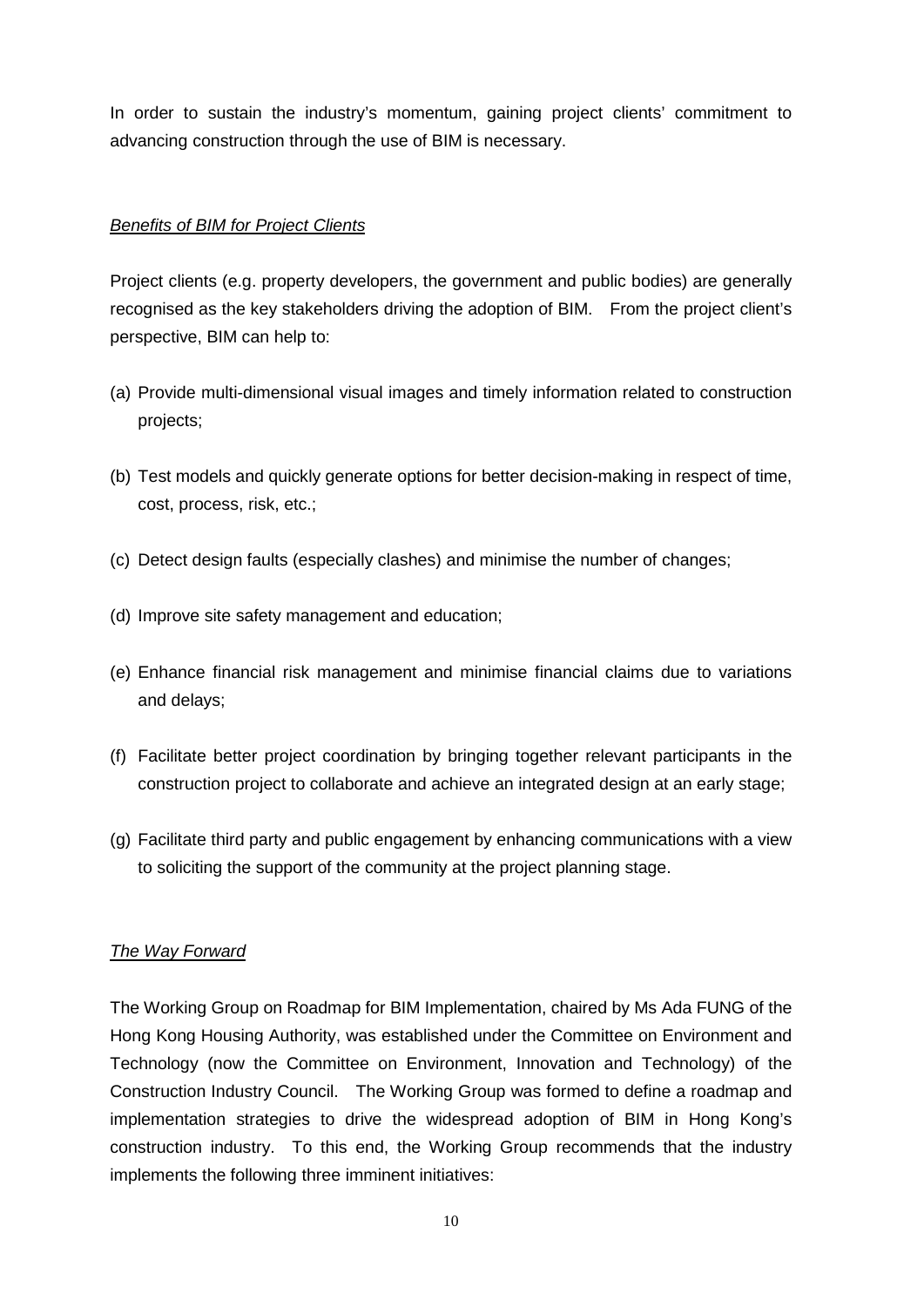In order to sustain the industry's momentum, gaining project clients' commitment to advancing construction through the use of BIM is necessary.

*Benefits of BIM for Project Clients*

Project clients (e.g. property developers, the government and public bodies) are generally recognised as the key stakeholders driving the adoption of BIM. From the project client's perspective, BIM can help to:

(a) Provide multi-dimensional visual images and timely information related to construction projects;

(b) Test models and quickly generate options for better decision-making in respect of time, cost, process, risk, etc.;

(c) Detect design faults (especially clashes) and minimise the number of changes;

(d) Improve site safety management and education;

(e) Enhance financial risk management and minimise financial claims due to variations and delays;

(f) Facilitate better project coordination by bringing together relevant participants in the construction project to collaborate and achieve an integrated design at an early stage;

(g) Facilitate third party and public engagement by enhancing communications with a view to soliciting the support of the community at the project planning stage.

*The Way Forward*

The Working Group on Roadmap for BIM Implementation, chaired by Ms Ada FUNG of the Hong Kong Housing Authority, was established under the Committee on Environment and Technology (now the Committee on Environment, Innovation and Technology) of the Construction Industry Council. The Working Group was formed to define a roadmap and implementation strategies to drive the widespread adoption of BIM in Hong Kong's construction industry. To this end, the Working Group recommends that the industry implements the following three imminent initiatives: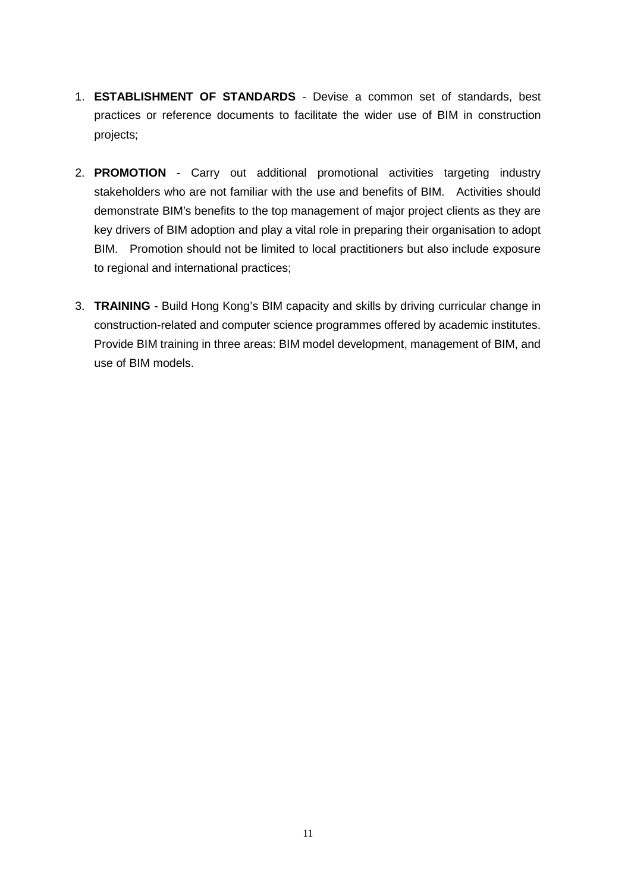1. **ESTABLISHMENT OF STANDARDS** - Devise a common set of standards, best practices or reference documents to facilitate the wider use of BIM in construction projects;

2. **PROMOTION** - Carry out additional promotional activities targeting industry stakeholders who are not familiar with the use and benefits of BIM. Activities should demonstrate BIM's benefits to the top management of major project clients as they are key drivers of BIM adoption and play a vital role in preparing their organisation to adopt BIM. Promotion should not be limited to local practitioners but also include exposure to regional and international practices;

3. **TRAINING** - Build Hong Kong's BIM capacity and skills by driving curricular change in construction-related and computer science programmes offered by academic institutes. Provide BIM training in three areas: BIM model development, management of BIM, and use of BIM models.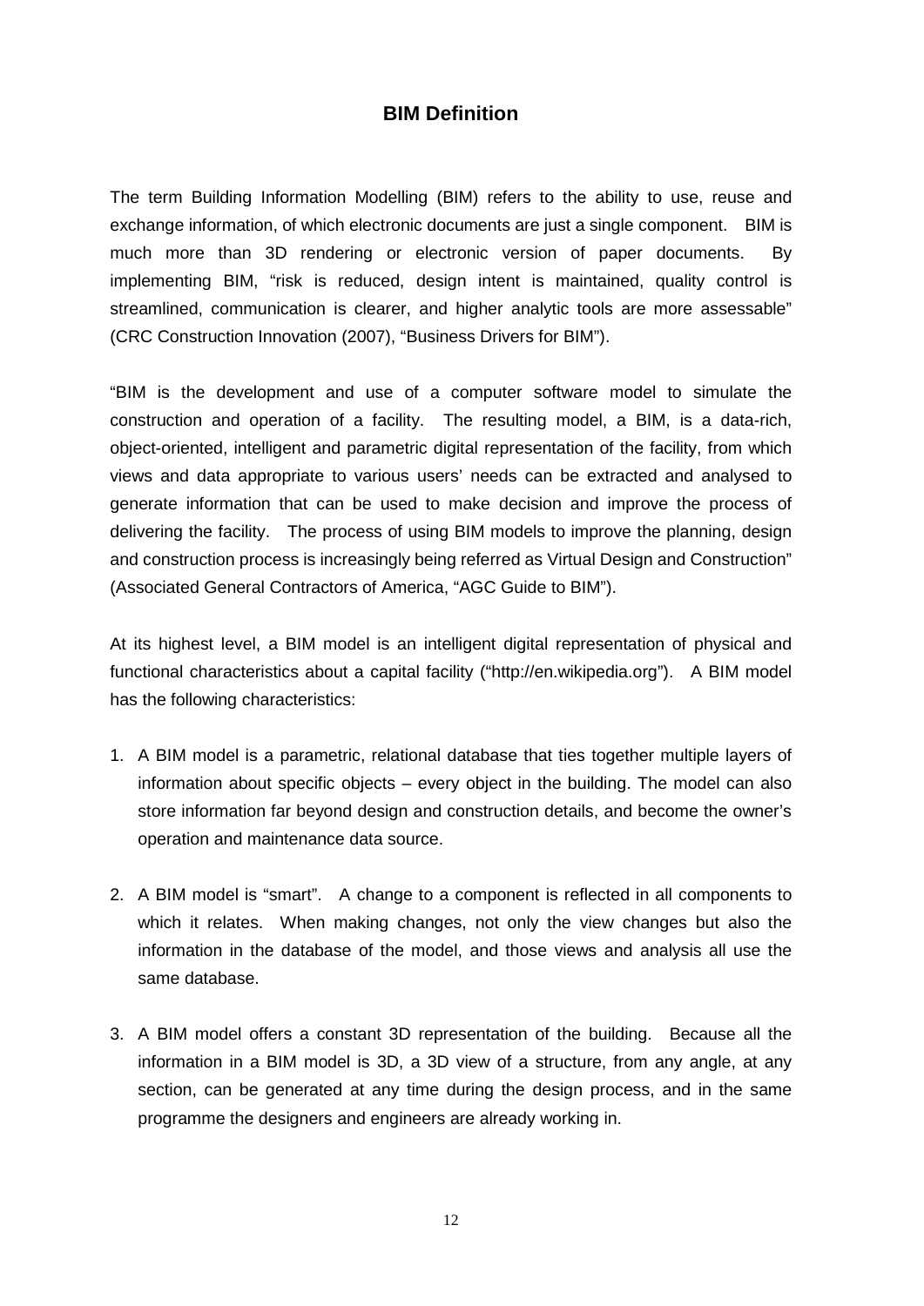## BIM Definition

The term Building Information Modelling (BIM) refers to the ability to use, reuse and exchange information, of which electronic documents are just a single component. BIM is much more than 3D rendering or electronic version of paper documents. By implementing BIM, "risk is reduced, design intent is maintained, quality control is streamlined, communication is clearer, and higher analytic tools are more assessable" (CRC Construction Innovation (2007), "Business Drivers for BIM").

"BIM is the development and use of a computer software model to simulate the construction and operation of a facility. The resulting model, a BIM, is a data-rich, object-oriented, intelligent and parametric digital representation of the facility, from which views and data appropriate to various users' needs can be extracted and analysed to generate information that can be used to make decision and improve the process of delivering the facility. The process of using BIM models to improve the planning, design and construction process is increasingly being referred as Virtual Design and Construction" (Associated General Contractors of America, "AGC Guide to BIM").

At its highest level, a BIM model is an intelligent digital representation of physical and functional characteristics about a capital facility ("http://en.wikipedia.org"). A BIM model has the following characteristics:

1. A BIM model is a parametric, relational database that ties together multiple layers of information about specific objects – every object in the building. The model can also store information far beyond design and construction details, and become the owner's operation and maintenance data source.

2. A BIM model is "smart". A change to a component is reflected in all components to which it relates. When making changes, not only the view changes but also the information in the database of the model, and those views and analysis all use the same database.

3. A BIM model offers a constant 3D representation of the building. Because all the information in a BIM model is 3D, a 3D view of a structure, from any angle, at any section, can be generated at any time during the design process, and in the same programme the designers and engineers are already working in.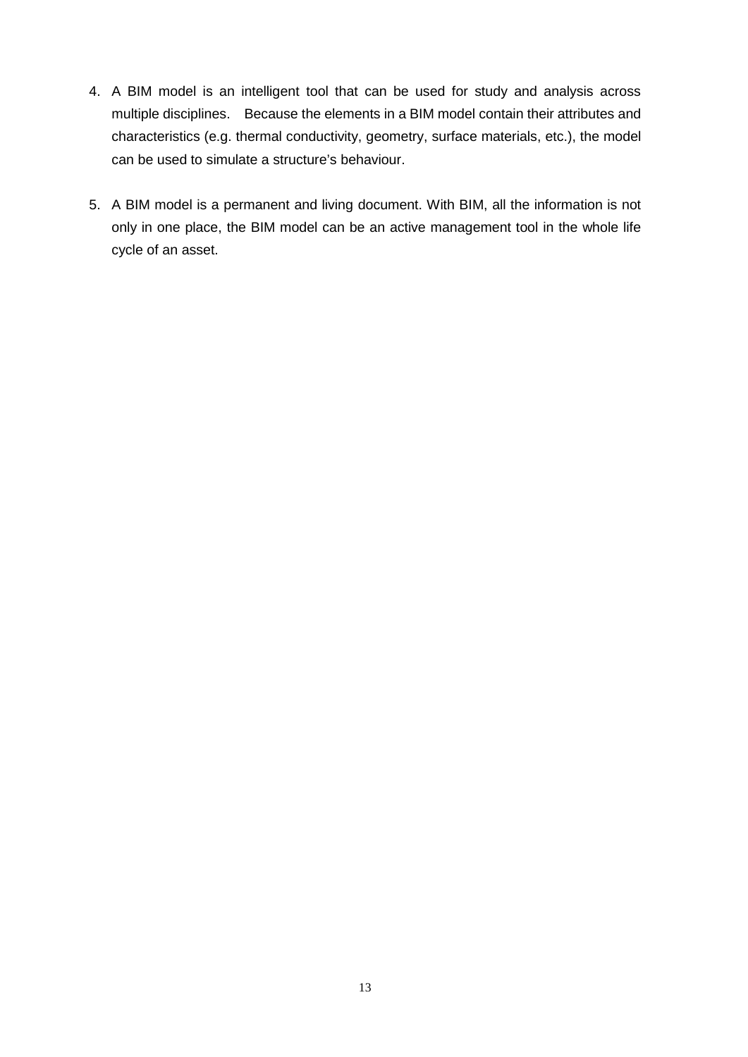4. A BIM model is an intelligent tool that can be used for study and analysis across multiple disciplines. Because the elements in a BIM model contain their attributes and characteristics (e.g. thermal conductivity, geometry, surface materials, etc.), the model can be used to simulate a structure's behaviour.

5. A BIM model is a permanent and living document. With BIM, all the information is not only in one place, the BIM model can be an active management tool in the whole life cycle of an asset.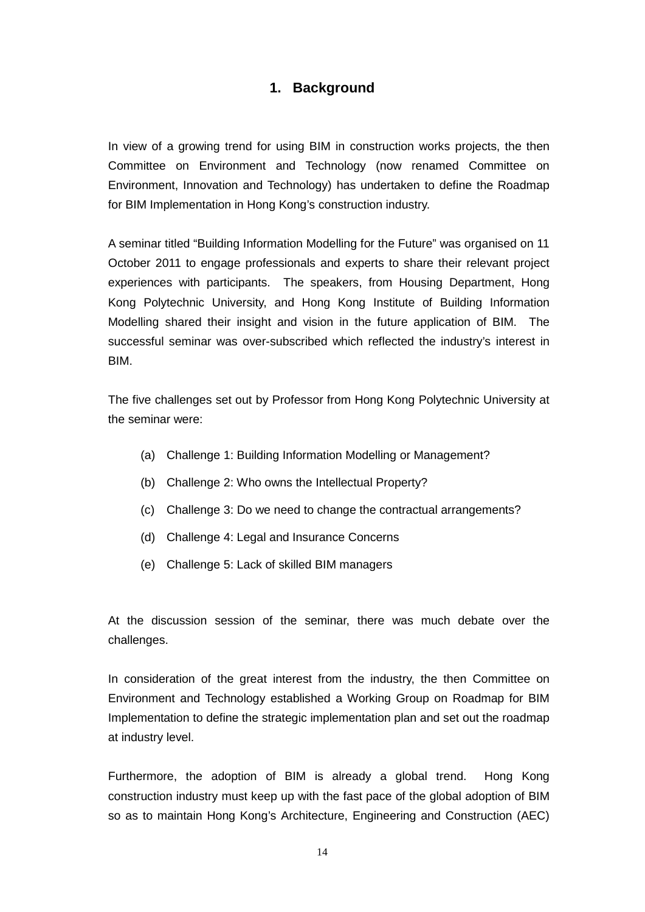# 1. Background

In view of a growing trend for using BIM in construction works projects, the then Committee on Environment and Technology (now renamed Committee on Environment, Innovation and Technology) has undertaken to define the Roadmap for BIM Implementation in Hong Kong's construction industry.

A seminar titled "Building Information Modelling for the Future" was organised on 11 October 2011 to engage professionals and experts to share their relevant project experiences with participants. The speakers, from Housing Department, Hong Kong Polytechnic University, and Hong Kong Institute of Building Information Modelling shared their insight and vision in the future application of BIM. The successful seminar was over-subscribed which reflected the industry's interest in BIM.

The five challenges set out by Professor from Hong Kong Polytechnic University at the seminar were:

(a) Challenge 1: Building Information Modelling or Management?

(b) Challenge 2: Who owns the Intellectual Property?

(c) Challenge 3: Do we need to change the contractual arrangements?

(d) Challenge 4: Legal and Insurance Concerns

(e) Challenge 5: Lack of skilled BIM managers

At the discussion session of the seminar, there was much debate over the challenges.

In consideration of the great interest from the industry, the then Committee on Environment and Technology established a Working Group on Roadmap for BIM Implementation to define the strategic implementation plan and set out the roadmap at industry level.

Furthermore, the adoption of BIM is already a global trend. Hong Kong construction industry must keep up with the fast pace of the global adoption of BIM so as to maintain Hong Kong's Architecture, Engineering and Construction (AEC)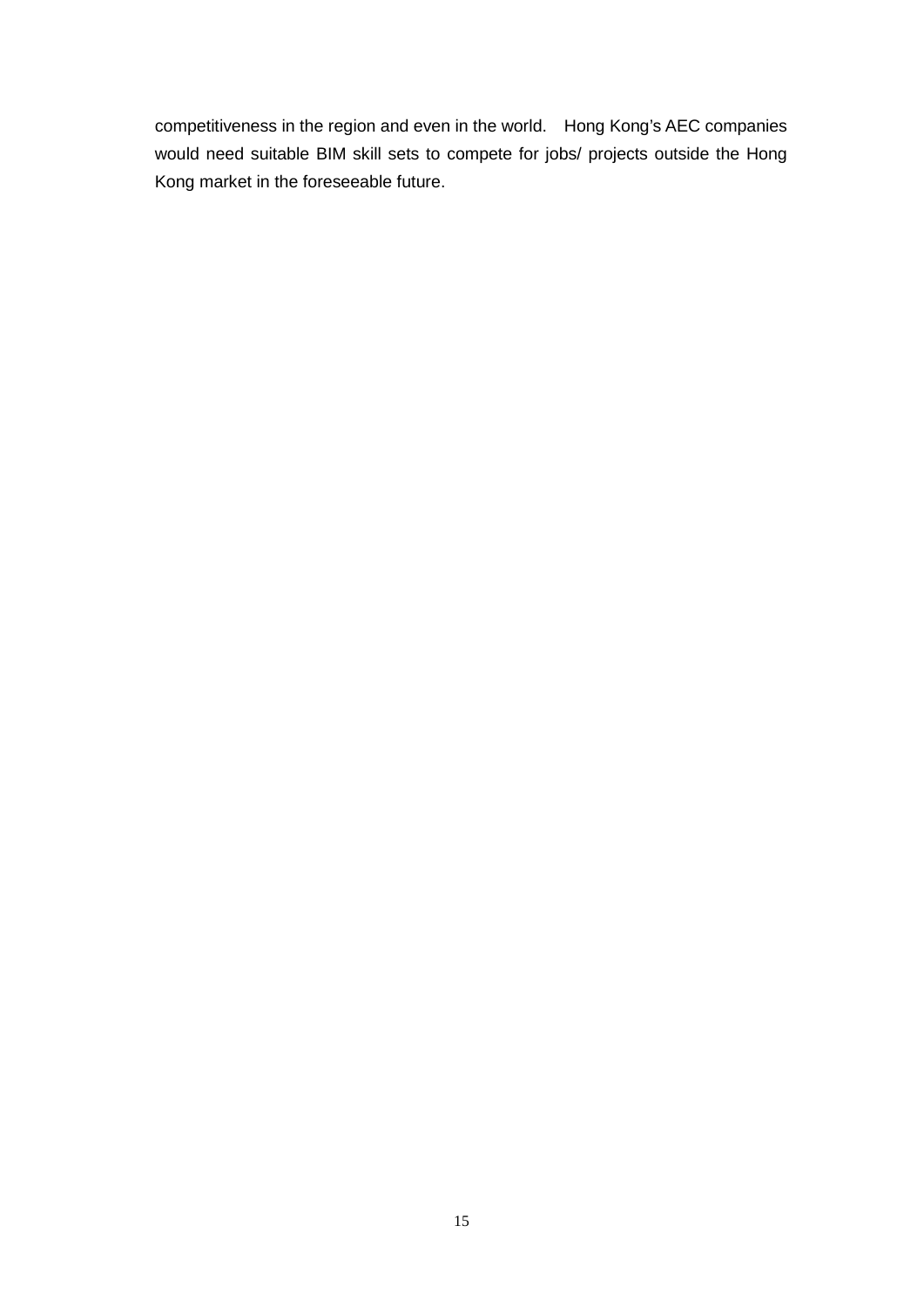competitiveness in the region and even in the world.  Hong Kong's AEC companies would need suitable BIM skill sets to compete for jobs/ projects outside the Hong Kong market in the foreseeable future.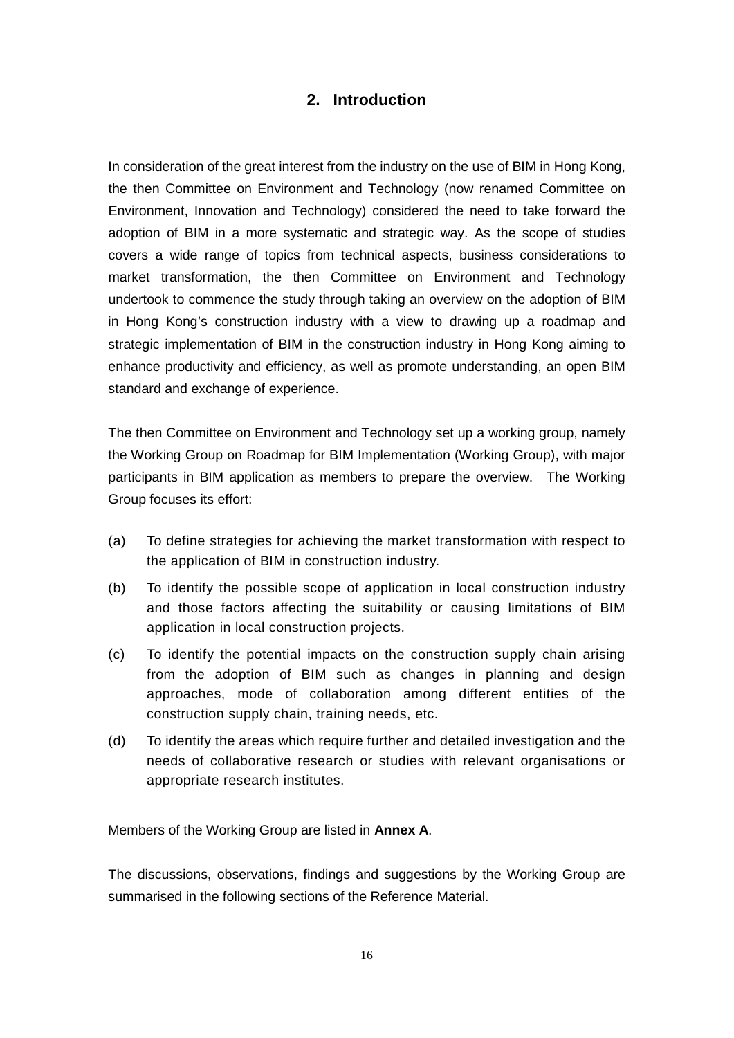## 2. Introduction

In consideration of the great interest from the industry on the use of BIM in Hong Kong, the then Committee on Environment and Technology (now renamed Committee on Environment, Innovation and Technology) considered the need to take forward the adoption of BIM in a more systematic and strategic way. As the scope of studies covers a wide range of topics from technical aspects, business considerations to market transformation, the then Committee on Environment and Technology undertook to commence the study through taking an overview on the adoption of BIM in Hong Kong's construction industry with a view to drawing up a roadmap and strategic implementation of BIM in the construction industry in Hong Kong aiming to enhance productivity and efficiency, as well as promote understanding, an open BIM standard and exchange of experience.

The then Committee on Environment and Technology set up a working group, namely the Working Group on Roadmap for BIM Implementation (Working Group), with major participants in BIM application as members to prepare the overview. The Working Group focuses its effort:

(a) To define strategies for achieving the market transformation with respect to the application of BIM in construction industry.

(b) To identify the possible scope of application in local construction industry and those factors affecting the suitability or causing limitations of BIM application in local construction projects.

(c) To identify the potential impacts on the construction supply chain arising from the adoption of BIM such as changes in planning and design approaches, mode of collaboration among different entities of the construction supply chain, training needs, etc.

(d) To identify the areas which require further and detailed investigation and the needs of collaborative research or studies with relevant organisations or appropriate research institutes.

Members of the Working Group are listed in **Annex A**.

The discussions, observations, findings and suggestions by the Working Group are summarised in the following sections of the Reference Material.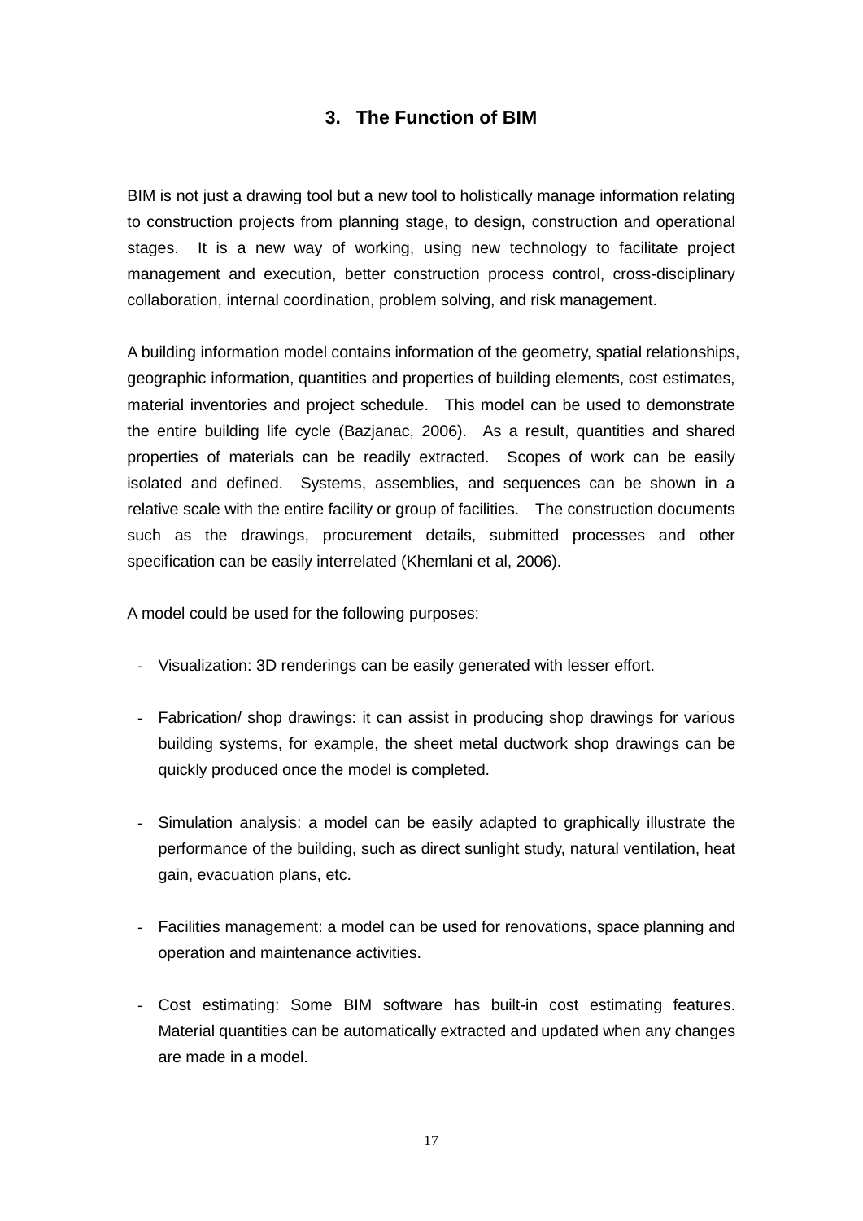## 3. The Function of BIM

BIM is not just a drawing tool but a new tool to holistically manage information relating to construction projects from planning stage, to design, construction and operational stages. It is a new way of working, using new technology to facilitate project management and execution, better construction process control, cross-disciplinary collaboration, internal coordination, problem solving, and risk management.

A building information model contains information of the geometry, spatial relationships, geographic information, quantities and properties of building elements, cost estimates, material inventories and project schedule. This model can be used to demonstrate the entire building life cycle (Bazjanac, 2006). As a result, quantities and shared properties of materials can be readily extracted. Scopes of work can be easily isolated and defined. Systems, assemblies, and sequences can be shown in a relative scale with the entire facility or group of facilities. The construction documents such as the drawings, procurement details, submitted processes and other specification can be easily interrelated (Khemlani et al, 2006).

A model could be used for the following purposes:

- Visualization: 3D renderings can be easily generated with lesser effort.

- Fabrication/ shop drawings: it can assist in producing shop drawings for various building systems, for example, the sheet metal ductwork shop drawings can be quickly produced once the model is completed.

- Simulation analysis: a model can be easily adapted to graphically illustrate the performance of the building, such as direct sunlight study, natural ventilation, heat gain, evacuation plans, etc.

- Facilities management: a model can be used for renovations, space planning and operation and maintenance activities.

- Cost estimating: Some BIM software has built-in cost estimating features. Material quantities can be automatically extracted and updated when any changes are made in a model.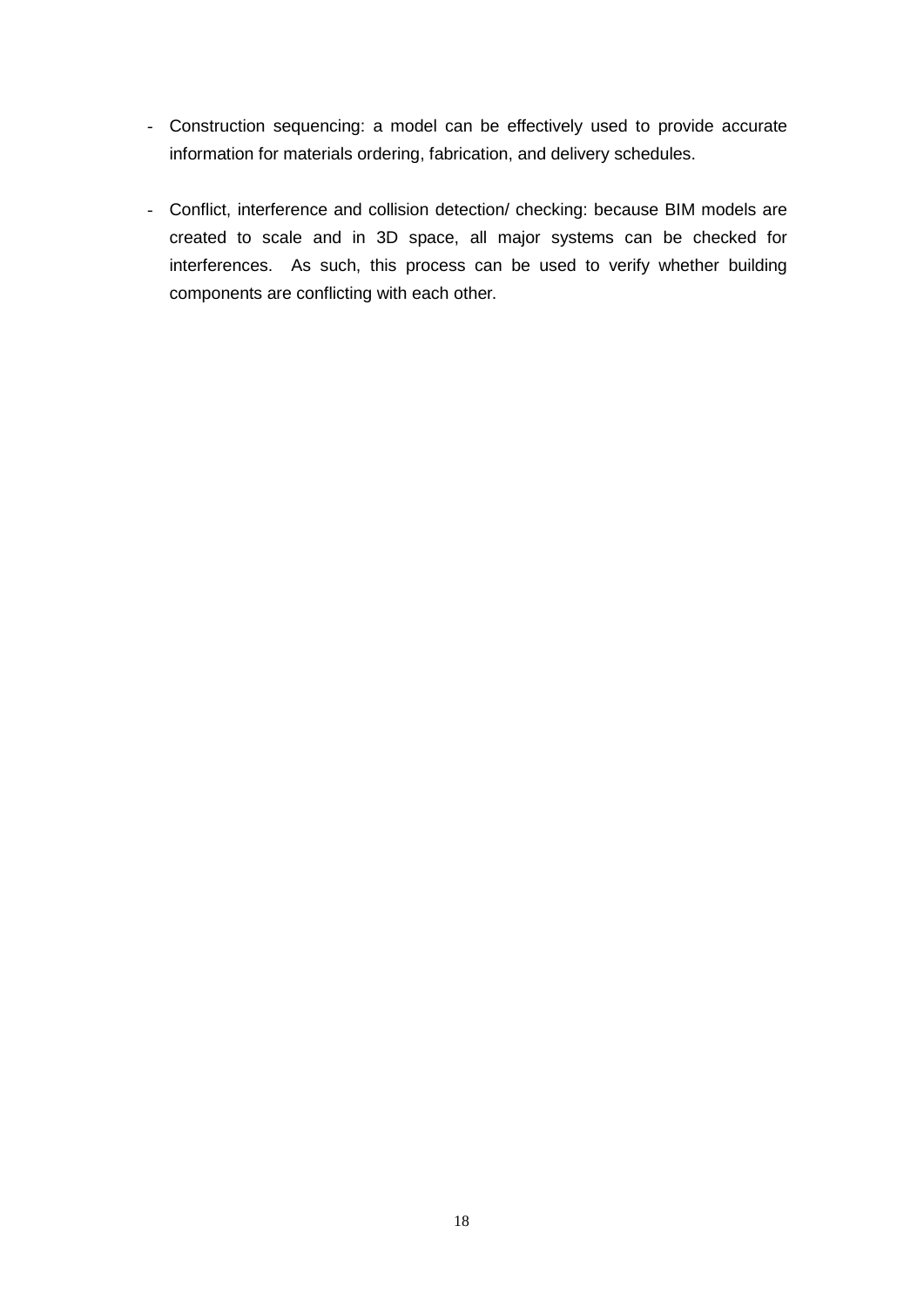- Construction sequencing: a model can be effectively used to provide accurate information for materials ordering, fabrication, and delivery schedules.

- Conflict, interference and collision detection/ checking: because BIM models are created to scale and in 3D space, all major systems can be checked for interferences. As such, this process can be used to verify whether building components are conflicting with each other.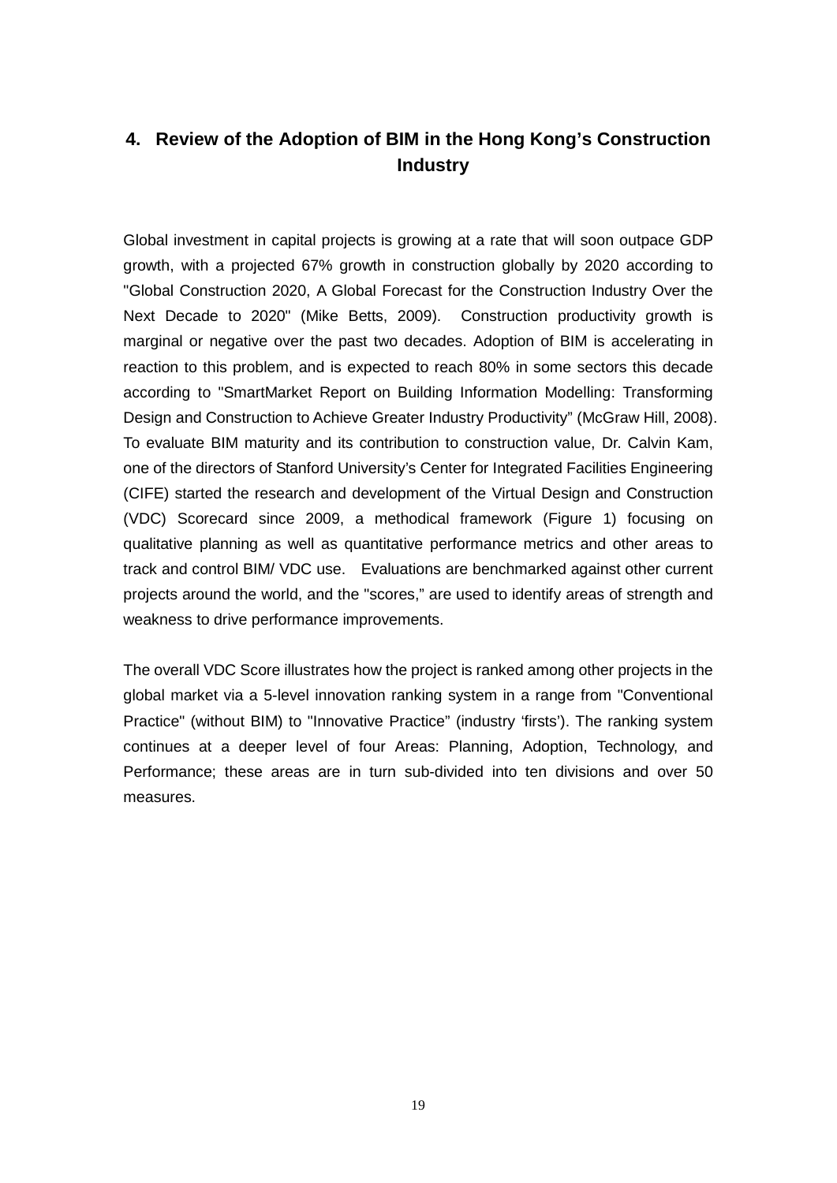## 4. Review of the Adoption of BIM in the Hong Kong's Construction Industry

Global investment in capital projects is growing at a rate that will soon outpace GDP growth, with a projected 67% growth in construction globally by 2020 according to "Global Construction 2020, A Global Forecast for the Construction Industry Over the Next Decade to 2020" (Mike Betts, 2009). Construction productivity growth is marginal or negative over the past two decades. Adoption of BIM is accelerating in reaction to this problem, and is expected to reach 80% in some sectors this decade according to "SmartMarket Report on Building Information Modelling: Transforming Design and Construction to Achieve Greater Industry Productivity" (McGraw Hill, 2008). To evaluate BIM maturity and its contribution to construction value, Dr. Calvin Kam, one of the directors of Stanford University's Center for Integrated Facilities Engineering (CIFE) started the research and development of the Virtual Design and Construction (VDC) Scorecard since 2009, a methodical framework (Figure 1) focusing on qualitative planning as well as quantitative performance metrics and other areas to track and control BIM/ VDC use. Evaluations are benchmarked against other current projects around the world, and the "scores," are used to identify areas of strength and weakness to drive performance improvements.

The overall VDC Score illustrates how the project is ranked among other projects in the global market via a 5-level innovation ranking system in a range from "Conventional Practice" (without BIM) to "Innovative Practice" (industry 'firsts'). The ranking system continues at a deeper level of four Areas: Planning, Adoption, Technology, and Performance; these areas are in turn sub-divided into ten divisions and over 50 measures.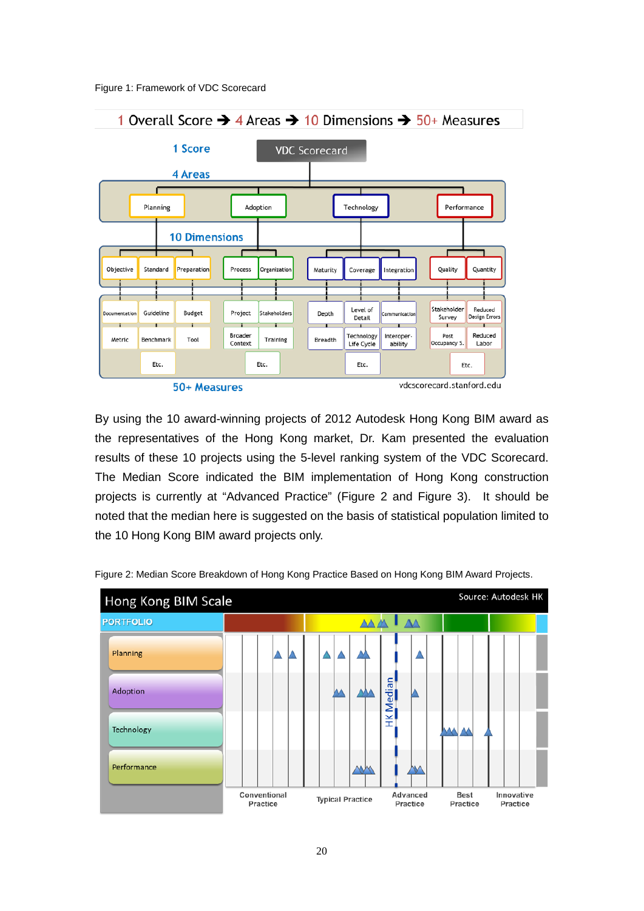Figure 1: Framework of VDC Scorecard

1 Overall Score ➔ 4 Areas ➔ 10 Dimensions ➔ 50+ Measures

By using the 10 award-winning projects of 2012 Autodesk Hong Kong BIM award as the representatives of the Hong Kong market, Dr. Kam presented the evaluation results of these 10 projects using the 5-level ranking system of the VDC Scorecard. The Median Score indicated the BIM implementation of Hong Kong construction projects is currently at "Advanced Practice" (Figure 2 and Figure 3). It should be noted that the median here is suggested on the basis of statistical population limited to the 10 Hong Kong BIM award projects only.

Figure 2: Median Score Breakdown of Hong Kong Practice Based on Hong Kong BIM Award Projects.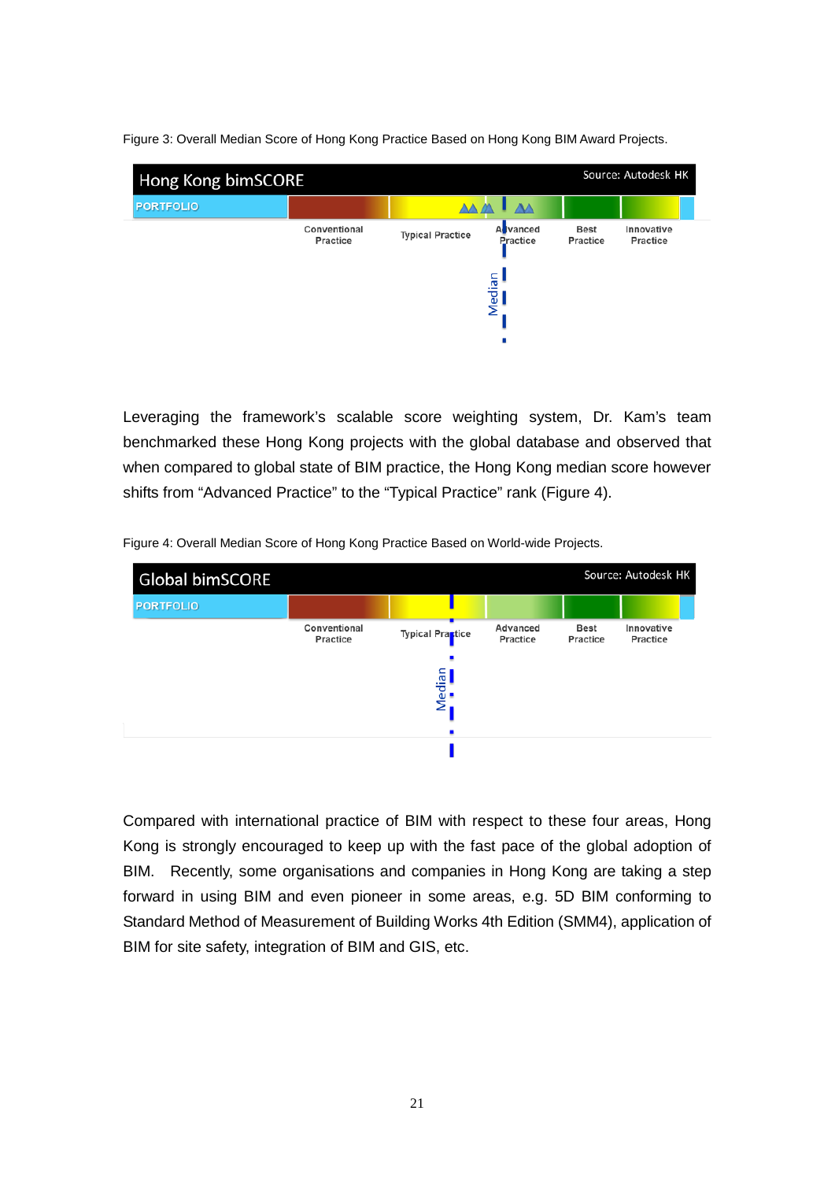Figure 3: Overall Median Score of Hong Kong Practice Based on Hong Kong BIM Award Projects.

Hong Kong bimSCORE

Source: Autodesk HK

PORTFOLIO

Conventional Practice | Typical Practice | Advanced Practice | Best Practice | Innovative Practice

Median

Leveraging the framework's scalable score weighting system, Dr. Kam's team benchmarked these Hong Kong projects with the global database and observed that when compared to global state of BIM practice, the Hong Kong median score however shifts from "Advanced Practice" to the "Typical Practice" rank (Figure 4).

Figure 4: Overall Median Score of Hong Kong Practice Based on World-wide Projects.

Global bimSCORE

Source: Autodesk HK

PORTFOLIO

Conventional Practice | Typical Practice | Advanced Practice | Best Practice | Innovative Practice

Median

Compared with international practice of BIM with respect to these four areas, Hong Kong is strongly encouraged to keep up with the fast pace of the global adoption of BIM. Recently, some organisations and companies in Hong Kong are taking a step forward in using BIM and even pioneer in some areas, e.g. 5D BIM conforming to Standard Method of Measurement of Building Works 4th Edition (SMM4), application of BIM for site safety, integration of BIM and GIS, etc.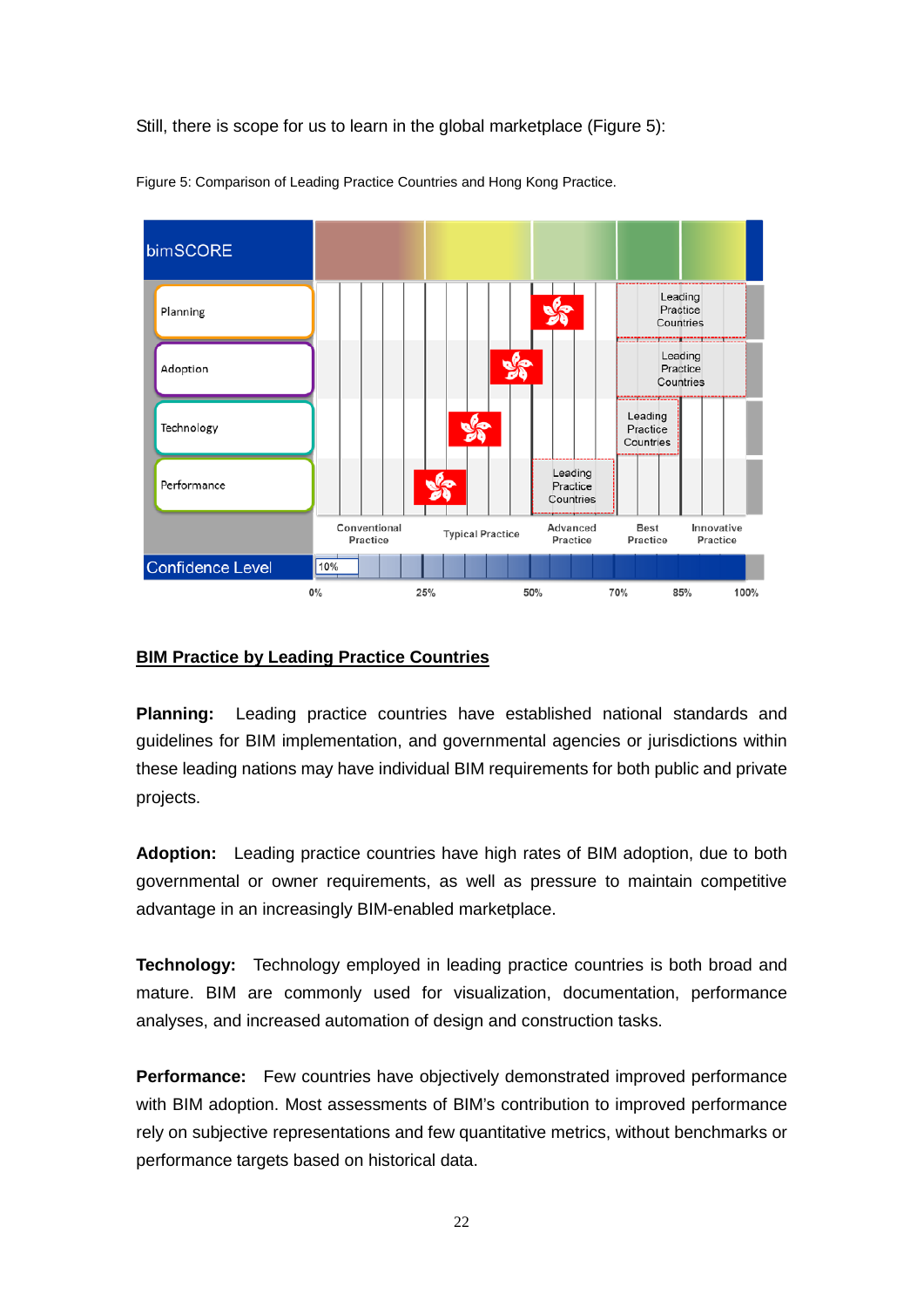Still, there is scope for us to learn in the global marketplace (Figure 5):

Figure 5: Comparison of Leading Practice Countries and Hong Kong Practice.

## BIM Practice by Leading Practice Countries

**Planning:** Leading practice countries have established national standards and guidelines for BIM implementation, and governmental agencies or jurisdictions within these leading nations may have individual BIM requirements for both public and private projects.

**Adoption:** Leading practice countries have high rates of BIM adoption, due to both governmental or owner requirements, as well as pressure to maintain competitive advantage in an increasingly BIM-enabled marketplace.

**Technology:** Technology employed in leading practice countries is both broad and mature. BIM are commonly used for visualization, documentation, performance analyses, and increased automation of design and construction tasks.

**Performance:** Few countries have objectively demonstrated improved performance with BIM adoption. Most assessments of BIM's contribution to improved performance rely on subjective representations and few quantitative metrics, without benchmarks or performance targets based on historical data.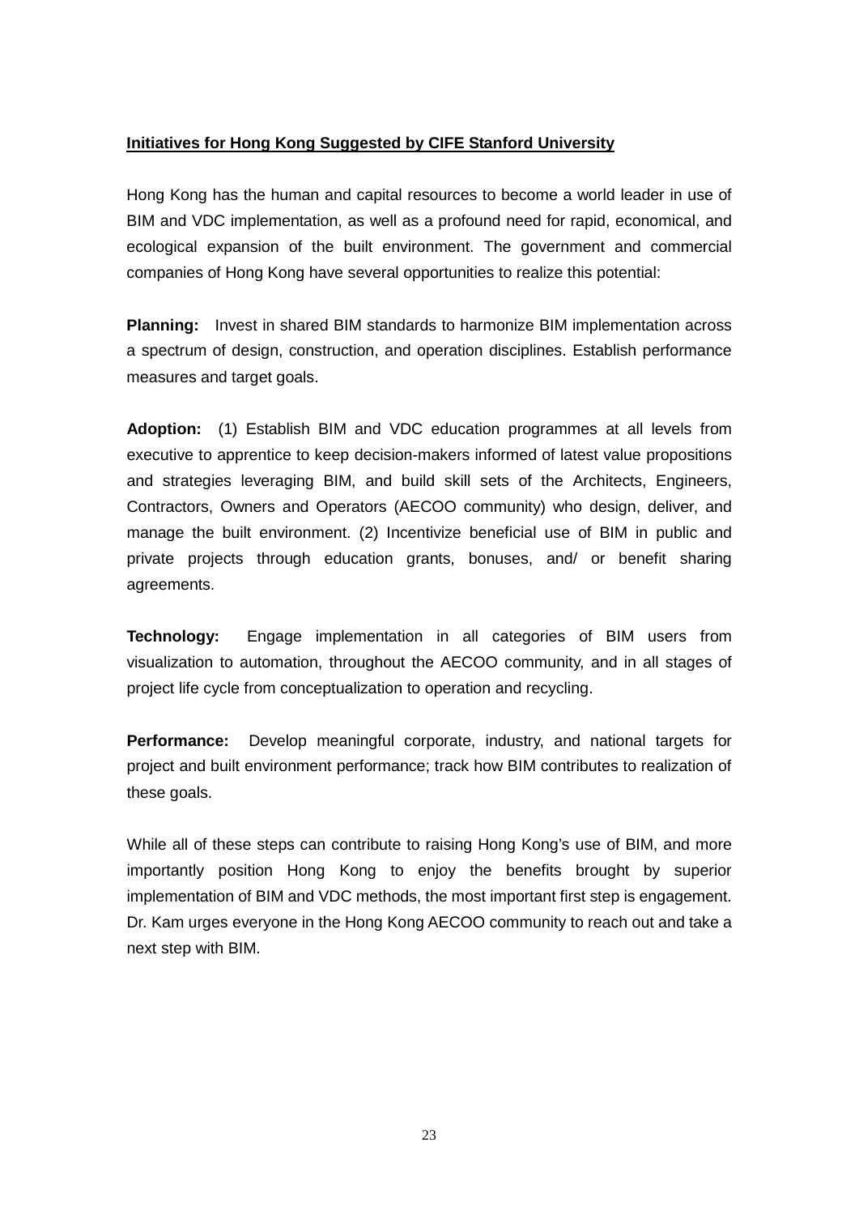**<u>Initiatives for Hong Kong Suggested by CIFE Stanford University</u>**

Hong Kong has the human and capital resources to become a world leader in use of BIM and VDC implementation, as well as a profound need for rapid, economical, and ecological expansion of the built environment. The government and commercial companies of Hong Kong have several opportunities to realize this potential:

**Planning:** Invest in shared BIM standards to harmonize BIM implementation across a spectrum of design, construction, and operation disciplines. Establish performance measures and target goals.

**Adoption:** (1) Establish BIM and VDC education programmes at all levels from executive to apprentice to keep decision-makers informed of latest value propositions and strategies leveraging BIM, and build skill sets of the Architects, Engineers, Contractors, Owners and Operators (AECOO community) who design, deliver, and manage the built environment. (2) Incentivize beneficial use of BIM in public and private projects through education grants, bonuses, and/ or benefit sharing agreements.

**Technology:** Engage implementation in all categories of BIM users from visualization to automation, throughout the AECOO community, and in all stages of project life cycle from conceptualization to operation and recycling.

**Performance:** Develop meaningful corporate, industry, and national targets for project and built environment performance; track how BIM contributes to realization of these goals.

While all of these steps can contribute to raising Hong Kong's use of BIM, and more importantly position Hong Kong to enjoy the benefits brought by superior implementation of BIM and VDC methods, the most important first step is engagement. Dr. Kam urges everyone in the Hong Kong AECOO community to reach out and take a next step with BIM.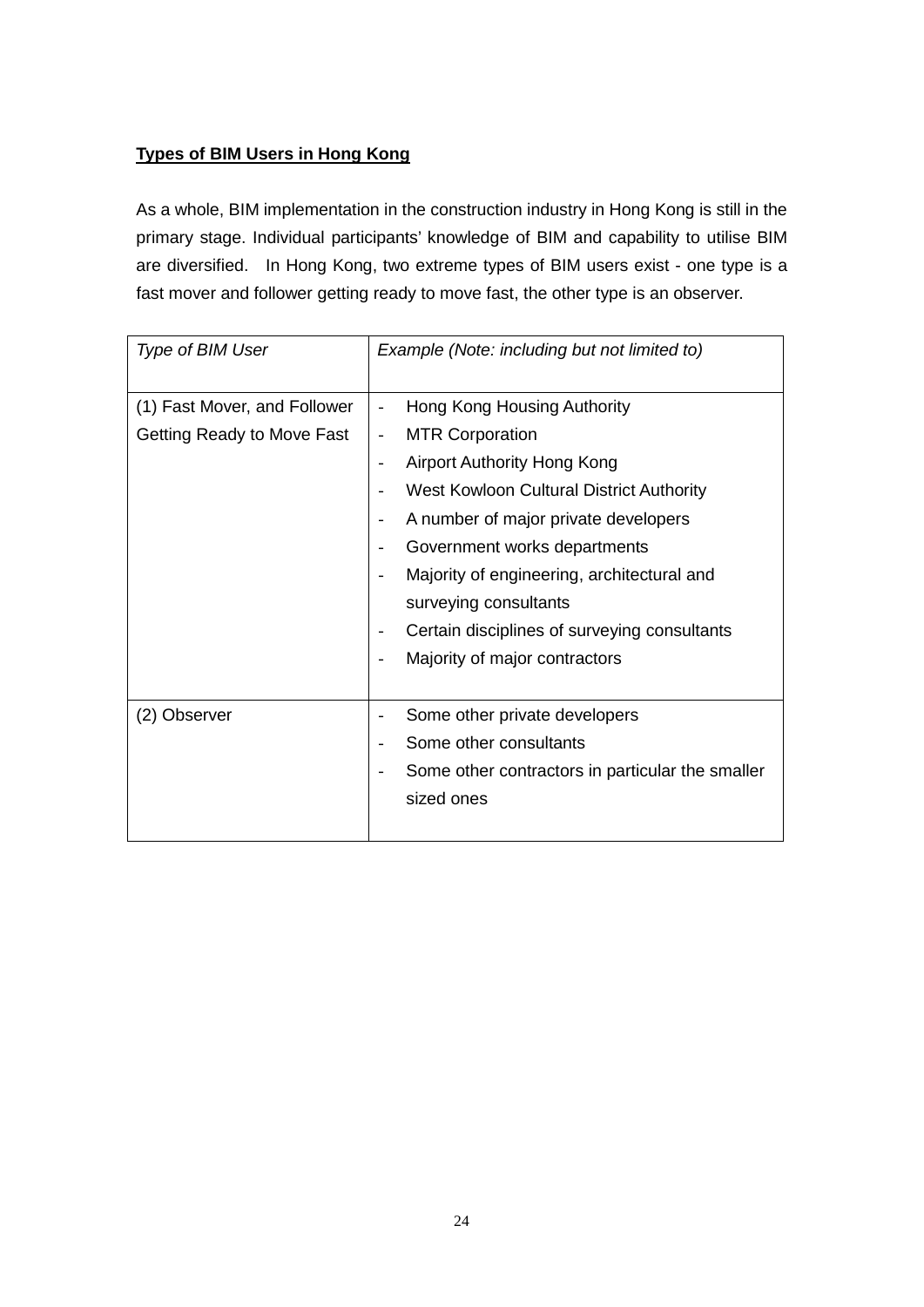**Types of BIM Users in Hong Kong**

As a whole, BIM implementation in the construction industry in Hong Kong is still in the primary stage. Individual participants' knowledge of BIM and capability to utilise BIM are diversified. In Hong Kong, two extreme types of BIM users exist - one type is a fast mover and follower getting ready to move fast, the other type is an observer.

| *Type of BIM User* | *Example (Note: including but not limited to)* |
|---|---|
| (1) Fast Mover, and Follower Getting Ready to Move Fast | - Hong Kong Housing Authority<br>- MTR Corporation<br>- Airport Authority Hong Kong<br>- West Kowloon Cultural District Authority<br>- A number of major private developers<br>- Government works departments<br>- Majority of engineering, architectural and surveying consultants<br>- Certain disciplines of surveying consultants<br>- Majority of major contractors |
| (2) Observer | - Some other private developers<br>- Some other consultants<br>- Some other contractors in particular the smaller sized ones |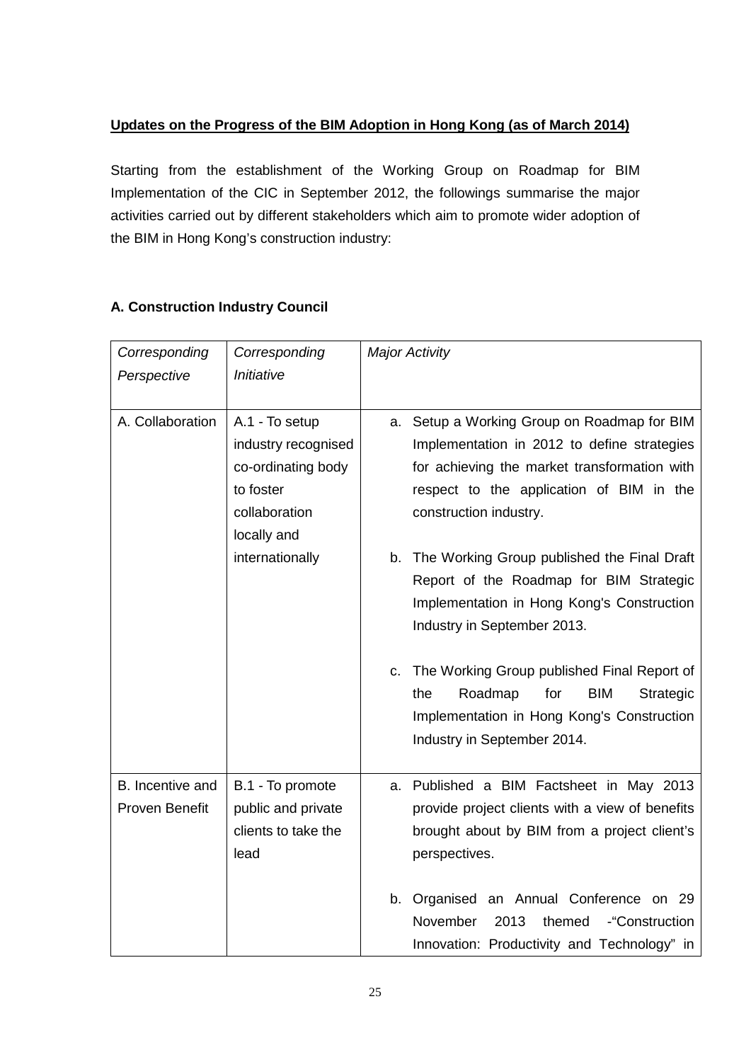**<u>Updates on the Progress of the BIM Adoption in Hong Kong (as of March 2014)</u>**

Starting from the establishment of the Working Group on Roadmap for BIM Implementation of the CIC in September 2012, the followings summarise the major activities carried out by different stakeholders which aim to promote wider adoption of the BIM in Hong Kong's construction industry:

### A. Construction Industry Council

| *Corresponding Perspective* | *Corresponding Initiative* | *Major Activity* |
|---|---|---|
| A. Collaboration | A.1 - To setup industry recognised co-ordinating body to foster collaboration locally and internationally | a. Setup a Working Group on Roadmap for BIM Implementation in 2012 to define strategies for achieving the market transformation with respect to the application of BIM in the construction industry.<br><br>b. The Working Group published the Final Draft Report of the Roadmap for BIM Strategic Implementation in Hong Kong's Construction Industry in September 2013.<br><br>c. The Working Group published Final Report of the Roadmap for BIM Strategic Implementation in Hong Kong's Construction Industry in September 2014. |
| B. Incentive and Proven Benefit | B.1 - To promote public and private clients to take the lead | a. Published a BIM Factsheet in May 2013 provide project clients with a view of benefits brought about by BIM from a project client's perspectives.<br><br>b. Organised an Annual Conference on 29 November 2013 themed -"Construction Innovation: Productivity and Technology" in |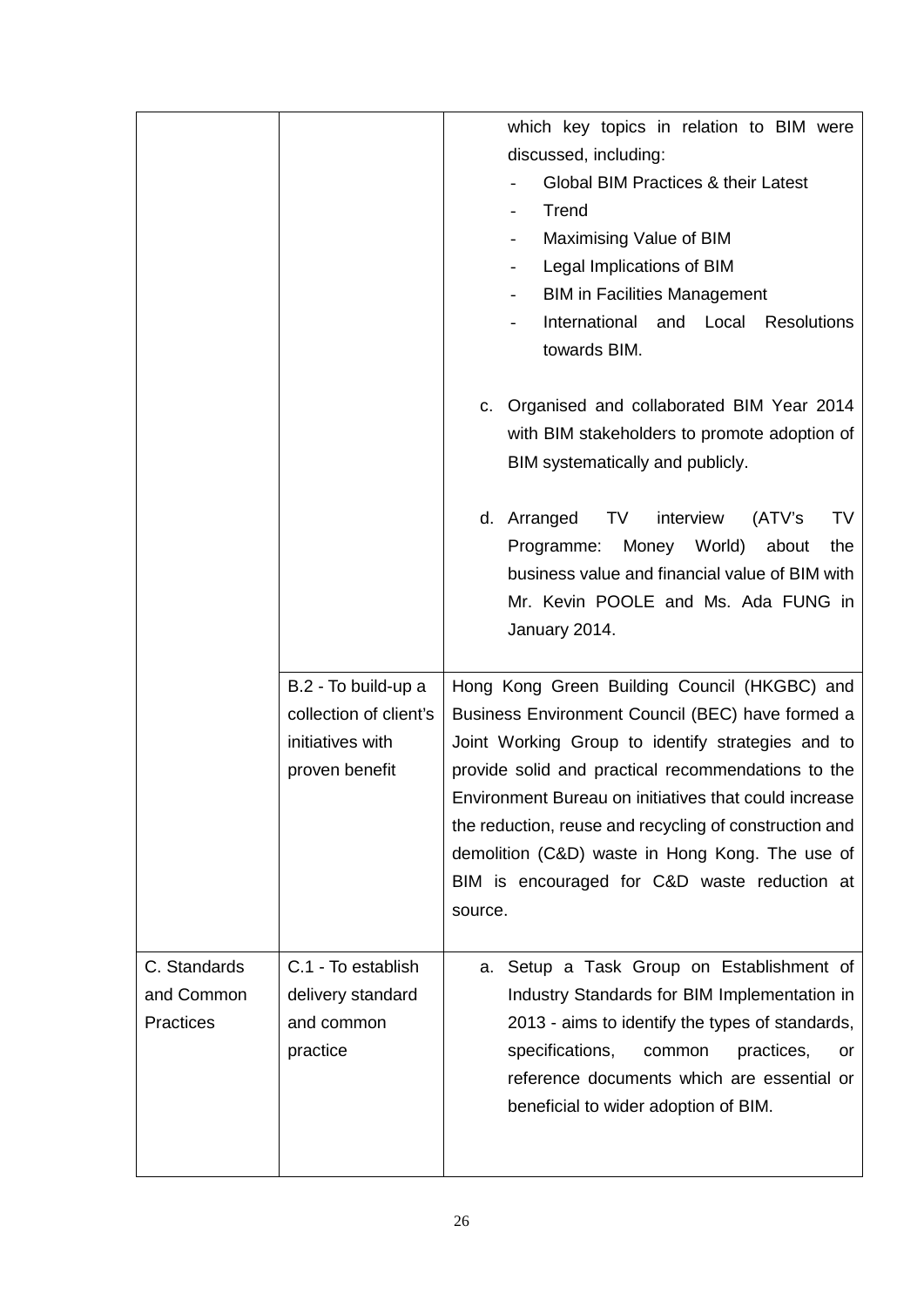| | | |
|---|---|---|
| | | which key topics in relation to BIM were discussed, including:<br>- Global BIM Practices & their Latest<br>- Trend<br>- Maximising Value of BIM<br>- Legal Implications of BIM<br>- BIM in Facilities Management<br>- International and Local Resolutions towards BIM.<br><br>c. Organised and collaborated BIM Year 2014 with BIM stakeholders to promote adoption of BIM systematically and publicly.<br><br>d. Arranged TV interview (ATV's TV Programme: Money World) about the business value and financial value of BIM with Mr. Kevin POOLE and Ms. Ada FUNG in January 2014. |
| | B.2 - To build-up a collection of client's initiatives with proven benefit | Hong Kong Green Building Council (HKGBC) and Business Environment Council (BEC) have formed a Joint Working Group to identify strategies and to provide solid and practical recommendations to the Environment Bureau on initiatives that could increase the reduction, reuse and recycling of construction and demolition (C&D) waste in Hong Kong. The use of BIM is encouraged for C&D waste reduction at source. |
| C. Standards and Common Practices | C.1 - To establish delivery standard and common practice | a. Setup a Task Group on Establishment of Industry Standards for BIM Implementation in 2013 - aims to identify the types of standards, specifications, common practices, or reference documents which are essential or beneficial to wider adoption of BIM. |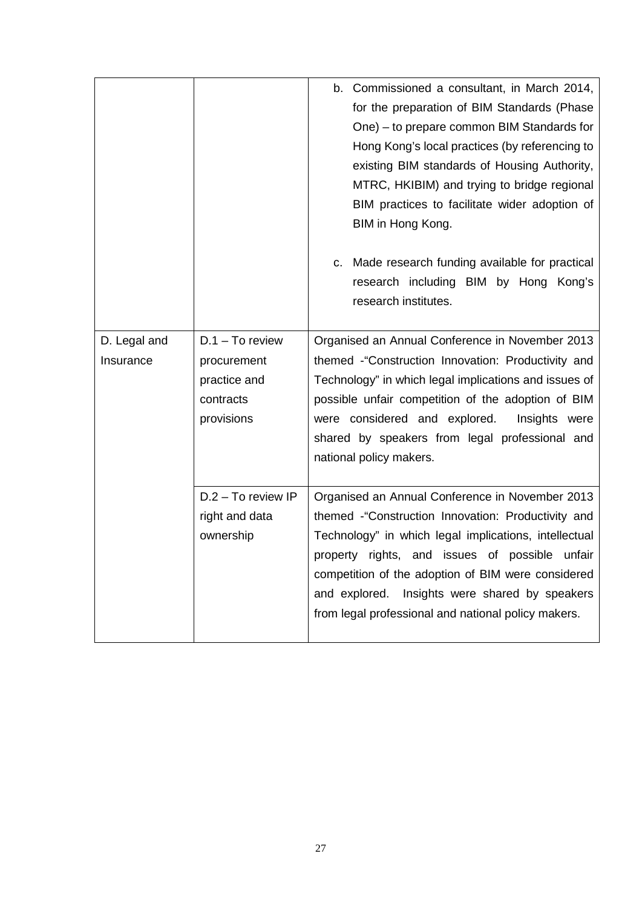| | | |
|---|---|---|
| | | b. Commissioned a consultant, in March 2014, for the preparation of BIM Standards (Phase One) – to prepare common BIM Standards for Hong Kong's local practices (by referencing to existing BIM standards of Housing Authority, MTRC, HKIBIM) and trying to bridge regional BIM practices to facilitate wider adoption of BIM in Hong Kong.<br><br>c. Made research funding available for practical research including BIM by Hong Kong's research institutes. |
| D. Legal and Insurance | D.1 – To review procurement practice and contracts provisions | Organised an Annual Conference in November 2013 themed -"Construction Innovation: Productivity and Technology" in which legal implications and issues of possible unfair competition of the adoption of BIM were considered and explored. Insights were shared by speakers from legal professional and national policy makers. |
| | D.2 – To review IP right and data ownership | Organised an Annual Conference in November 2013 themed -"Construction Innovation: Productivity and Technology" in which legal implications, intellectual property rights, and issues of possible unfair competition of the adoption of BIM were considered and explored. Insights were shared by speakers from legal professional and national policy makers. |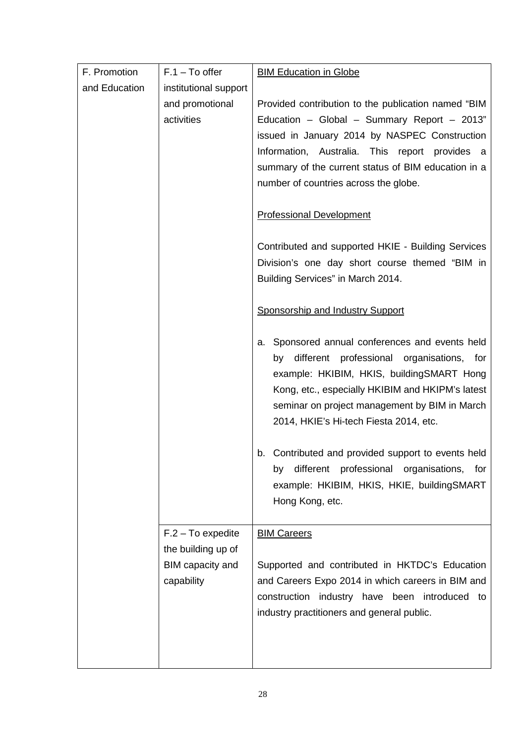| | | |
|---|---|---|
| F. Promotion and Education | F.1 – To offer institutional support and promotional activities | <u>BIM Education in Globe</u><br><br>Provided contribution to the publication named "BIM Education – Global – Summary Report – 2013" issued in January 2014 by NASPEC Construction Information, Australia. This report provides a summary of the current status of BIM education in a number of countries across the globe.<br><br><u>Professional Development</u><br><br>Contributed and supported HKIE - Building Services Division's one day short course themed "BIM in Building Services" in March 2014.<br><br><u>Sponsorship and Industry Support</u><br><br>a. Sponsored annual conferences and events held by different professional organisations, for example: HKIBIM, HKIS, buildingSMART Hong Kong, etc., especially HKIBIM and HKIPM's latest seminar on project management by BIM in March 2014, HKIE's Hi-tech Fiesta 2014, etc.<br><br>b. Contributed and provided support to events held by different professional organisations, for example: HKIBIM, HKIS, HKIE, buildingSMART Hong Kong, etc. |
| | F.2 – To expedite the building up of BIM capacity and capability | <u>BIM Careers</u><br><br>Supported and contributed in HKTDC's Education and Careers Expo 2014 in which careers in BIM and construction industry have been introduced to industry practitioners and general public. |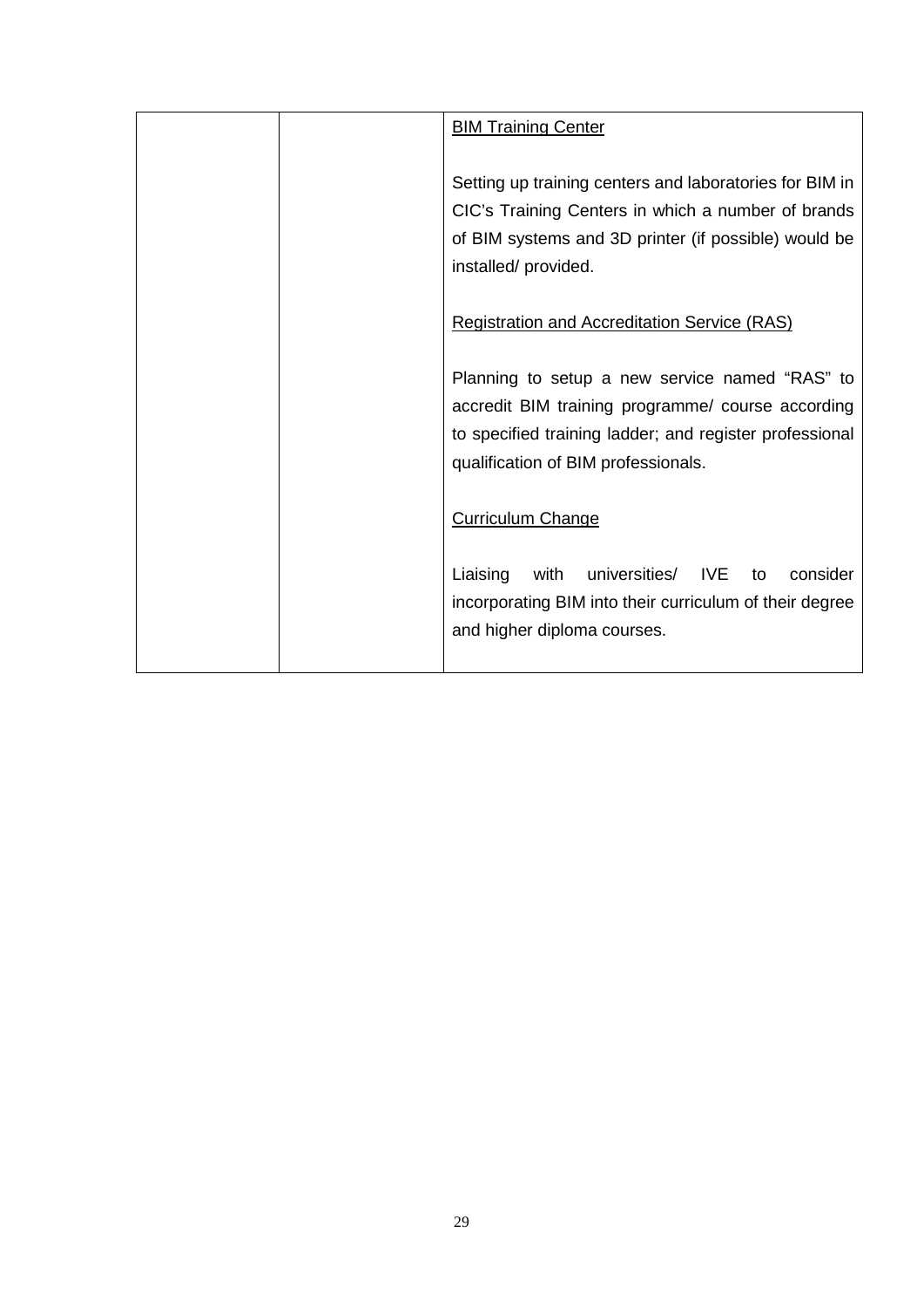|  |  | <u>BIM Training Center</u><br><br>Setting up training centers and laboratories for BIM in CIC's Training Centers in which a number of brands of BIM systems and 3D printer (if possible) would be installed/ provided.<br><br><u>Registration and Accreditation Service (RAS)</u><br><br>Planning to setup a new service named "RAS" to accredit BIM training programme/ course according to specified training ladder; and register professional qualification of BIM professionals.<br><br><u>Curriculum Change</u><br><br>Liaising with universities/ IVE to consider incorporating BIM into their curriculum of their degree and higher diploma courses. |
| --- | --- | --- |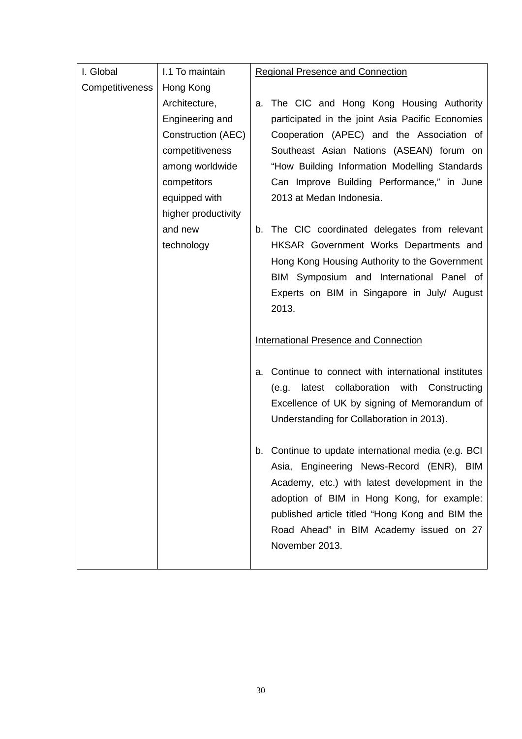| | | |
|---|---|---|
| I. Global Competitiveness | I.1 To maintain Hong Kong Architecture, Engineering and Construction (AEC) competitiveness among worldwide competitors equipped with higher productivity and new technology | <u>Regional Presence and Connection</u><br><br>a. The CIC and Hong Kong Housing Authority participated in the joint Asia Pacific Economies Cooperation (APEC) and the Association of Southeast Asian Nations (ASEAN) forum on "How Building Information Modelling Standards Can Improve Building Performance," in June 2013 at Medan Indonesia.<br><br>b. The CIC coordinated delegates from relevant HKSAR Government Works Departments and Hong Kong Housing Authority to the Government BIM Symposium and International Panel of Experts on BIM in Singapore in July/ August 2013.<br><br><u>International Presence and Connection</u><br><br>a. Continue to connect with international institutes (e.g. latest collaboration with Constructing Excellence of UK by signing of Memorandum of Understanding for Collaboration in 2013).<br><br>b. Continue to update international media (e.g. BCI Asia, Engineering News-Record (ENR), BIM Academy, etc.) with latest development in the adoption of BIM in Hong Kong, for example: published article titled "Hong Kong and BIM the Road Ahead" in BIM Academy issued on 27 November 2013. |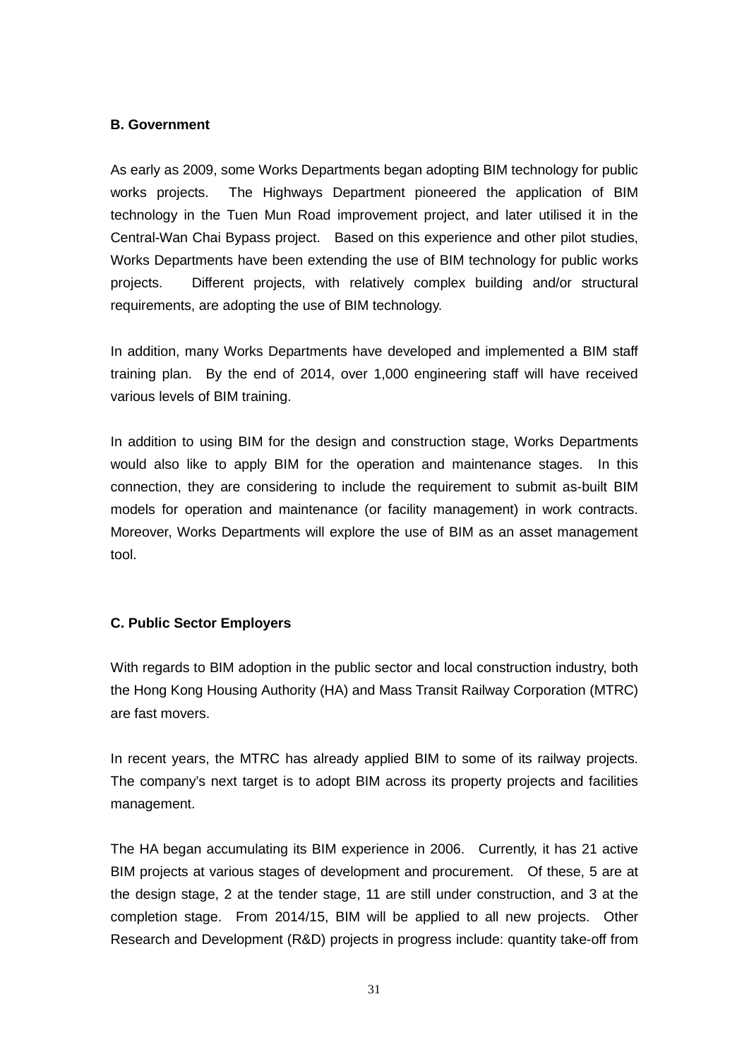**B. Government**

As early as 2009, some Works Departments began adopting BIM technology for public works projects. The Highways Department pioneered the application of BIM technology in the Tuen Mun Road improvement project, and later utilised it in the Central-Wan Chai Bypass project. Based on this experience and other pilot studies, Works Departments have been extending the use of BIM technology for public works projects. Different projects, with relatively complex building and/or structural requirements, are adopting the use of BIM technology.

In addition, many Works Departments have developed and implemented a BIM staff training plan. By the end of 2014, over 1,000 engineering staff will have received various levels of BIM training.

In addition to using BIM for the design and construction stage, Works Departments would also like to apply BIM for the operation and maintenance stages. In this connection, they are considering to include the requirement to submit as-built BIM models for operation and maintenance (or facility management) in work contracts. Moreover, Works Departments will explore the use of BIM as an asset management tool.

**C. Public Sector Employers**

With regards to BIM adoption in the public sector and local construction industry, both the Hong Kong Housing Authority (HA) and Mass Transit Railway Corporation (MTRC) are fast movers.

In recent years, the MTRC has already applied BIM to some of its railway projects. The company's next target is to adopt BIM across its property projects and facilities management.

The HA began accumulating its BIM experience in 2006. Currently, it has 21 active BIM projects at various stages of development and procurement. Of these, 5 are at the design stage, 2 at the tender stage, 11 are still under construction, and 3 at the completion stage. From 2014/15, BIM will be applied to all new projects. Other Research and Development (R&D) projects in progress include: quantity take-off from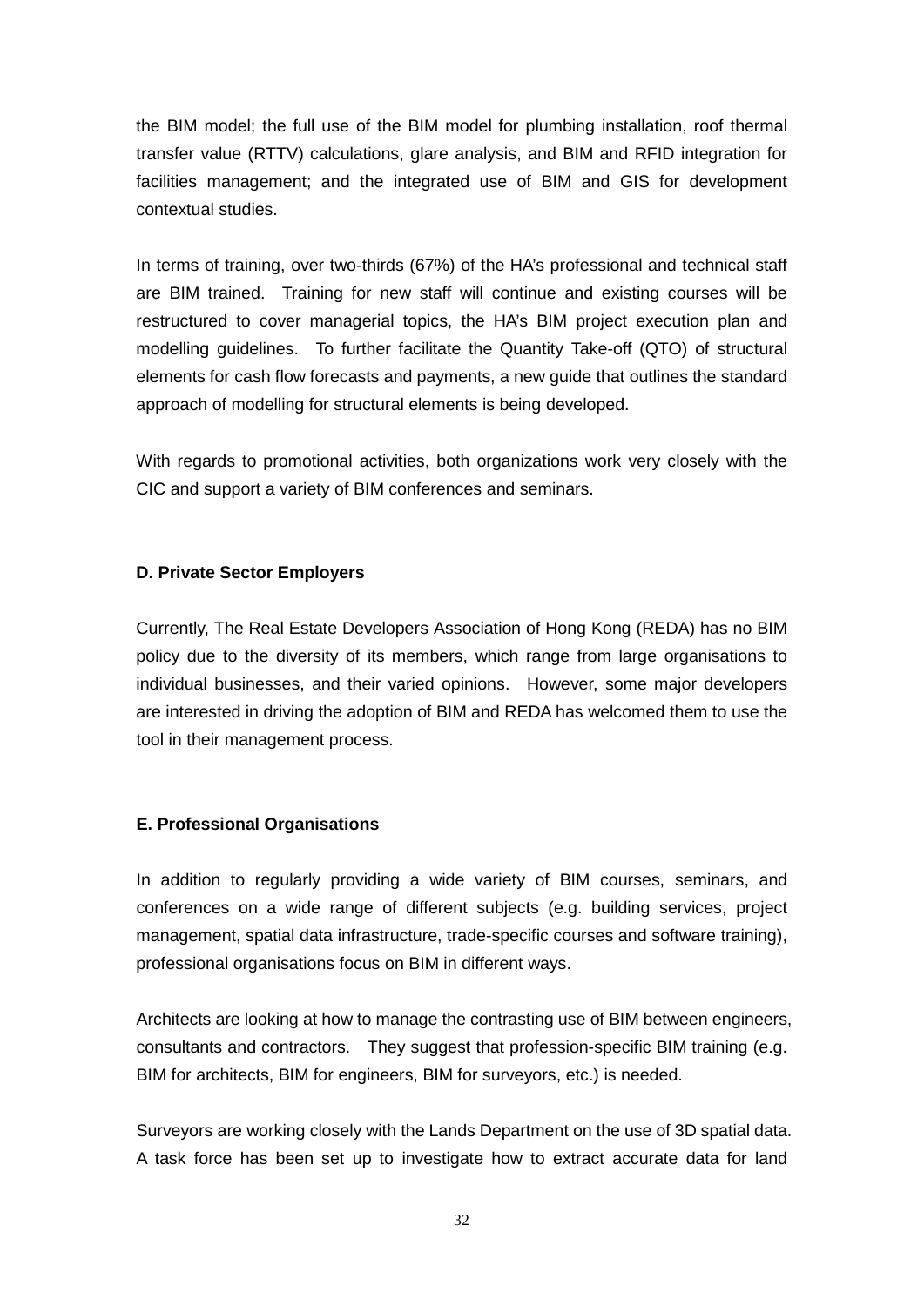the BIM model; the full use of the BIM model for plumbing installation, roof thermal transfer value (RTTV) calculations, glare analysis, and BIM and RFID integration for facilities management; and the integrated use of BIM and GIS for development contextual studies.

In terms of training, over two-thirds (67%) of the HA's professional and technical staff are BIM trained. Training for new staff will continue and existing courses will be restructured to cover managerial topics, the HA's BIM project execution plan and modelling guidelines. To further facilitate the Quantity Take-off (QTO) of structural elements for cash flow forecasts and payments, a new guide that outlines the standard approach of modelling for structural elements is being developed.

With regards to promotional activities, both organizations work very closely with the CIC and support a variety of BIM conferences and seminars.

**D. Private Sector Employers**

Currently, The Real Estate Developers Association of Hong Kong (REDA) has no BIM policy due to the diversity of its members, which range from large organisations to individual businesses, and their varied opinions. However, some major developers are interested in driving the adoption of BIM and REDA has welcomed them to use the tool in their management process.

**E. Professional Organisations**

In addition to regularly providing a wide variety of BIM courses, seminars, and conferences on a wide range of different subjects (e.g. building services, project management, spatial data infrastructure, trade-specific courses and software training), professional organisations focus on BIM in different ways.

Architects are looking at how to manage the contrasting use of BIM between engineers, consultants and contractors. They suggest that profession-specific BIM training (e.g. BIM for architects, BIM for engineers, BIM for surveyors, etc.) is needed.

Surveyors are working closely with the Lands Department on the use of 3D spatial data. A task force has been set up to investigate how to extract accurate data for land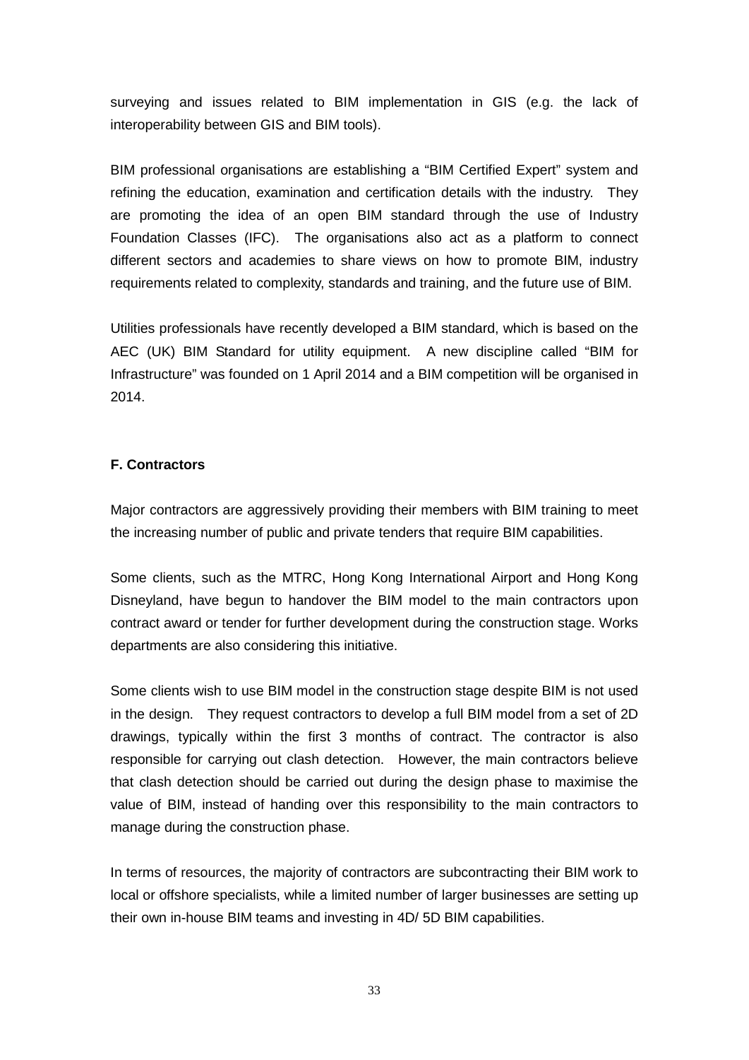surveying and issues related to BIM implementation in GIS (e.g. the lack of interoperability between GIS and BIM tools).

BIM professional organisations are establishing a “BIM Certified Expert” system and refining the education, examination and certification details with the industry. They are promoting the idea of an open BIM standard through the use of Industry Foundation Classes (IFC). The organisations also act as a platform to connect different sectors and academies to share views on how to promote BIM, industry requirements related to complexity, standards and training, and the future use of BIM.

Utilities professionals have recently developed a BIM standard, which is based on the AEC (UK) BIM Standard for utility equipment. A new discipline called “BIM for Infrastructure” was founded on 1 April 2014 and a BIM competition will be organised in 2014.

**F. Contractors**

Major contractors are aggressively providing their members with BIM training to meet the increasing number of public and private tenders that require BIM capabilities.

Some clients, such as the MTRC, Hong Kong International Airport and Hong Kong Disneyland, have begun to handover the BIM model to the main contractors upon contract award or tender for further development during the construction stage. Works departments are also considering this initiative.

Some clients wish to use BIM model in the construction stage despite BIM is not used in the design. They request contractors to develop a full BIM model from a set of 2D drawings, typically within the first 3 months of contract. The contractor is also responsible for carrying out clash detection. However, the main contractors believe that clash detection should be carried out during the design phase to maximise the value of BIM, instead of handing over this responsibility to the main contractors to manage during the construction phase.

In terms of resources, the majority of contractors are subcontracting their BIM work to local or offshore specialists, while a limited number of larger businesses are setting up their own in-house BIM teams and investing in 4D/ 5D BIM capabilities.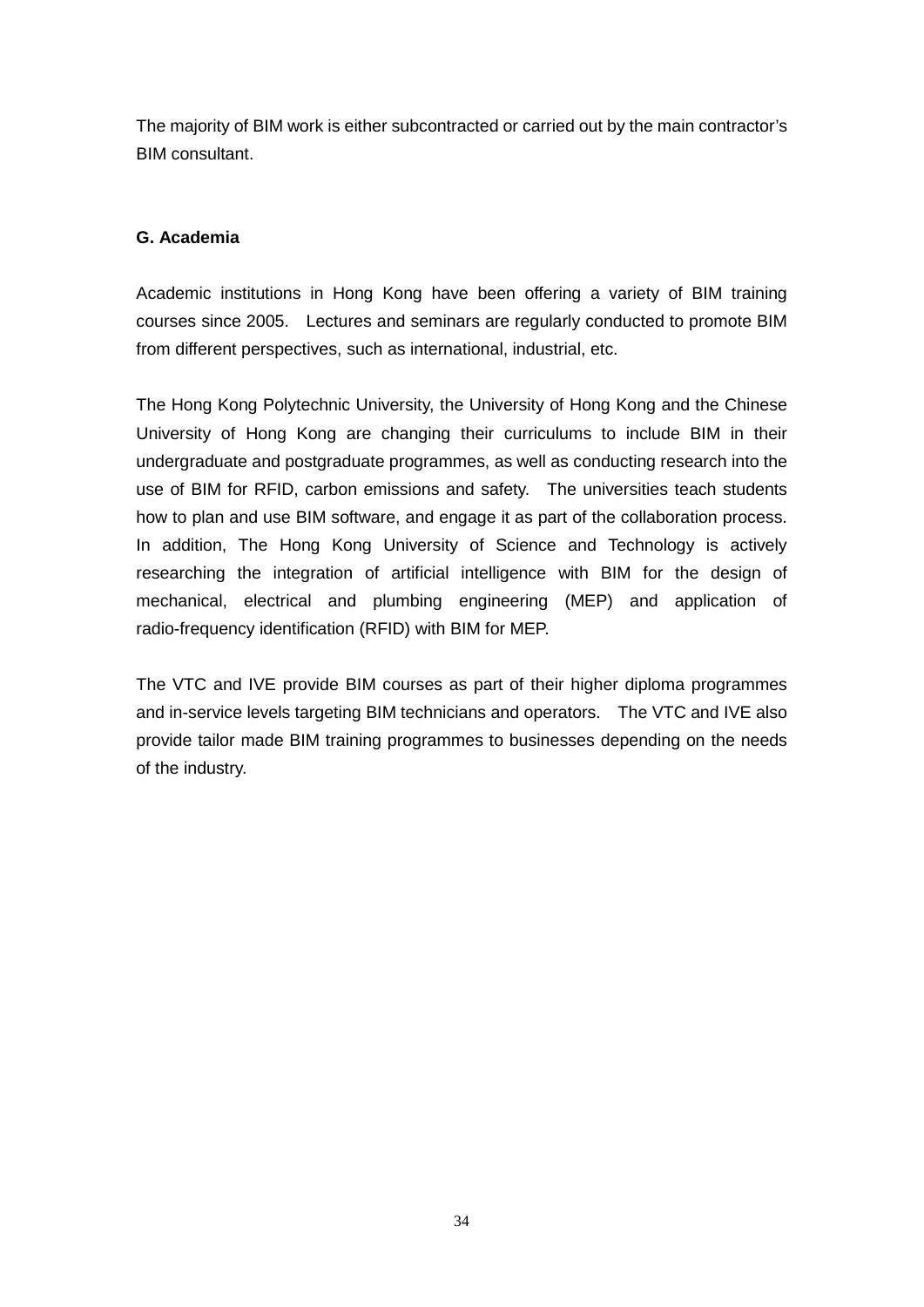The majority of BIM work is either subcontracted or carried out by the main contractor's BIM consultant.

**G. Academia**

Academic institutions in Hong Kong have been offering a variety of BIM training courses since 2005. Lectures and seminars are regularly conducted to promote BIM from different perspectives, such as international, industrial, etc.

The Hong Kong Polytechnic University, the University of Hong Kong and the Chinese University of Hong Kong are changing their curriculums to include BIM in their undergraduate and postgraduate programmes, as well as conducting research into the use of BIM for RFID, carbon emissions and safety. The universities teach students how to plan and use BIM software, and engage it as part of the collaboration process. In addition, The Hong Kong University of Science and Technology is actively researching the integration of artificial intelligence with BIM for the design of mechanical, electrical and plumbing engineering (MEP) and application of radio-frequency identification (RFID) with BIM for MEP.

The VTC and IVE provide BIM courses as part of their higher diploma programmes and in-service levels targeting BIM technicians and operators. The VTC and IVE also provide tailor made BIM training programmes to businesses depending on the needs of the industry.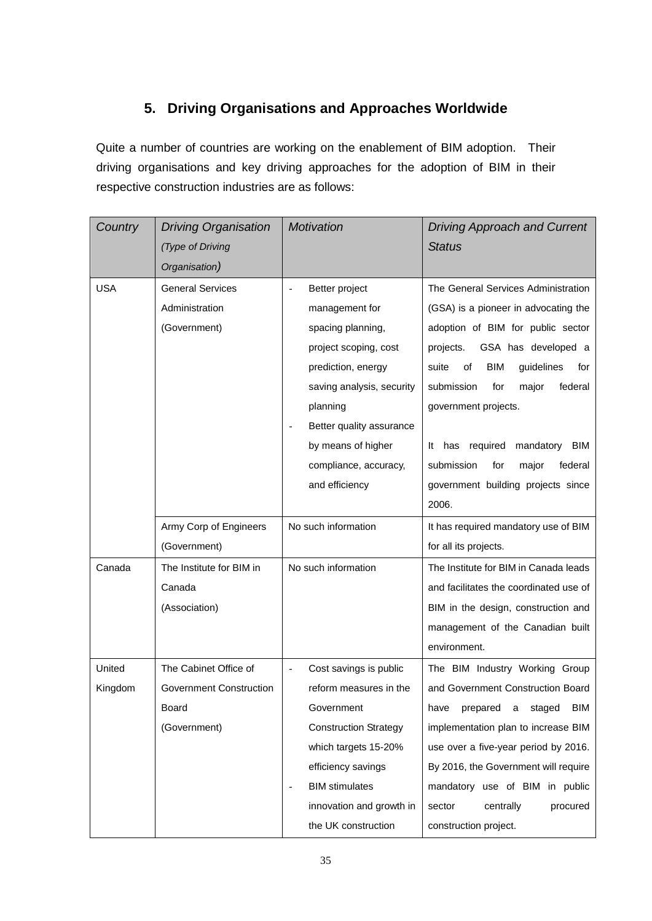## 5. Driving Organisations and Approaches Worldwide

Quite a number of countries are working on the enablement of BIM adoption. Their driving organisations and key driving approaches for the adoption of BIM in their respective construction industries are as follows:

| *Country* | *Driving Organisation (Type of Driving Organisation)* | *Motivation* | *Driving Approach and Current Status* |
|---|---|---|---|
| USA | General Services Administration (Government) | - Better project management for spacing planning, project scoping, cost prediction, energy saving analysis, security planning<br>- Better quality assurance by means of higher compliance, accuracy, and efficiency | The General Services Administration (GSA) is a pioneer in advocating the adoption of BIM for public sector projects. GSA has developed a suite of BIM guidelines for submission for major federal government projects.<br><br>It has required mandatory BIM submission for major federal government building projects since 2006. |
| | Army Corp of Engineers (Government) | No such information | It has required mandatory use of BIM for all its projects. |
| Canada | The Institute for BIM in Canada (Association) | No such information | The Institute for BIM in Canada leads and facilitates the coordinated use of BIM in the design, construction and management of the Canadian built environment. |
| United Kingdom | The Cabinet Office of Government Construction Board (Government) | - Cost savings is public reform measures in the Government Construction Strategy which targets 15-20% efficiency savings<br>- BIM stimulates innovation and growth in the UK construction | The BIM Industry Working Group and Government Construction Board have prepared a staged BIM implementation plan to increase BIM use over a five-year period by 2016. By 2016, the Government will require mandatory use of BIM in public sector centrally procured construction project. |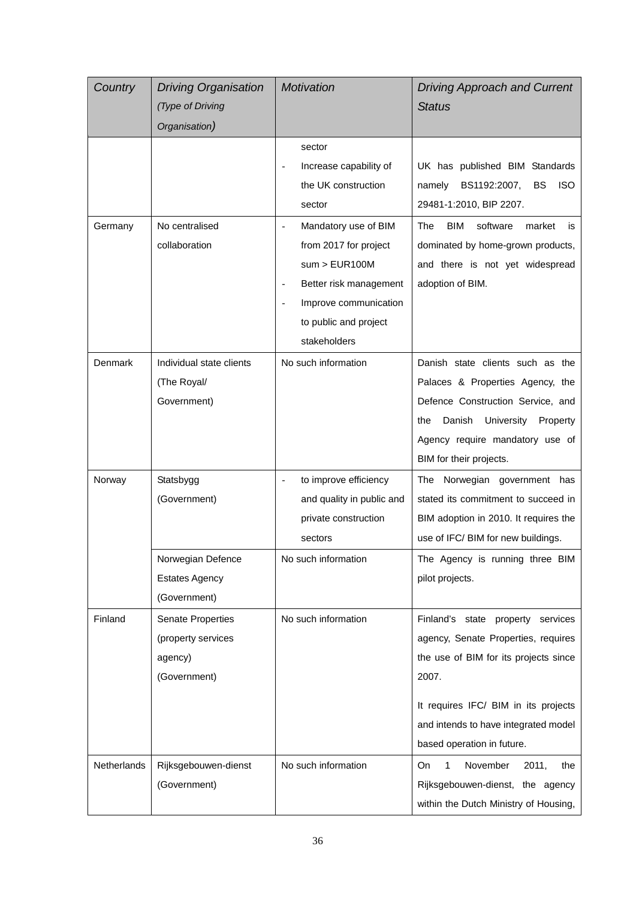| *Country* | *Driving Organisation (Type of Driving Organisation)* | *Motivation* | *Driving Approach and Current Status* |
|---|---|---|---|
| | | sector<br>- Increase capability of the UK construction sector | UK has published BIM Standards namely BS1192:2007, BS ISO 29481-1:2010, BIP 2207. |
| Germany | No centralised collaboration | - Mandatory use of BIM from 2017 for project sum > EUR100M<br>- Better risk management<br>- Improve communication to public and project stakeholders | The BIM software market is dominated by home-grown products, and there is not yet widespread adoption of BIM. |
| Denmark | Individual state clients (The Royal/ Government) | No such information | Danish state clients such as the Palaces & Properties Agency, the Defence Construction Service, and the Danish University Property Agency require mandatory use of BIM for their projects. |
| Norway | Statsbygg (Government) | - to improve efficiency and quality in public and private construction sectors | The Norwegian government has stated its commitment to succeed in BIM adoption in 2010. It requires the use of IFC/ BIM for new buildings. |
| | Norwegian Defence Estates Agency (Government) | No such information | The Agency is running three BIM pilot projects. |
| Finland | Senate Properties (property services agency) (Government) | No such information | Finland's state property services agency, Senate Properties, requires the use of BIM for its projects since 2007.<br><br>It requires IFC/ BIM in its projects and intends to have integrated model based operation in future. |
| Netherlands | Rijksgebouwen-dienst (Government) | No such information | On 1 November 2011, the Rijksgebouwen-dienst, the agency within the Dutch Ministry of Housing, |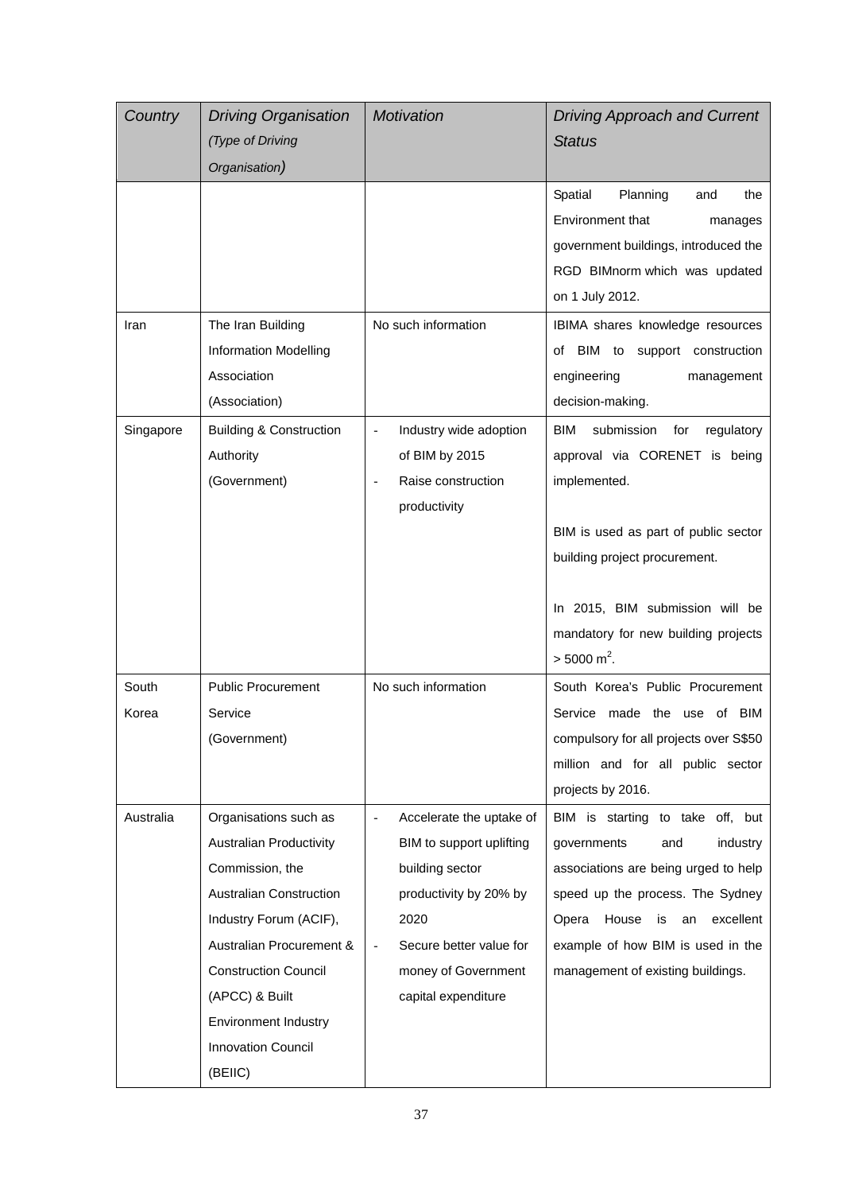| *Country* | *Driving Organisation (Type of Driving Organisation)* | *Motivation* | *Driving Approach and Current Status* |
| --- | --- | --- | --- |
| | | | Spatial Planning and the Environment that manages government buildings, introduced the RGD BIMnorm which was updated on 1 July 2012. |
| Iran | The Iran Building Information Modelling Association (Association) | No such information | IBIMA shares knowledge resources of BIM to support construction engineering management decision-making. |
| Singapore | Building & Construction Authority (Government) | - Industry wide adoption of BIM by 2015<br>- Raise construction productivity | BIM submission for regulatory approval via CORENET is being implemented.<br><br>BIM is used as part of public sector building project procurement.<br><br>In 2015, BIM submission will be mandatory for new building projects > 5000 $m^2$. |
| South Korea | Public Procurement Service (Government) | No such information | South Korea's Public Procurement Service made the use of BIM compulsory for all projects over S$50 million and for all public sector projects by 2016. |
| Australia | Organisations such as Australian Productivity Commission, the Australian Construction Industry Forum (ACIF), Australian Procurement & Construction Council (APCC) & Built Environment Industry Innovation Council (BEIIC) | - Accelerate the uptake of BIM to support uplifting building sector productivity by 20% by 2020<br>- Secure better value for money of Government capital expenditure | BIM is starting to take off, but governments and industry associations are being urged to help speed up the process. The Sydney Opera House is an excellent example of how BIM is used in the management of existing buildings. |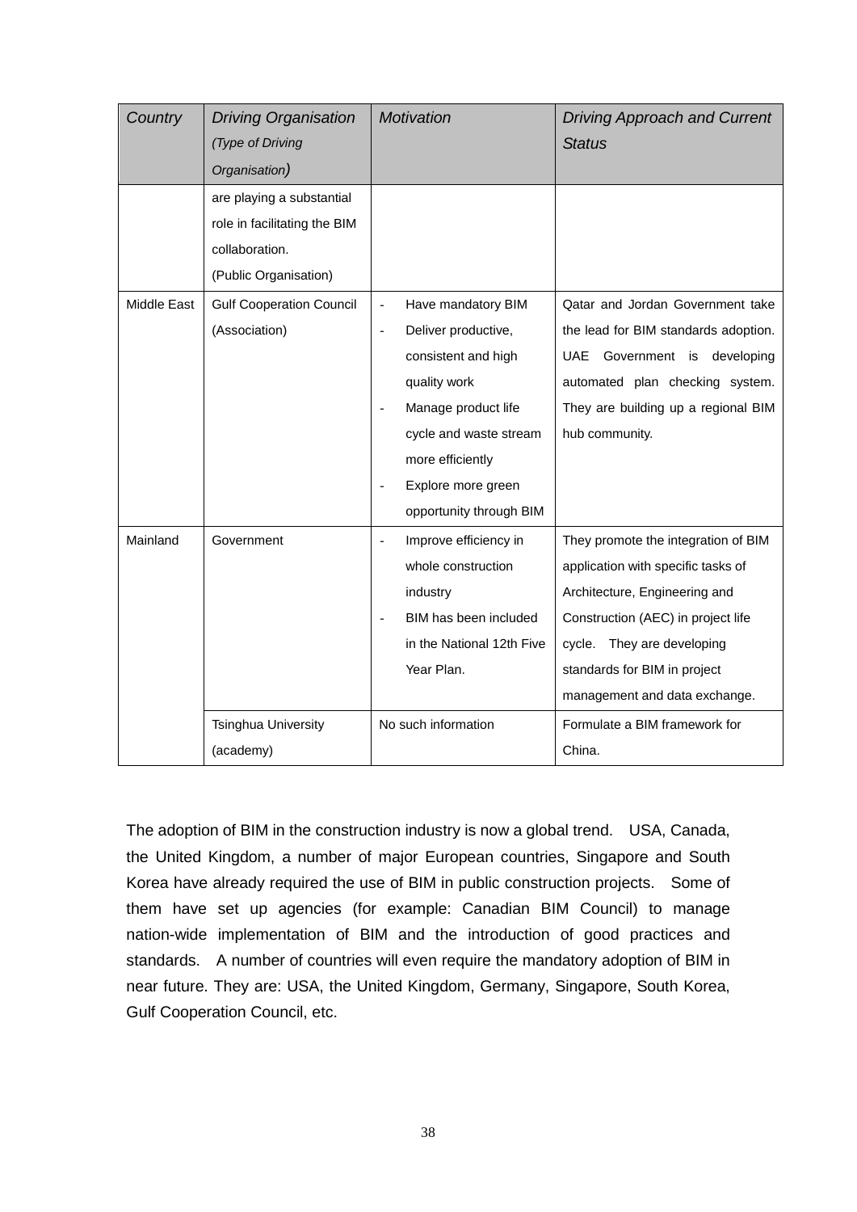| *Country* | *Driving Organisation (Type of Driving Organisation)* | *Motivation* | *Driving Approach and Current Status* |
|---|---|---|---|
| | are playing a substantial role in facilitating the BIM collaboration. (Public Organisation) | | |
| Middle East | Gulf Cooperation Council (Association) | - Have mandatory BIM<br>- Deliver productive, consistent and high quality work<br>- Manage product life cycle and waste stream more efficiently<br>- Explore more green opportunity through BIM | Qatar and Jordan Government take the lead for BIM standards adoption. UAE Government is developing automated plan checking system. They are building up a regional BIM hub community. |
| Mainland | Government | - Improve efficiency in whole construction industry<br>- BIM has been included in the National 12th Five Year Plan. | They promote the integration of BIM application with specific tasks of Architecture, Engineering and Construction (AEC) in project life cycle. They are developing standards for BIM in project management and data exchange. |
| | Tsinghua University (academy) | No such information | Formulate a BIM framework for China. |

The adoption of BIM in the construction industry is now a global trend. USA, Canada, the United Kingdom, a number of major European countries, Singapore and South Korea have already required the use of BIM in public construction projects. Some of them have set up agencies (for example: Canadian BIM Council) to manage nation-wide implementation of BIM and the introduction of good practices and standards. A number of countries will even require the mandatory adoption of BIM in near future. They are: USA, the United Kingdom, Germany, Singapore, South Korea, Gulf Cooperation Council, etc.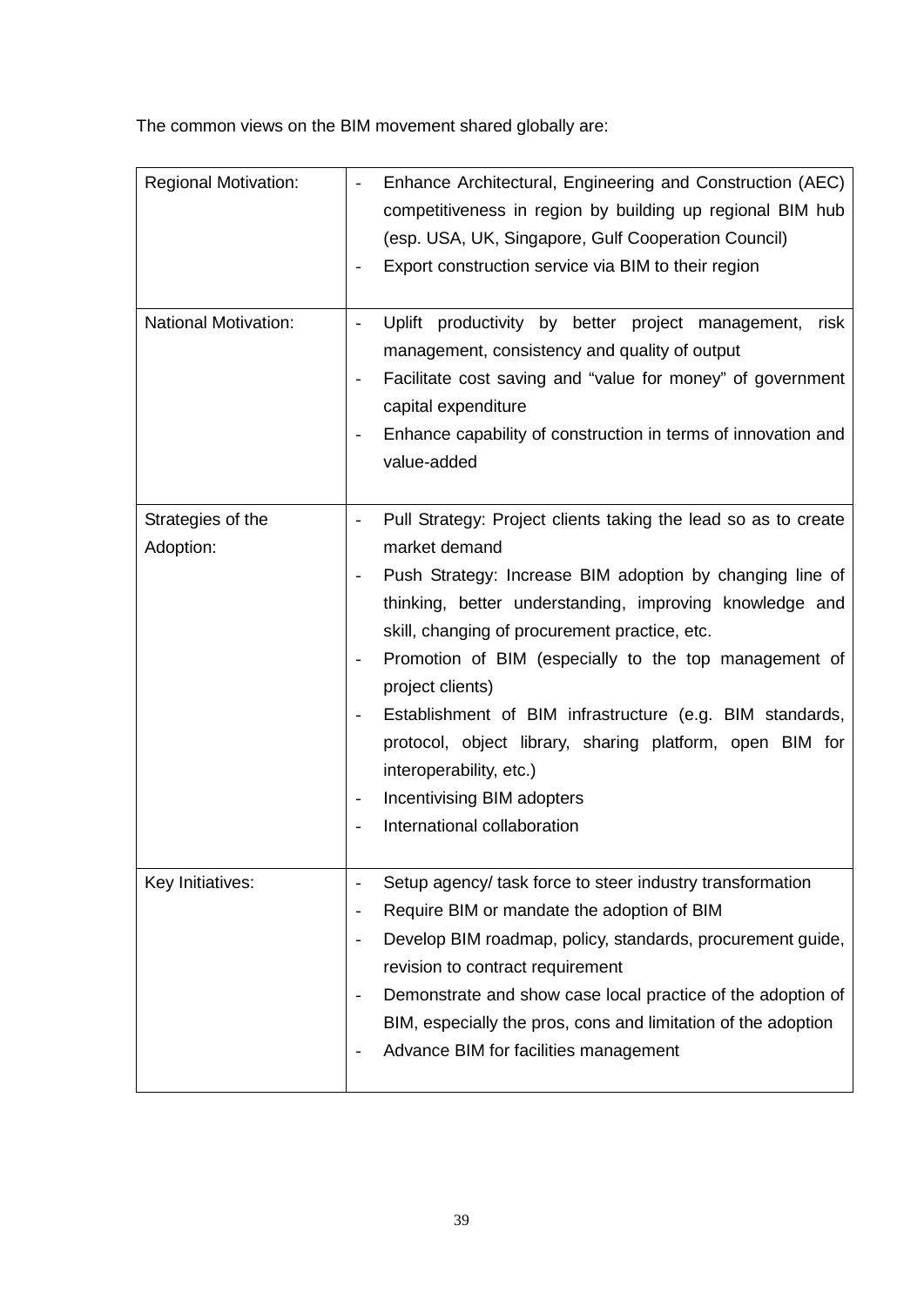The common views on the BIM movement shared globally are:

| | |
|---|---|
| Regional Motivation: | - Enhance Architectural, Engineering and Construction (AEC) competitiveness in region by building up regional BIM hub (esp. USA, UK, Singapore, Gulf Cooperation Council)<br>- Export construction service via BIM to their region |
| National Motivation: | - Uplift productivity by better project management, risk management, consistency and quality of output<br>- Facilitate cost saving and "value for money" of government capital expenditure<br>- Enhance capability of construction in terms of innovation and value-added |
| Strategies of the Adoption: | - Pull Strategy: Project clients taking the lead so as to create market demand<br>- Push Strategy: Increase BIM adoption by changing line of thinking, better understanding, improving knowledge and skill, changing of procurement practice, etc.<br>- Promotion of BIM (especially to the top management of project clients)<br>- Establishment of BIM infrastructure (e.g. BIM standards, protocol, object library, sharing platform, open BIM for interoperability, etc.)<br>- Incentivising BIM adopters<br>- International collaboration |
| Key Initiatives: | - Setup agency/ task force to steer industry transformation<br>- Require BIM or mandate the adoption of BIM<br>- Develop BIM roadmap, policy, standards, procurement guide, revision to contract requirement<br>- Demonstrate and show case local practice of the adoption of BIM, especially the pros, cons and limitation of the adoption<br>- Advance BIM for facilities management |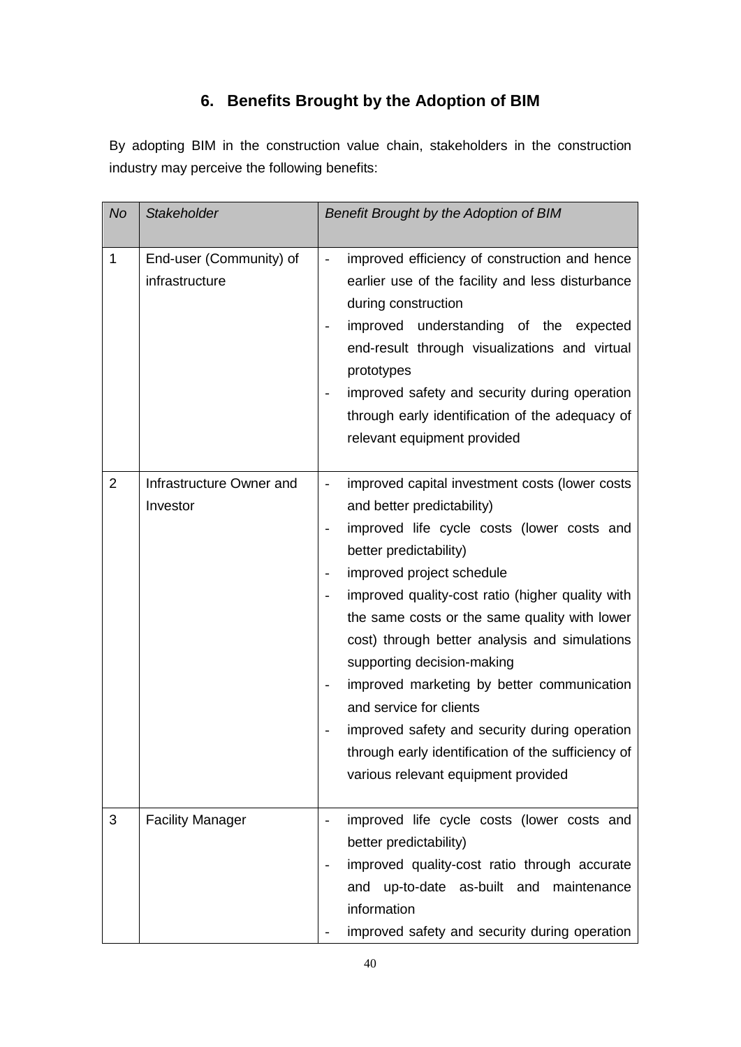## 6. Benefits Brought by the Adoption of BIM

By adopting BIM in the construction value chain, stakeholders in the construction industry may perceive the following benefits:

| *No* | *Stakeholder* | *Benefit Brought by the Adoption of BIM* |
|---|---|---|
| 1 | End-user (Community) of infrastructure | - improved efficiency of construction and hence earlier use of the facility and less disturbance during construction<br>- improved understanding of the expected end-result through visualizations and virtual prototypes<br>- improved safety and security during operation through early identification of the adequacy of relevant equipment provided |
| 2 | Infrastructure Owner and Investor | - improved capital investment costs (lower costs and better predictability)<br>- improved life cycle costs (lower costs and better predictability)<br>- improved project schedule<br>- improved quality-cost ratio (higher quality with the same costs or the same quality with lower cost) through better analysis and simulations supporting decision-making<br>- improved marketing by better communication and service for clients<br>- improved safety and security during operation through early identification of the sufficiency of various relevant equipment provided |
| 3 | Facility Manager | - improved life cycle costs (lower costs and better predictability)<br>- improved quality-cost ratio through accurate and up-to-date as-built and maintenance information<br>- improved safety and security during operation |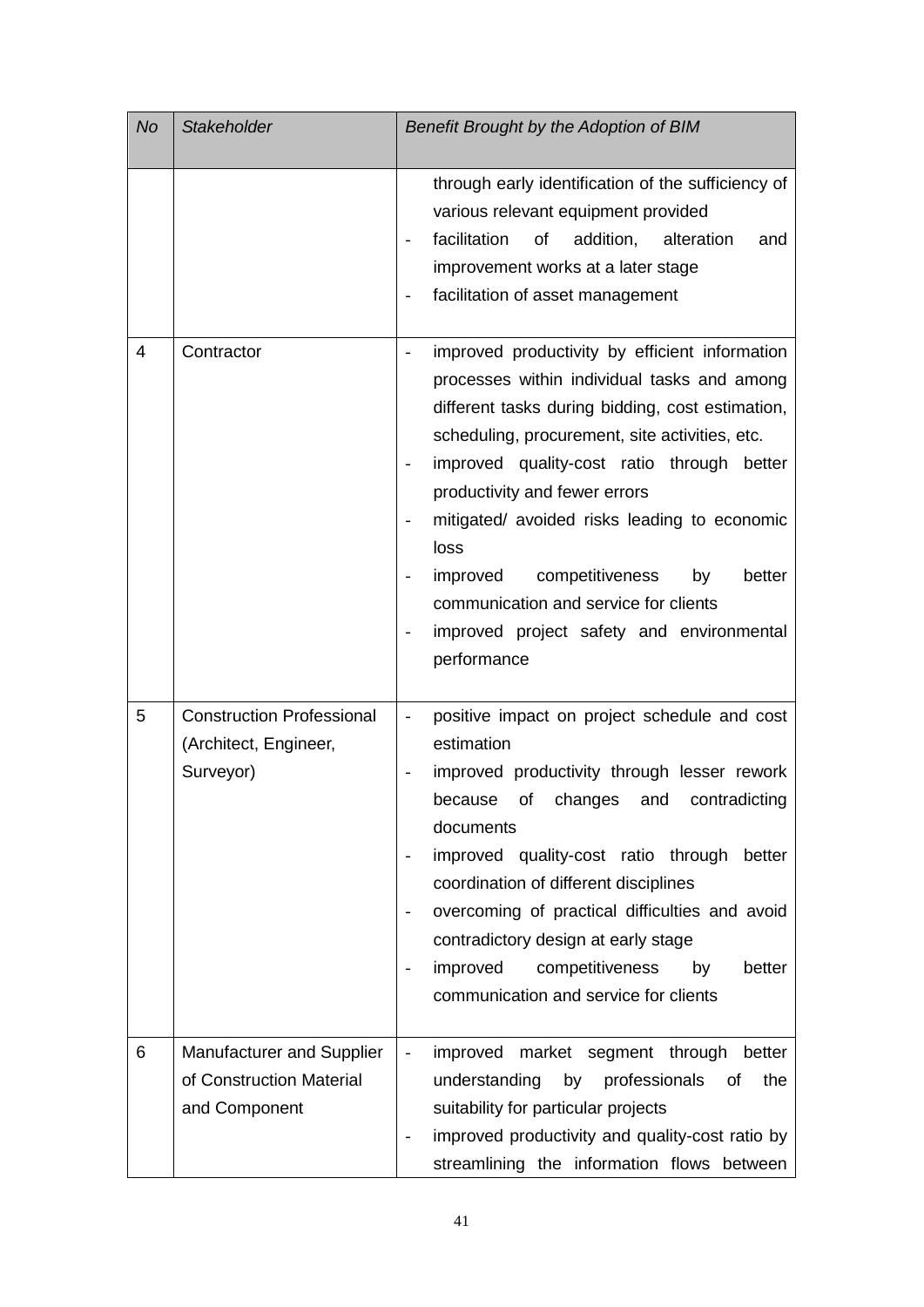| *No* | *Stakeholder* | *Benefit Brought by the Adoption of BIM* |
|---|---|---|
| | | through early identification of the sufficiency of various relevant equipment provided<br>- facilitation of addition, alteration and improvement works at a later stage<br>- facilitation of asset management |
| 4 | Contractor | - improved productivity by efficient information processes within individual tasks and among different tasks during bidding, cost estimation, scheduling, procurement, site activities, etc.<br>- improved quality-cost ratio through better productivity and fewer errors<br>- mitigated/ avoided risks leading to economic loss<br>- improved competitiveness by better communication and service for clients<br>- improved project safety and environmental performance |
| 5 | Construction Professional (Architect, Engineer, Surveyor) | - positive impact on project schedule and cost estimation<br>- improved productivity through lesser rework because of changes and contradicting documents<br>- improved quality-cost ratio through better coordination of different disciplines<br>- overcoming of practical difficulties and avoid contradictory design at early stage<br>- improved competitiveness by better communication and service for clients |
| 6 | Manufacturer and Supplier of Construction Material and Component | - improved market segment through better understanding by professionals of the suitability for particular projects<br>- improved productivity and quality-cost ratio by streamlining the information flows between |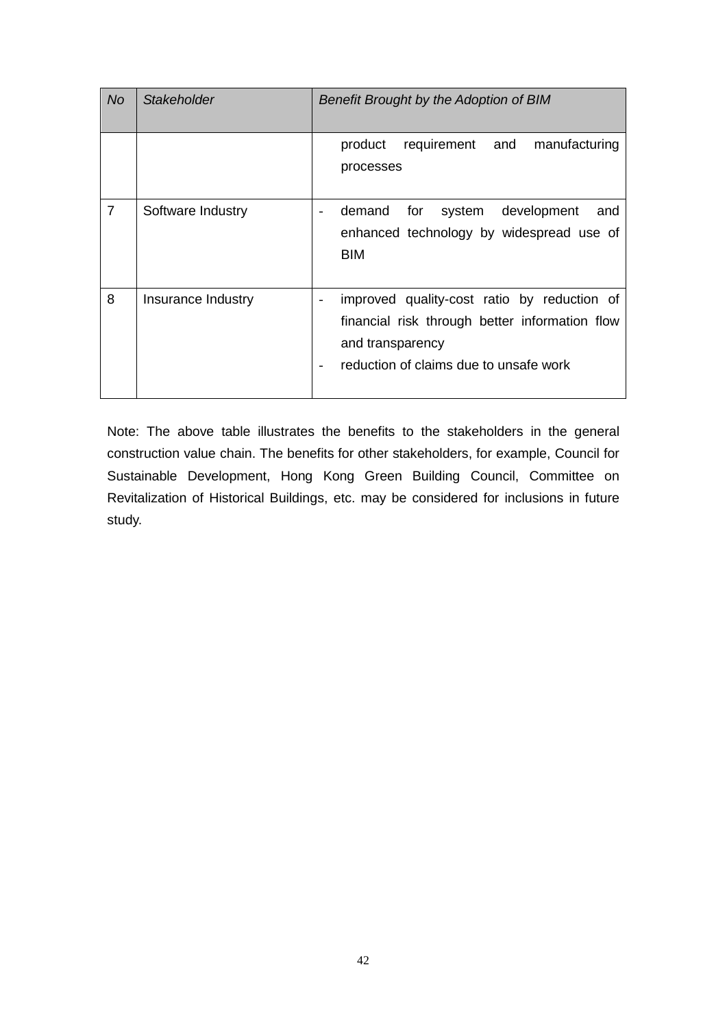| *No* | *Stakeholder* | *Benefit Brought by the Adoption of BIM* |
| --- | --- | --- |
| | | product requirement and manufacturing processes |
| 7 | Software Industry | - demand for system development and enhanced technology by widespread use of BIM |
| 8 | Insurance Industry | - improved quality-cost ratio by reduction of financial risk through better information flow and transparency<br>- reduction of claims due to unsafe work |

Note: The above table illustrates the benefits to the stakeholders in the general construction value chain. The benefits for other stakeholders, for example, Council for Sustainable Development, Hong Kong Green Building Council, Committee on Revitalization of Historical Buildings, etc. may be considered for inclusions in future study.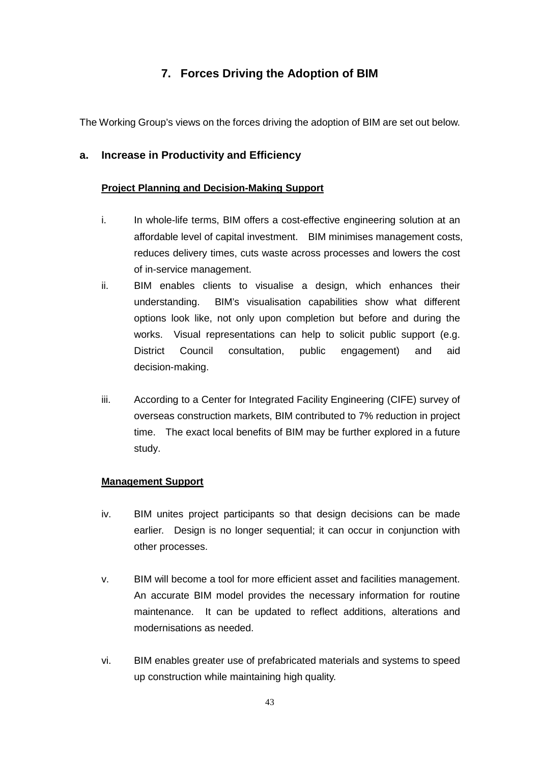# 7. Forces Driving the Adoption of BIM

The Working Group's views on the forces driving the adoption of BIM are set out below.

## a. Increase in Productivity and Efficiency

**<u>Project Planning and Decision-Making Support</u>**

i. In whole-life terms, BIM offers a cost-effective engineering solution at an affordable level of capital investment. BIM minimises management costs, reduces delivery times, cuts waste across processes and lowers the cost of in-service management.

ii. BIM enables clients to visualise a design, which enhances their understanding. BIM's visualisation capabilities show what different options look like, not only upon completion but before and during the works. Visual representations can help to solicit public support (e.g. District Council consultation, public engagement) and aid decision-making.

iii. According to a Center for Integrated Facility Engineering (CIFE) survey of overseas construction markets, BIM contributed to 7% reduction in project time. The exact local benefits of BIM may be further explored in a future study.

**<u>Management Support</u>**

iv. BIM unites project participants so that design decisions can be made earlier. Design is no longer sequential; it can occur in conjunction with other processes.

v. BIM will become a tool for more efficient asset and facilities management. An accurate BIM model provides the necessary information for routine maintenance. It can be updated to reflect additions, alterations and modernisations as needed.

vi. BIM enables greater use of prefabricated materials and systems to speed up construction while maintaining high quality.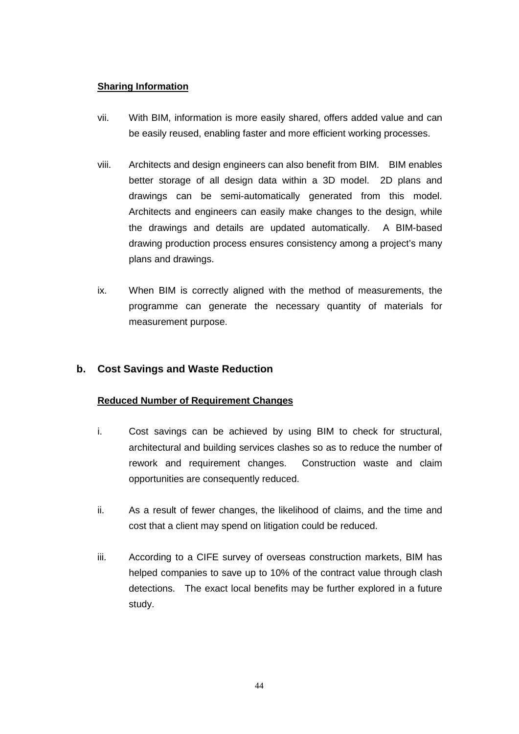**Sharing Information**

vii. With BIM, information is more easily shared, offers added value and can be easily reused, enabling faster and more efficient working processes.

viii. Architects and design engineers can also benefit from BIM. BIM enables better storage of all design data within a 3D model. 2D plans and drawings can be semi-automatically generated from this model. Architects and engineers can easily make changes to the design, while the drawings and details are updated automatically. A BIM-based drawing production process ensures consistency among a project's many plans and drawings.

ix. When BIM is correctly aligned with the method of measurements, the programme can generate the necessary quantity of materials for measurement purpose.

## b. Cost Savings and Waste Reduction

**Reduced Number of Requirement Changes**

i. Cost savings can be achieved by using BIM to check for structural, architectural and building services clashes so as to reduce the number of rework and requirement changes. Construction waste and claim opportunities are consequently reduced.

ii. As a result of fewer changes, the likelihood of claims, and the time and cost that a client may spend on litigation could be reduced.

iii. According to a CIFE survey of overseas construction markets, BIM has helped companies to save up to 10% of the contract value through clash detections. The exact local benefits may be further explored in a future study.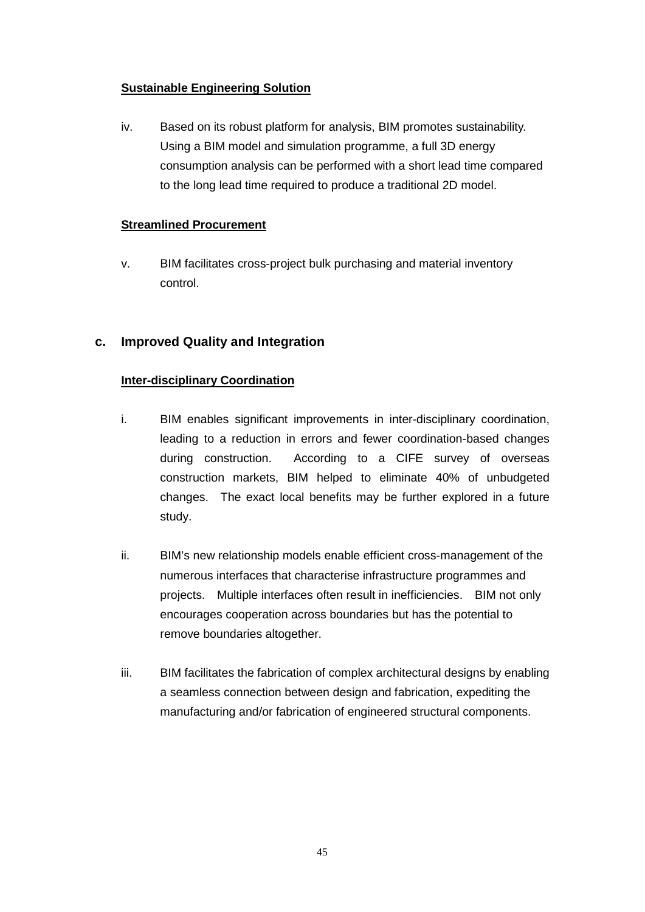**Sustainable Engineering Solution**

iv. Based on its robust platform for analysis, BIM promotes sustainability. Using a BIM model and simulation programme, a full 3D energy consumption analysis can be performed with a short lead time compared to the long lead time required to produce a traditional 2D model.

**Streamlined Procurement**

v. BIM facilitates cross-project bulk purchasing and material inventory control.

## c. Improved Quality and Integration

**Inter-disciplinary Coordination**

i. BIM enables significant improvements in inter-disciplinary coordination, leading to a reduction in errors and fewer coordination-based changes during construction. According to a CIFE survey of overseas construction markets, BIM helped to eliminate 40% of unbudgeted changes. The exact local benefits may be further explored in a future study.

ii. BIM's new relationship models enable efficient cross-management of the numerous interfaces that characterise infrastructure programmes and projects. Multiple interfaces often result in inefficiencies. BIM not only encourages cooperation across boundaries but has the potential to remove boundaries altogether.

iii. BIM facilitates the fabrication of complex architectural designs by enabling a seamless connection between design and fabrication, expediting the manufacturing and/or fabrication of engineered structural components.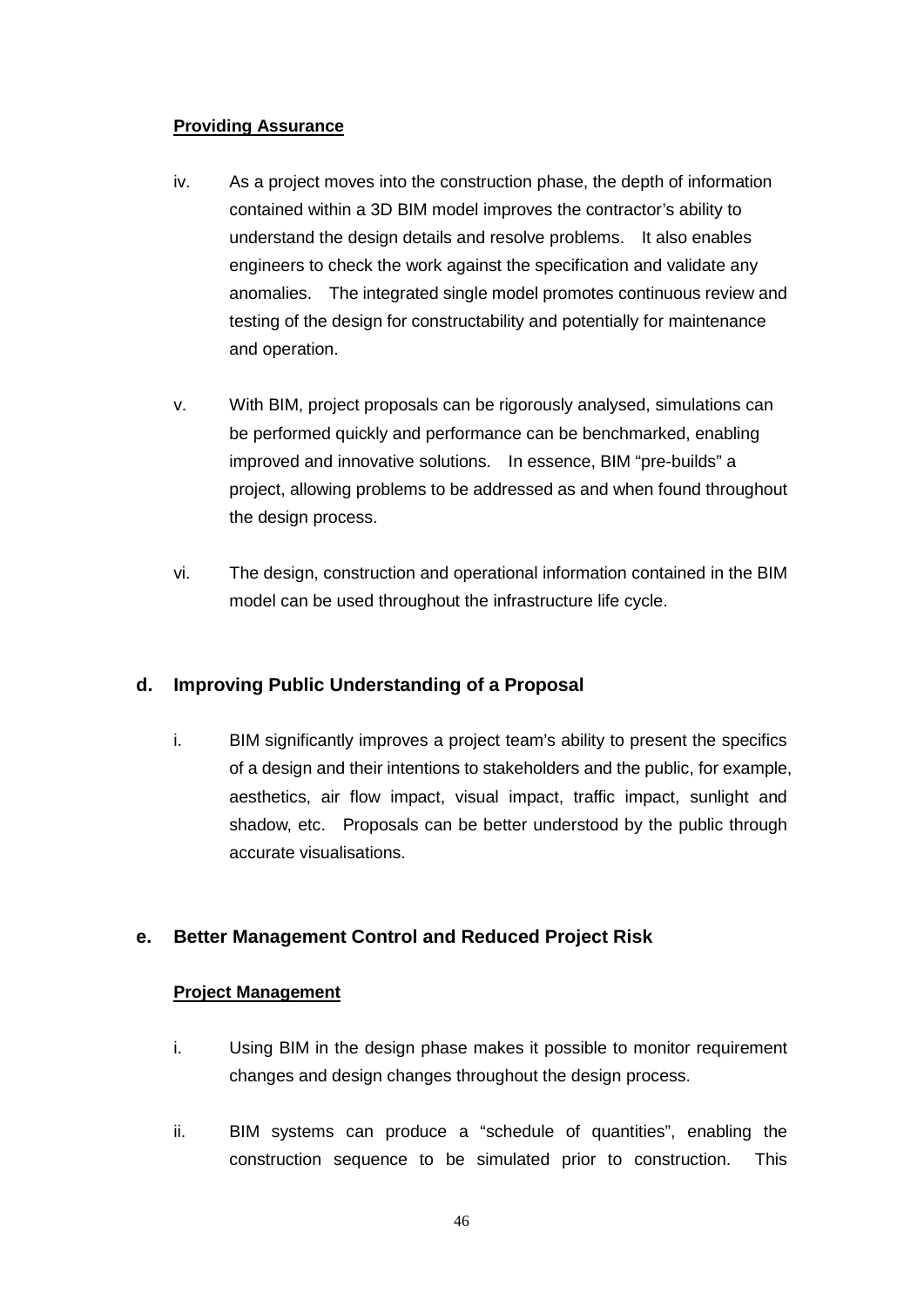**Providing Assurance**

iv. As a project moves into the construction phase, the depth of information contained within a 3D BIM model improves the contractor's ability to understand the design details and resolve problems. It also enables engineers to check the work against the specification and validate any anomalies. The integrated single model promotes continuous review and testing of the design for constructability and potentially for maintenance and operation.

v. With BIM, project proposals can be rigorously analysed, simulations can be performed quickly and performance can be benchmarked, enabling improved and innovative solutions. In essence, BIM "pre-builds" a project, allowing problems to be addressed as and when found throughout the design process.

vi. The design, construction and operational information contained in the BIM model can be used throughout the infrastructure life cycle.

## d. Improving Public Understanding of a Proposal

i. BIM significantly improves a project team's ability to present the specifics of a design and their intentions to stakeholders and the public, for example, aesthetics, air flow impact, visual impact, traffic impact, sunlight and shadow, etc. Proposals can be better understood by the public through accurate visualisations.

## e. Better Management Control and Reduced Project Risk

**Project Management**

i. Using BIM in the design phase makes it possible to monitor requirement changes and design changes throughout the design process.

ii. BIM systems can produce a "schedule of quantities", enabling the construction sequence to be simulated prior to construction. This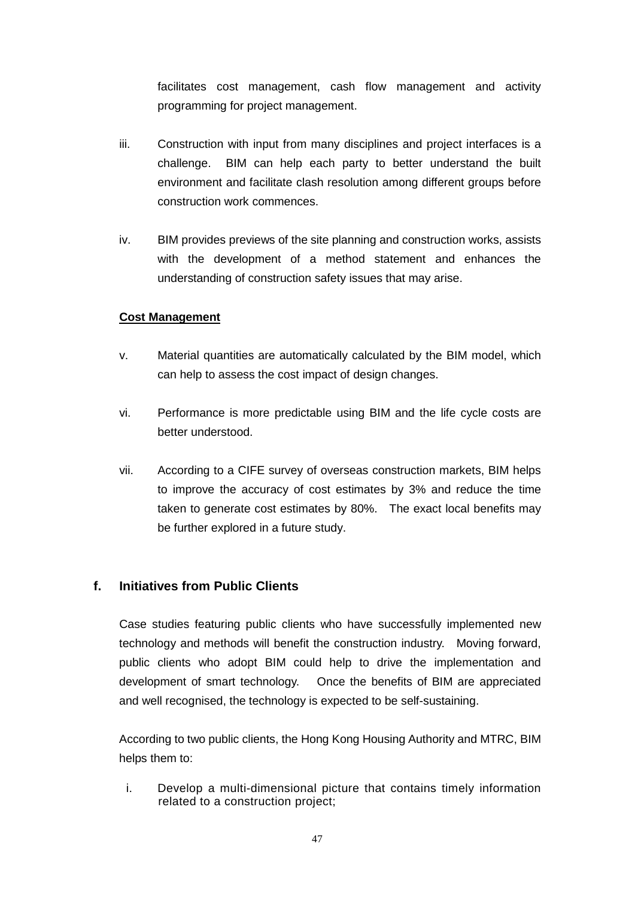facilitates cost management, cash flow management and activity programming for project management.

iii. Construction with input from many disciplines and project interfaces is a challenge. BIM can help each party to better understand the built environment and facilitate clash resolution among different groups before construction work commences.

iv. BIM provides previews of the site planning and construction works, assists with the development of a method statement and enhances the understanding of construction safety issues that may arise.

**Cost Management**

v. Material quantities are automatically calculated by the BIM model, which can help to assess the cost impact of design changes.

vi. Performance is more predictable using BIM and the life cycle costs are better understood.

vii. According to a CIFE survey of overseas construction markets, BIM helps to improve the accuracy of cost estimates by 3% and reduce the time taken to generate cost estimates by 80%. The exact local benefits may be further explored in a future study.

## f. Initiatives from Public Clients

Case studies featuring public clients who have successfully implemented new technology and methods will benefit the construction industry. Moving forward, public clients who adopt BIM could help to drive the implementation and development of smart technology. Once the benefits of BIM are appreciated and well recognised, the technology is expected to be self-sustaining.

According to two public clients, the Hong Kong Housing Authority and MTRC, BIM helps them to:

i. Develop a multi-dimensional picture that contains timely information related to a construction project;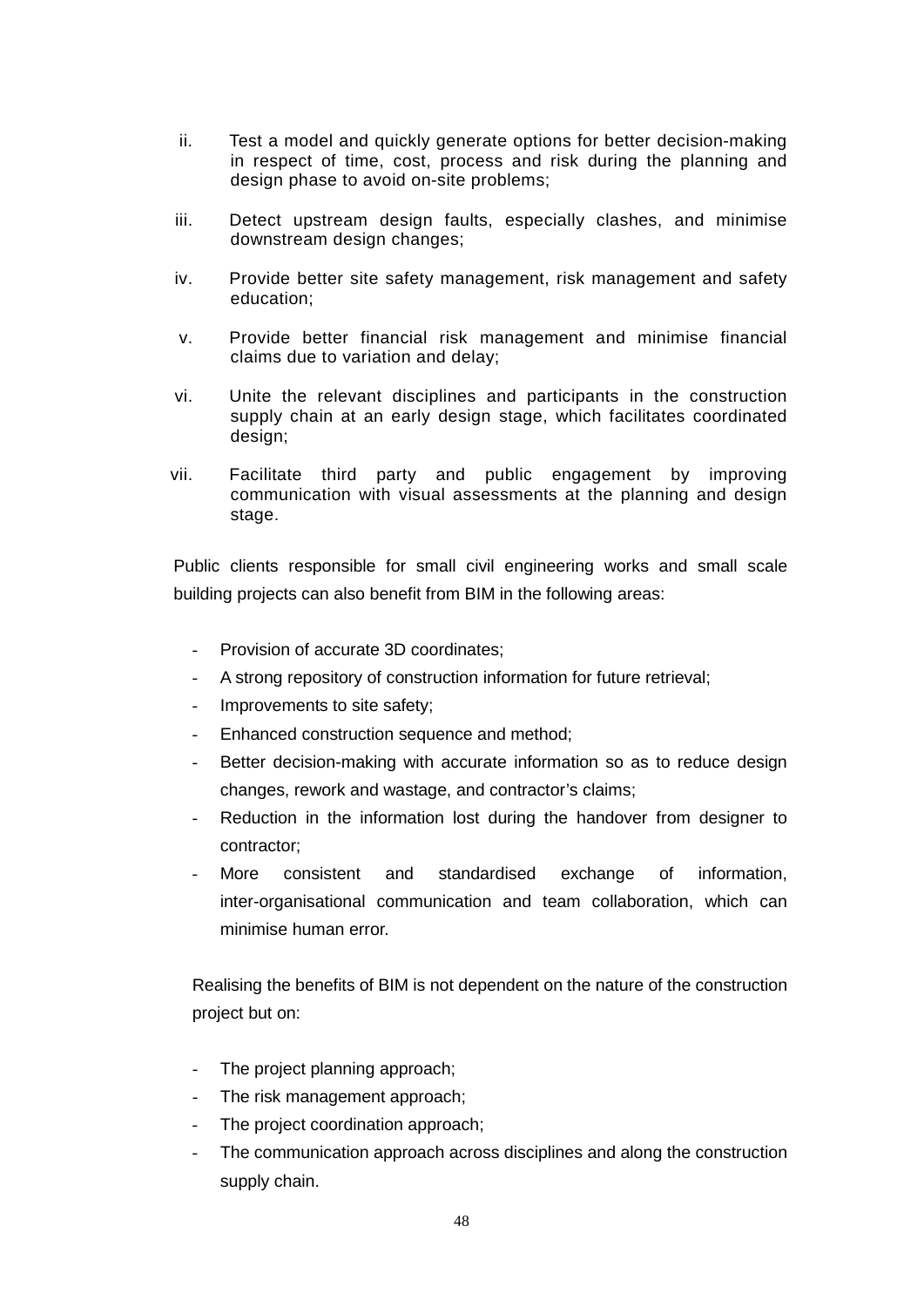ii. Test a model and quickly generate options for better decision-making in respect of time, cost, process and risk during the planning and design phase to avoid on-site problems;

iii. Detect upstream design faults, especially clashes, and minimise downstream design changes;

iv. Provide better site safety management, risk management and safety education;

v. Provide better financial risk management and minimise financial claims due to variation and delay;

vi. Unite the relevant disciplines and participants in the construction supply chain at an early design stage, which facilitates coordinated design;

vii. Facilitate third party and public engagement by improving communication with visual assessments at the planning and design stage.

Public clients responsible for small civil engineering works and small scale building projects can also benefit from BIM in the following areas:

- Provision of accurate 3D coordinates;
- A strong repository of construction information for future retrieval;
- Improvements to site safety;
- Enhanced construction sequence and method;
- Better decision-making with accurate information so as to reduce design changes, rework and wastage, and contractor's claims;
- Reduction in the information lost during the handover from designer to contractor;
- More consistent and standardised exchange of information, inter-organisational communication and team collaboration, which can minimise human error.

Realising the benefits of BIM is not dependent on the nature of the construction project but on:

- The project planning approach;
- The risk management approach;
- The project coordination approach;
- The communication approach across disciplines and along the construction supply chain.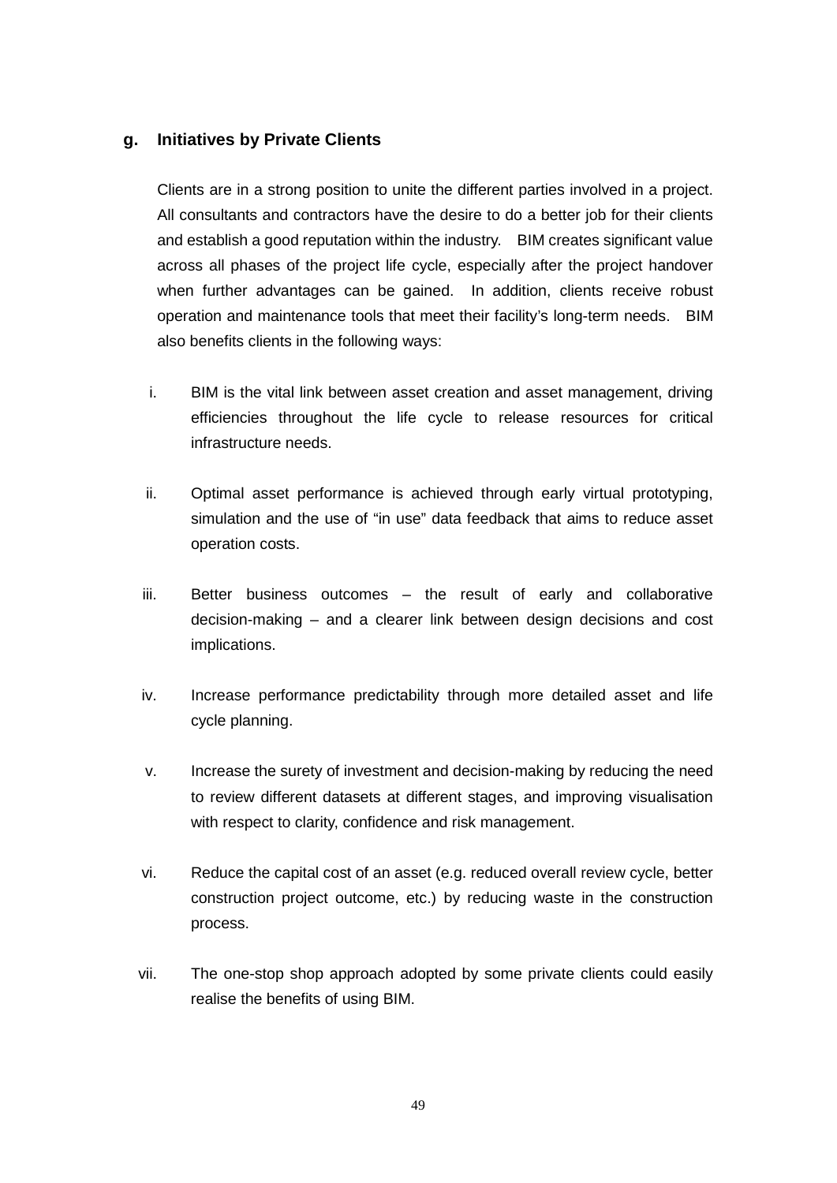## g. Initiatives by Private Clients

Clients are in a strong position to unite the different parties involved in a project. All consultants and contractors have the desire to do a better job for their clients and establish a good reputation within the industry. BIM creates significant value across all phases of the project life cycle, especially after the project handover when further advantages can be gained. In addition, clients receive robust operation and maintenance tools that meet their facility's long-term needs. BIM also benefits clients in the following ways:

i. BIM is the vital link between asset creation and asset management, driving efficiencies throughout the life cycle to release resources for critical infrastructure needs.

ii. Optimal asset performance is achieved through early virtual prototyping, simulation and the use of "in use" data feedback that aims to reduce asset operation costs.

iii. Better business outcomes – the result of early and collaborative decision-making – and a clearer link between design decisions and cost implications.

iv. Increase performance predictability through more detailed asset and life cycle planning.

v. Increase the surety of investment and decision-making by reducing the need to review different datasets at different stages, and improving visualisation with respect to clarity, confidence and risk management.

vi. Reduce the capital cost of an asset (e.g. reduced overall review cycle, better construction project outcome, etc.) by reducing waste in the construction process.

vii. The one-stop shop approach adopted by some private clients could easily realise the benefits of using BIM.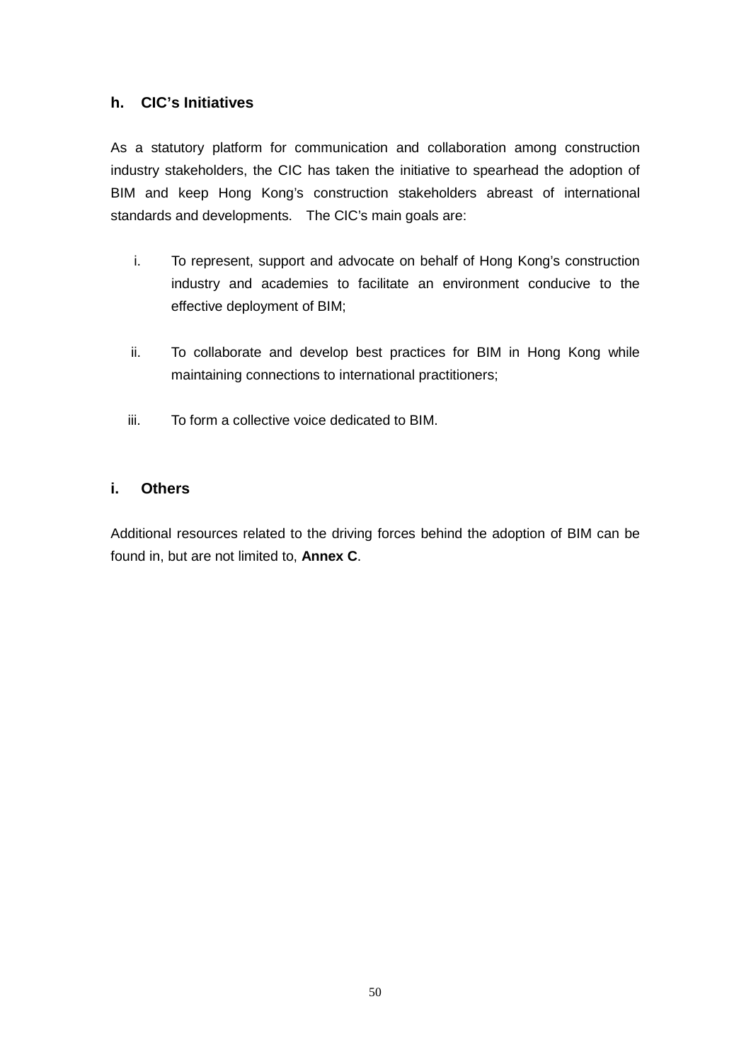### h. CIC's Initiatives

As a statutory platform for communication and collaboration among construction industry stakeholders, the CIC has taken the initiative to spearhead the adoption of BIM and keep Hong Kong's construction stakeholders abreast of international standards and developments. The CIC's main goals are:

i. To represent, support and advocate on behalf of Hong Kong's construction industry and academies to facilitate an environment conducive to the effective deployment of BIM;

ii. To collaborate and develop best practices for BIM in Hong Kong while maintaining connections to international practitioners;

iii. To form a collective voice dedicated to BIM.

### i. Others

Additional resources related to the driving forces behind the adoption of BIM can be found in, but are not limited to, **Annex C**.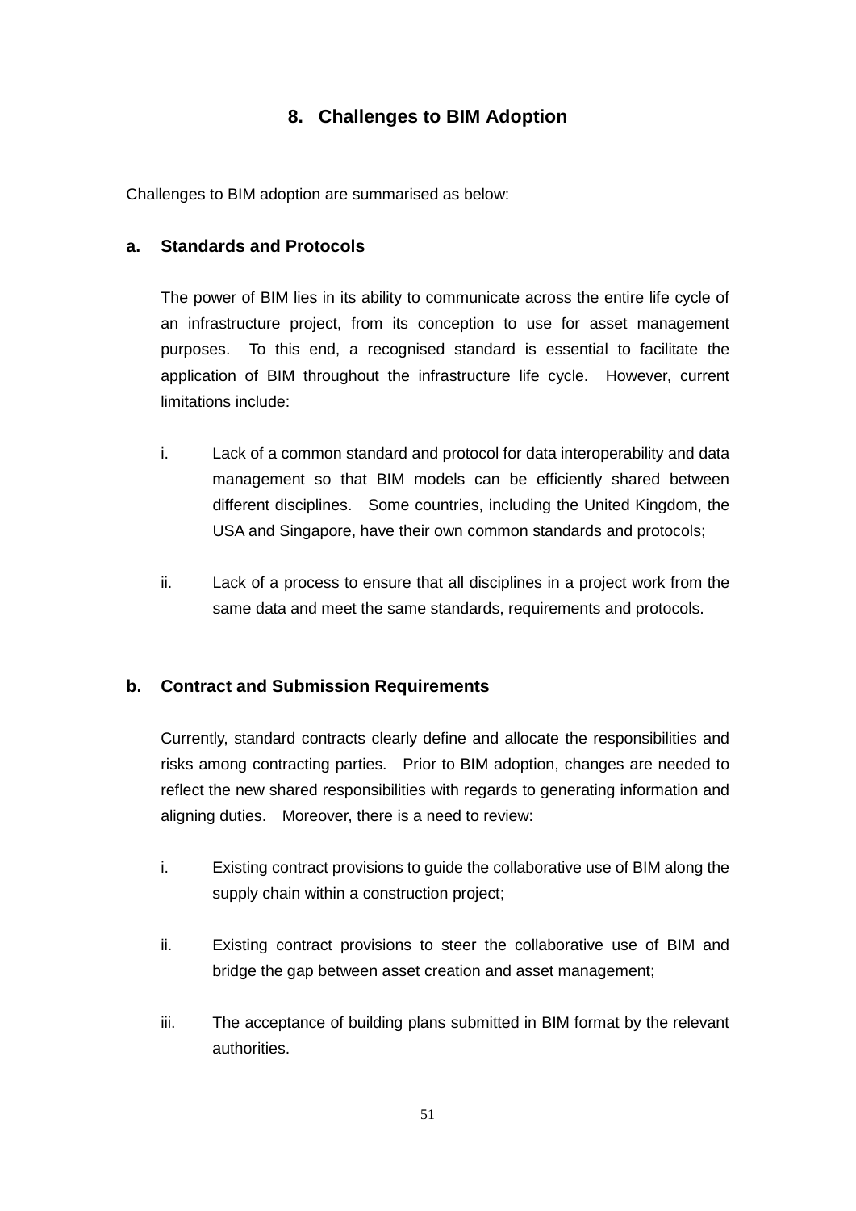## 8. Challenges to BIM Adoption

Challenges to BIM adoption are summarised as below:

**a. Standards and Protocols**

The power of BIM lies in its ability to communicate across the entire life cycle of an infrastructure project, from its conception to use for asset management purposes. To this end, a recognised standard is essential to facilitate the application of BIM throughout the infrastructure life cycle. However, current limitations include:

i. Lack of a common standard and protocol for data interoperability and data management so that BIM models can be efficiently shared between different disciplines. Some countries, including the United Kingdom, the USA and Singapore, have their own common standards and protocols;

ii. Lack of a process to ensure that all disciplines in a project work from the same data and meet the same standards, requirements and protocols.

**b. Contract and Submission Requirements**

Currently, standard contracts clearly define and allocate the responsibilities and risks among contracting parties. Prior to BIM adoption, changes are needed to reflect the new shared responsibilities with regards to generating information and aligning duties. Moreover, there is a need to review:

i. Existing contract provisions to guide the collaborative use of BIM along the supply chain within a construction project;

ii. Existing contract provisions to steer the collaborative use of BIM and bridge the gap between asset creation and asset management;

iii. The acceptance of building plans submitted in BIM format by the relevant authorities.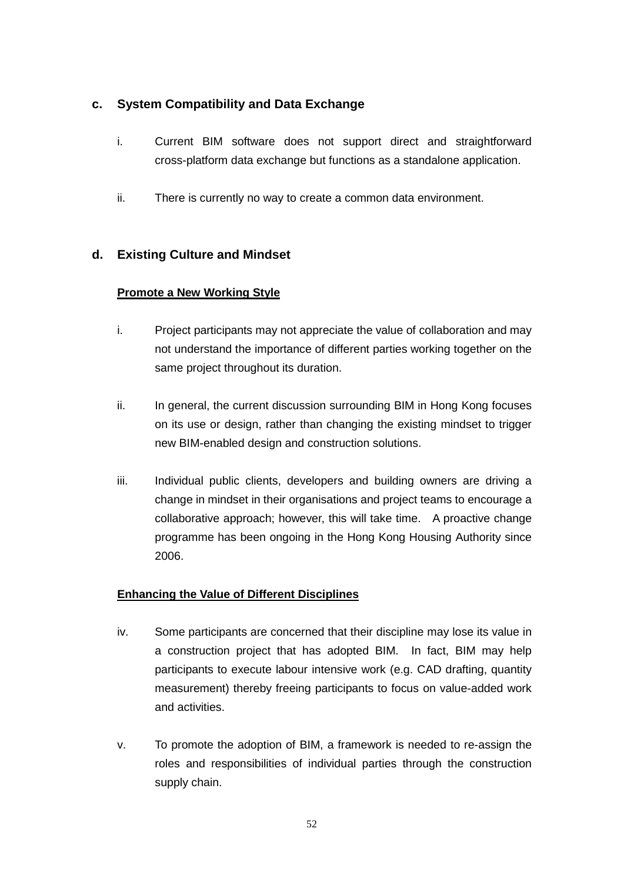## c. System Compatibility and Data Exchange

i. Current BIM software does not support direct and straightforward cross-platform data exchange but functions as a standalone application.

ii. There is currently no way to create a common data environment.

## d. Existing Culture and Mindset

**Promote a New Working Style**

i. Project participants may not appreciate the value of collaboration and may not understand the importance of different parties working together on the same project throughout its duration.

ii. In general, the current discussion surrounding BIM in Hong Kong focuses on its use or design, rather than changing the existing mindset to trigger new BIM-enabled design and construction solutions.

iii. Individual public clients, developers and building owners are driving a change in mindset in their organisations and project teams to encourage a collaborative approach; however, this will take time. A proactive change programme has been ongoing in the Hong Kong Housing Authority since 2006.

**Enhancing the Value of Different Disciplines**

iv. Some participants are concerned that their discipline may lose its value in a construction project that has adopted BIM. In fact, BIM may help participants to execute labour intensive work (e.g. CAD drafting, quantity measurement) thereby freeing participants to focus on value-added work and activities.

v. To promote the adoption of BIM, a framework is needed to re-assign the roles and responsibilities of individual parties through the construction supply chain.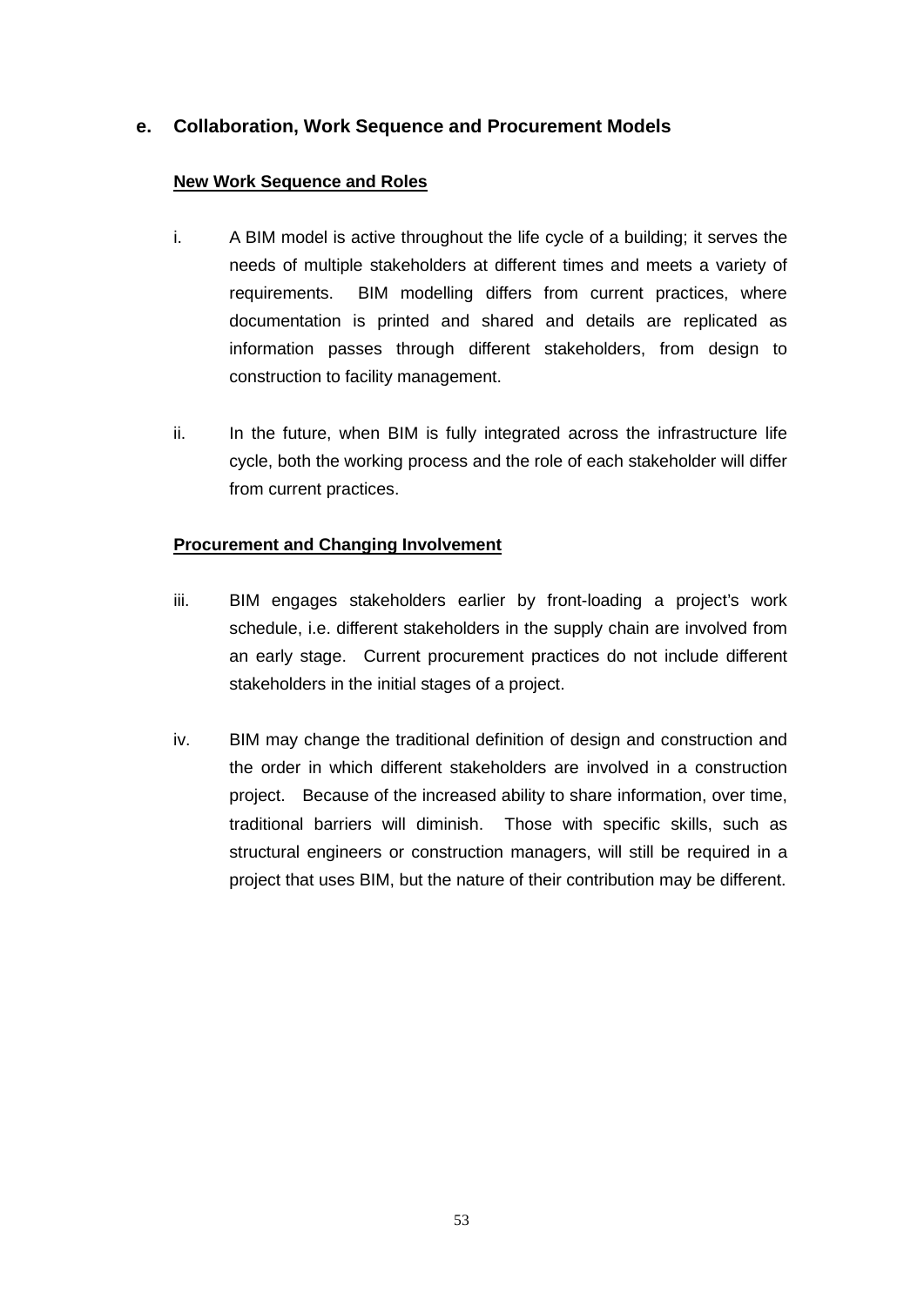## e. Collaboration, Work Sequence and Procurement Models

**New Work Sequence and Roles**

i. A BIM model is active throughout the life cycle of a building; it serves the needs of multiple stakeholders at different times and meets a variety of requirements. BIM modelling differs from current practices, where documentation is printed and shared and details are replicated as information passes through different stakeholders, from design to construction to facility management.

ii. In the future, when BIM is fully integrated across the infrastructure life cycle, both the working process and the role of each stakeholder will differ from current practices.

**Procurement and Changing Involvement**

iii. BIM engages stakeholders earlier by front-loading a project's work schedule, i.e. different stakeholders in the supply chain are involved from an early stage. Current procurement practices do not include different stakeholders in the initial stages of a project.

iv. BIM may change the traditional definition of design and construction and the order in which different stakeholders are involved in a construction project. Because of the increased ability to share information, over time, traditional barriers will diminish. Those with specific skills, such as structural engineers or construction managers, will still be required in a project that uses BIM, but the nature of their contribution may be different.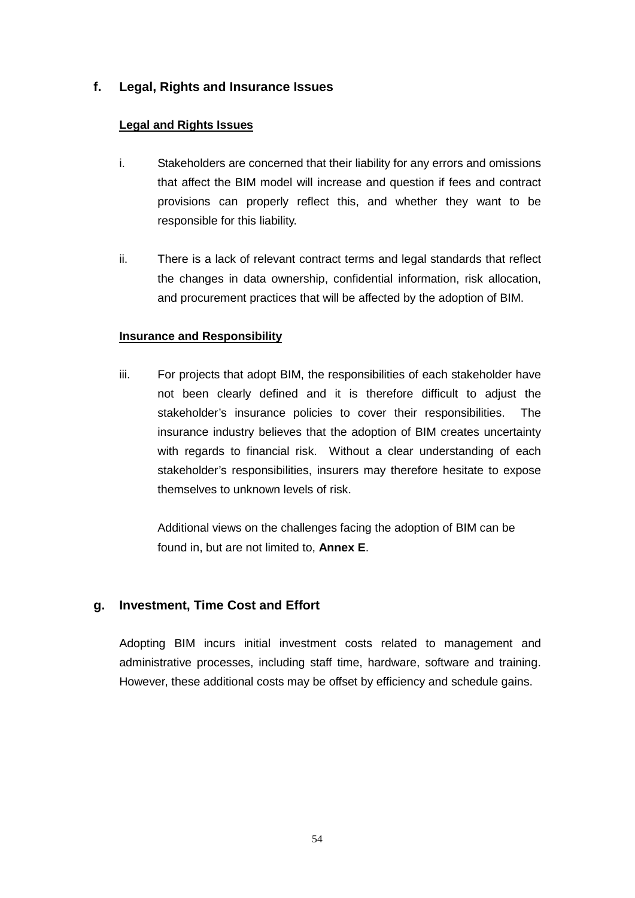## f. Legal, Rights and Insurance Issues

**Legal and Rights Issues**

i. Stakeholders are concerned that their liability for any errors and omissions that affect the BIM model will increase and question if fees and contract provisions can properly reflect this, and whether they want to be responsible for this liability.

ii. There is a lack of relevant contract terms and legal standards that reflect the changes in data ownership, confidential information, risk allocation, and procurement practices that will be affected by the adoption of BIM.

**Insurance and Responsibility**

iii. For projects that adopt BIM, the responsibilities of each stakeholder have not been clearly defined and it is therefore difficult to adjust the stakeholder's insurance policies to cover their responsibilities. The insurance industry believes that the adoption of BIM creates uncertainty with regards to financial risk. Without a clear understanding of each stakeholder's responsibilities, insurers may therefore hesitate to expose themselves to unknown levels of risk.

Additional views on the challenges facing the adoption of BIM can be found in, but are not limited to, **Annex E**.

## g. Investment, Time Cost and Effort

Adopting BIM incurs initial investment costs related to management and administrative processes, including staff time, hardware, software and training. However, these additional costs may be offset by efficiency and schedule gains.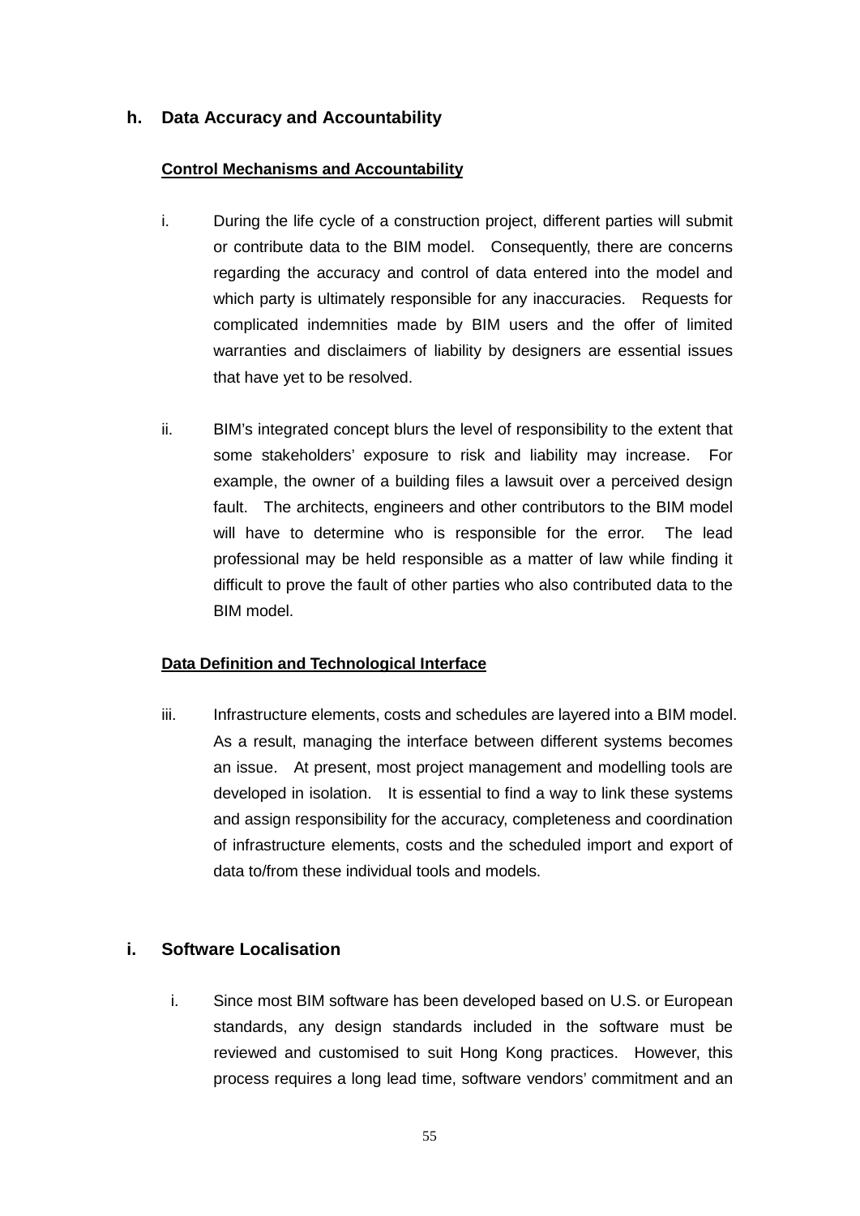## h. Data Accuracy and Accountability

**Control Mechanisms and Accountability**

i. During the life cycle of a construction project, different parties will submit or contribute data to the BIM model. Consequently, there are concerns regarding the accuracy and control of data entered into the model and which party is ultimately responsible for any inaccuracies. Requests for complicated indemnities made by BIM users and the offer of limited warranties and disclaimers of liability by designers are essential issues that have yet to be resolved.

ii. BIM's integrated concept blurs the level of responsibility to the extent that some stakeholders' exposure to risk and liability may increase. For example, the owner of a building files a lawsuit over a perceived design fault. The architects, engineers and other contributors to the BIM model will have to determine who is responsible for the error. The lead professional may be held responsible as a matter of law while finding it difficult to prove the fault of other parties who also contributed data to the BIM model.

**Data Definition and Technological Interface**

iii. Infrastructure elements, costs and schedules are layered into a BIM model. As a result, managing the interface between different systems becomes an issue. At present, most project management and modelling tools are developed in isolation. It is essential to find a way to link these systems and assign responsibility for the accuracy, completeness and coordination of infrastructure elements, costs and the scheduled import and export of data to/from these individual tools and models.

## i. Software Localisation

i. Since most BIM software has been developed based on U.S. or European standards, any design standards included in the software must be reviewed and customised to suit Hong Kong practices. However, this process requires a long lead time, software vendors' commitment and an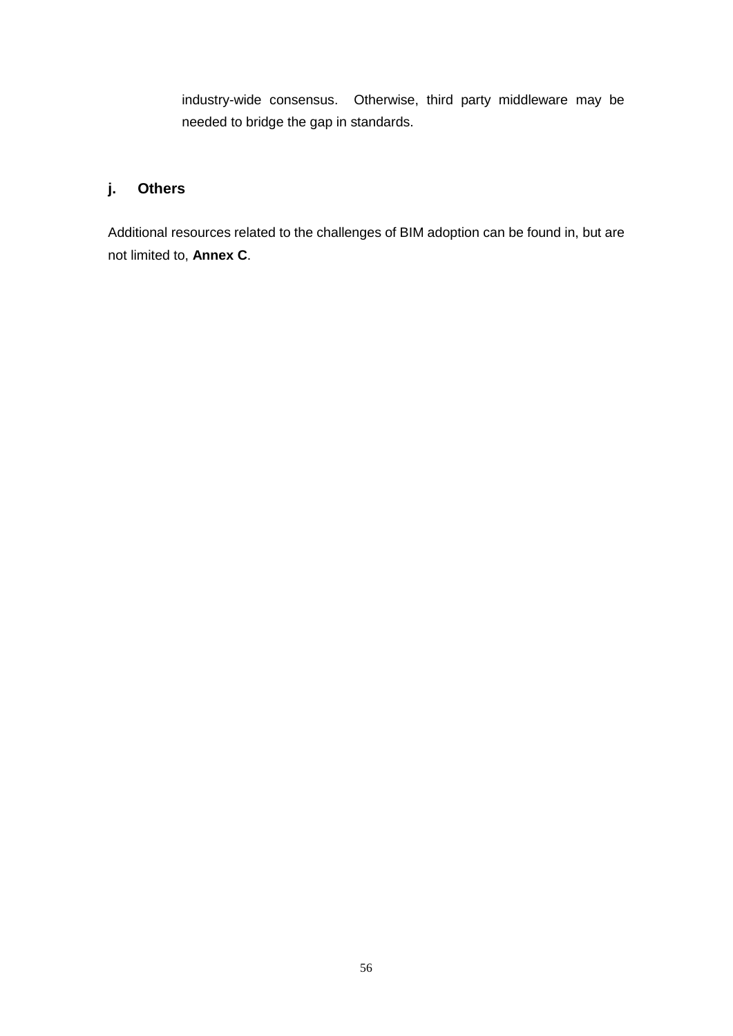industry-wide consensus. Otherwise, third party middleware may be needed to bridge the gap in standards.

### j. Others

Additional resources related to the challenges of BIM adoption can be found in, but are not limited to, **Annex C**.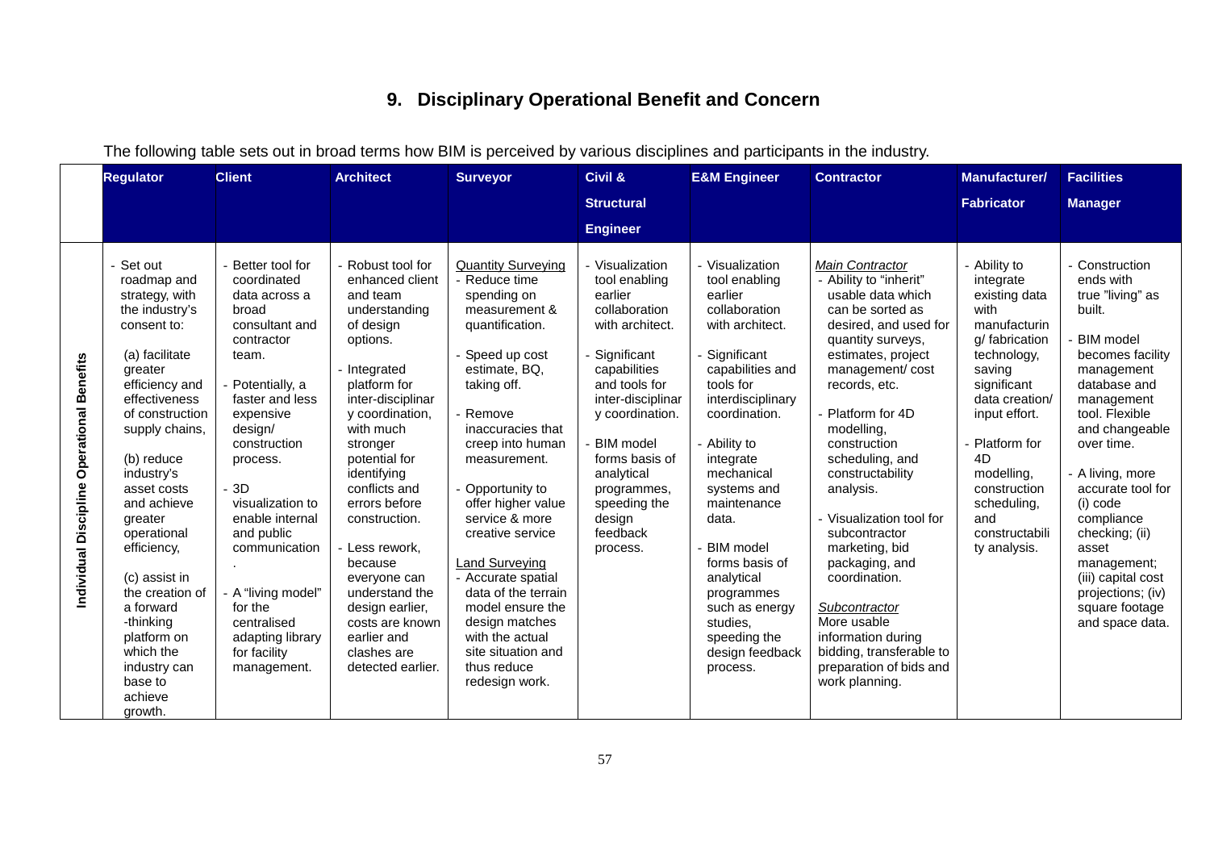## 9. Disciplinary Operational Benefit and Concern

The following table sets out in broad terms how BIM is perceived by various disciplines and participants in the industry.

| | Regulator | Client | Architect | Surveyor | Civil & Structural Engineer | E&M Engineer | Contractor | Manufacturer/ Fabricator | Facilities Manager |
|---|---|---|---|---|---|---|---|---|---|
| **Individual Discipline Operational Benefits** | - Set out roadmap and strategy, with the industry's consent to:<br><br>(a) facilitate greater efficiency and effectiveness of construction supply chains,<br><br>(b) reduce industry's asset costs and achieve greater operational efficiency,<br><br>(c) assist in the creation of a forward -thinking platform on which the industry can base to achieve growth. | - Better tool for coordinated data across a broad consultant and contractor team.<br><br>- Potentially, a faster and less expensive design/ construction process.<br><br>- 3D visualization to enable internal and public communication.<br><br>- A "living model" for the centralised adapting library for facility management. | - Robust tool for enhanced client and team understanding of design options.<br><br>- Integrated platform for inter-disciplinary coordination, with much stronger potential for identifying conflicts and errors before construction.<br><br>- Less rework, because everyone can understand the design earlier, costs are known earlier and clashes are detected earlier. | _Quantity Surveying_<br>- Reduce time spending on measurement & quantification.<br><br>- Speed up cost estimate, BQ, taking off.<br><br>- Remove inaccuracies that creep into human measurement.<br><br>- Opportunity to offer higher value service & more creative service<br><br>_Land Surveying_<br>- Accurate spatial data of the terrain model ensure the design matches with the actual site situation and thus reduce redesign work. | - Visualization tool enabling earlier collaboration with architect.<br><br>- Significant capabilities and tools for inter-disciplinary coordination.<br><br>- BIM model forms basis of analytical programmes, speeding the design feedback process. | - Visualization tool enabling earlier collaboration with architect.<br><br>- Significant capabilities and tools for interdisciplinary coordination.<br><br>- Ability to integrate mechanical systems and maintenance data.<br><br>- BIM model forms basis of analytical programmes such as energy studies, speeding the design feedback process. | _Main Contractor_<br>- Ability to "inherit" usable data which can be sorted as desired, and used for quantity surveys, estimates, project management/ cost records, etc.<br><br>- Platform for 4D modelling, construction scheduling, and constructability analysis.<br><br>- Visualization tool for subcontractor marketing, bid packaging, and coordination.<br><br>_Subcontractor_<br>More usable information during bidding, transferable to preparation of bids and work planning. | - Ability to integrate existing data with manufacturing/ fabrication technology, saving significant data creation/ input effort.<br><br>- Platform for 4D modelling, construction scheduling, and constructability analysis. | - Construction ends with true "living" as built.<br><br>- BIM model becomes facility management database and management tool. Flexible and changeable over time.<br><br>- A living, more accurate tool for (i) code compliance checking; (ii) asset management; (iii) capital cost projections; (iv) square footage and space data. |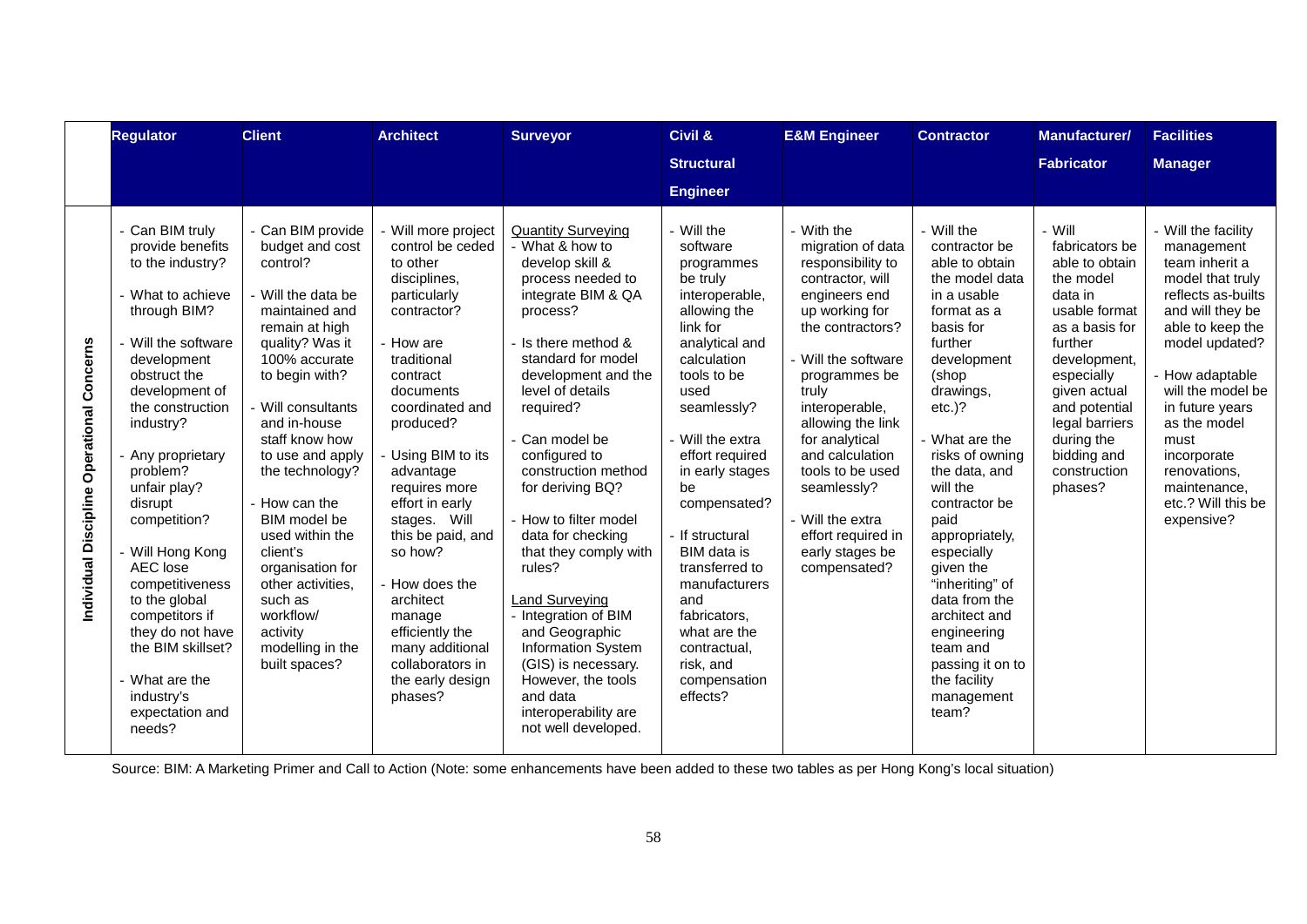| | Regulator | Client | Architect | Surveyor | Civil & Structural Engineer | E&M Engineer | Contractor | Manufacturer/ Fabricator | Facilities Manager |
|---|---|---|---|---|---|---|---|---|---|
| Individual Discipline Operational Concerns | - Can BIM truly provide benefits to the industry?<br><br>- What to achieve through BIM?<br><br>- Will the software development obstruct the development of the construction industry?<br><br>- Any proprietary problem? unfair play? disrupt competition?<br><br>- Will Hong Kong AEC lose competitiveness to the global competitors if they do not have the BIM skillset?<br><br>- What are the industry's expectation and needs? | - Can BIM provide budget and cost control?<br><br>- Will the data be maintained and remain at high quality? Was it 100% accurate to begin with?<br><br>- Will consultants and in-house staff know how to use and apply the technology?<br><br>- How can the BIM model be used within the client's organisation for other activities, such as workflow/ activity modelling in the built spaces? | - Will more project control be ceded to other disciplines, particularly contractor?<br><br>- How are traditional contract documents coordinated and produced?<br><br>- Using BIM to its advantage requires more effort in early stages. Will this be paid, and so how?<br><br>- How does the architect manage efficiently the many additional collaborators in the early design phases? | Quantity Surveying<br>- What & how to develop skill & process needed to integrate BIM & QA process?<br><br>- Is there method & standard for model development and the level of details required?<br><br>- Can model be configured to construction method for deriving BQ?<br><br>- How to filter model data for checking that they comply with rules?<br><br>Land Surveying<br>- Integration of BIM and Geographic Information System (GIS) is necessary. However, the tools and data interoperability are not well developed. | - Will the software programmes be truly interoperable, allowing the link for analytical and calculation tools to be used seamlessly?<br><br>- Will the extra effort required in early stages be compensated?<br><br>- If structural BIM data is transferred to manufacturers and fabricators, what are the contractual, risk, and compensation effects? | - With the migration of data responsibility to contractor, will engineers end up working for the contractors?<br><br>- Will the software programmes be truly interoperable, allowing the link for analytical and calculation tools to be used seamlessly?<br><br>- Will the extra effort required in early stages be compensated? | - Will the contractor be able to obtain the model data in a usable format as a basis for further development (shop drawings, etc.)?<br><br>- What are the risks of owning the data, and will the contractor be paid appropriately, especially given the "inheriting" of data from the architect and engineering team and passing it on to the facility management team? | - Will fabricators be able to obtain the model data in usable format as a basis for further development, especially given actual and potential legal barriers during the bidding and construction phases? | - Will the facility management team inherit a model that truly reflects as-builts and will they be able to keep the model updated?<br><br>- How adaptable will the model be in future years as the model must incorporate renovations, maintenance, etc.? Will this be expensive? |

Source: BIM: A Marketing Primer and Call to Action (Note: some enhancements have been added to these two tables as per Hong Kong's local situation)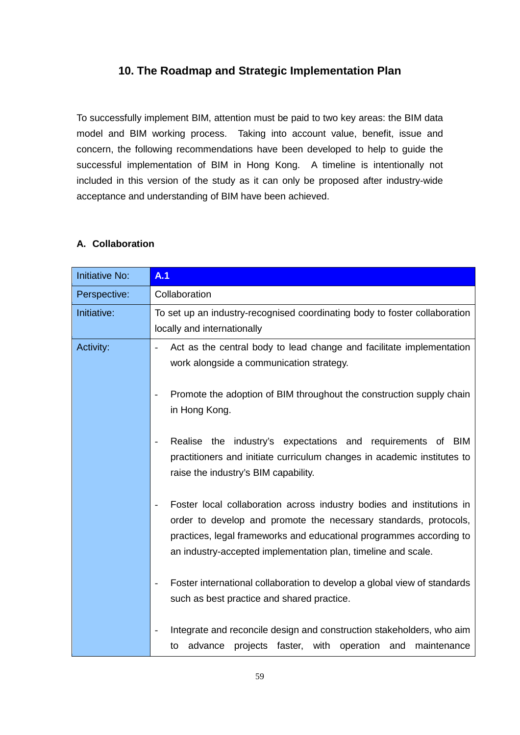## 10. The Roadmap and Strategic Implementation Plan

To successfully implement BIM, attention must be paid to two key areas: the BIM data model and BIM working process. Taking into account value, benefit, issue and concern, the following recommendations have been developed to help to guide the successful implementation of BIM in Hong Kong. A timeline is intentionally not included in this version of the study as it can only be proposed after industry-wide acceptance and understanding of BIM have been achieved.

### A. Collaboration

| Initiative No: | **A.1** |
|---|---|
| Perspective: | Collaboration |
| Initiative: | To set up an industry-recognised coordinating body to foster collaboration locally and internationally |
| Activity: | - Act as the central body to lead change and facilitate implementation work alongside a communication strategy.<br><br>- Promote the adoption of BIM throughout the construction supply chain in Hong Kong.<br><br>- Realise the industry's expectations and requirements of BIM practitioners and initiate curriculum changes in academic institutes to raise the industry's BIM capability.<br><br>- Foster local collaboration across industry bodies and institutions in order to develop and promote the necessary standards, protocols, practices, legal frameworks and educational programmes according to an industry-accepted implementation plan, timeline and scale.<br><br>- Foster international collaboration to develop a global view of standards such as best practice and shared practice.<br><br>- Integrate and reconcile design and construction stakeholders, who aim to advance projects faster, with operation and maintenance |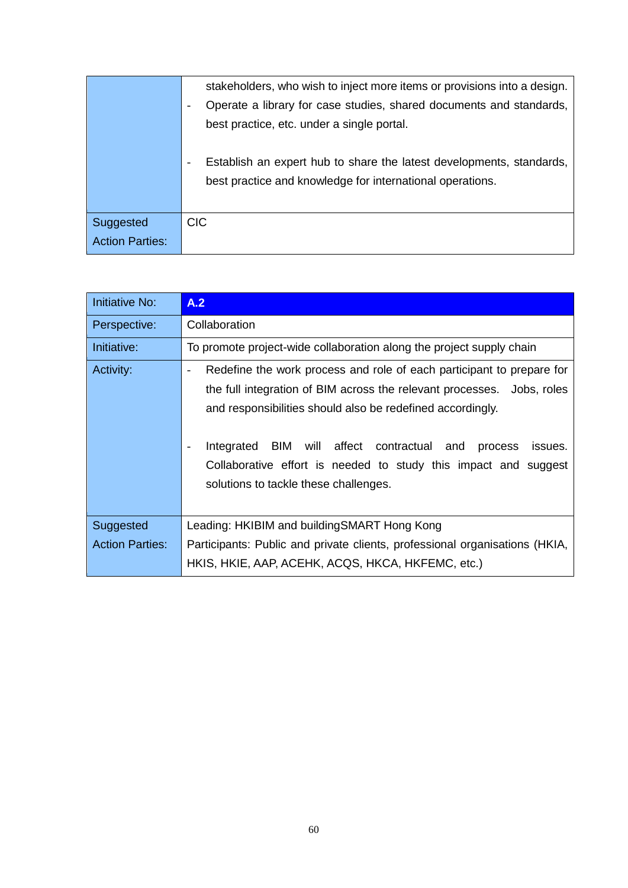| | |
|---|---|
| | stakeholders, who wish to inject more items or provisions into a design.<br>- Operate a library for case studies, shared documents and standards, best practice, etc. under a single portal.<br>- Establish an expert hub to share the latest developments, standards, best practice and knowledge for international operations. |
| Suggested Action Parties: | CIC |

| | |
|---|---|
| Initiative No: | **A.2** |
| Perspective: | Collaboration |
| Initiative: | To promote project-wide collaboration along the project supply chain |
| Activity: | - Redefine the work process and role of each participant to prepare for the full integration of BIM across the relevant processes. Jobs, roles and responsibilities should also be redefined accordingly.<br>- Integrated BIM will affect contractual and process issues. Collaborative effort is needed to study this impact and suggest solutions to tackle these challenges. |
| Suggested Action Parties: | Leading: HKIBIM and buildingSMART Hong Kong<br>Participants: Public and private clients, professional organisations (HKIA, HKIS, HKIE, AAP, ACEHK, ACQS, HKCA, HKFEMC, etc.) |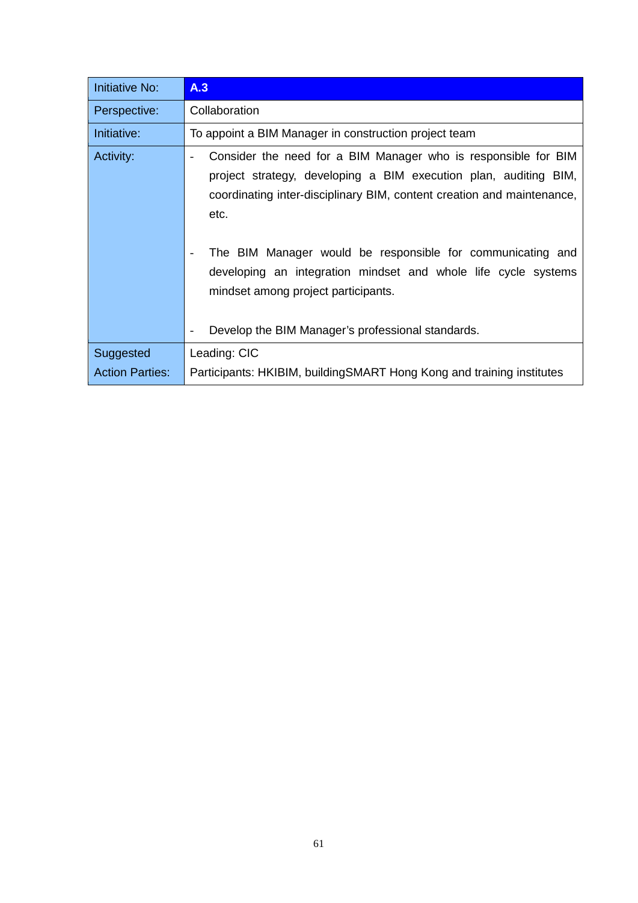| Initiative No: | **A.3** |
|---|---|
| Perspective: | Collaboration |
| Initiative: | To appoint a BIM Manager in construction project team |
| Activity: | - Consider the need for a BIM Manager who is responsible for BIM project strategy, developing a BIM execution plan, auditing BIM, coordinating inter-disciplinary BIM, content creation and maintenance, etc.<br><br>- The BIM Manager would be responsible for communicating and developing an integration mindset and whole life cycle systems mindset among project participants.<br><br>- Develop the BIM Manager's professional standards. |
| Suggested Action Parties: | Leading: CIC<br>Participants: HKIBIM, buildingSMART Hong Kong and training institutes |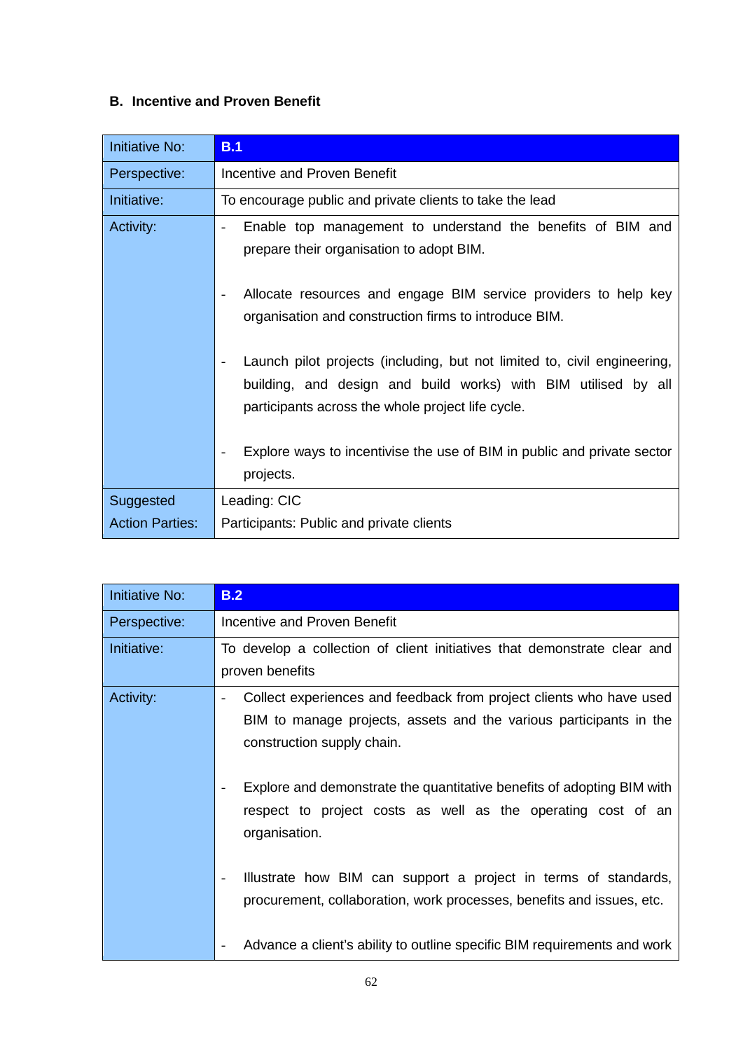## B. Incentive and Proven Benefit

| Initiative No: | **B.1** |
|---|---|
| Perspective: | Incentive and Proven Benefit |
| Initiative: | To encourage public and private clients to take the lead |
| Activity: | - Enable top management to understand the benefits of BIM and prepare their organisation to adopt BIM.<br><br>- Allocate resources and engage BIM service providers to help key organisation and construction firms to introduce BIM.<br><br>- Launch pilot projects (including, but not limited to, civil engineering, building, and design and build works) with BIM utilised by all participants across the whole project life cycle.<br><br>- Explore ways to incentivise the use of BIM in public and private sector projects. |
| Suggested Action Parties: | Leading: CIC<br>Participants: Public and private clients |

| Initiative No: | **B.2** |
|---|---|
| Perspective: | Incentive and Proven Benefit |
| Initiative: | To develop a collection of client initiatives that demonstrate clear and proven benefits |
| Activity: | - Collect experiences and feedback from project clients who have used BIM to manage projects, assets and the various participants in the construction supply chain.<br><br>- Explore and demonstrate the quantitative benefits of adopting BIM with respect to project costs as well as the operating cost of an organisation.<br><br>- Illustrate how BIM can support a project in terms of standards, procurement, collaboration, work processes, benefits and issues, etc.<br><br>- Advance a client's ability to outline specific BIM requirements and work |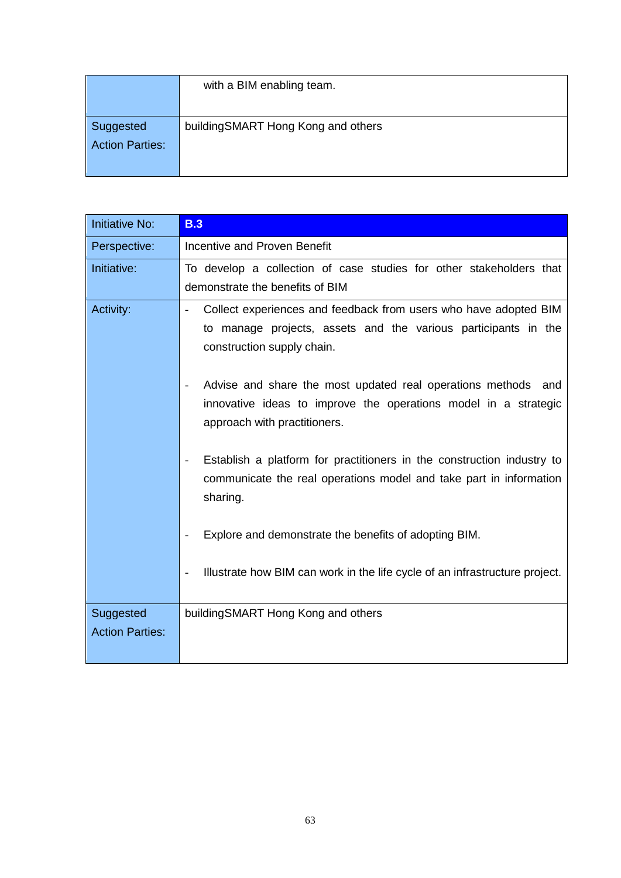|  |  |
|---|---|
|  | with a BIM enabling team. |
| Suggested Action Parties: | buildingSMART Hong Kong and others |

| Initiative No: | **B.3** |
|---|---|
| Perspective: | Incentive and Proven Benefit |
| Initiative: | To develop a collection of case studies for other stakeholders that demonstrate the benefits of BIM |
| Activity: | - Collect experiences and feedback from users who have adopted BIM to manage projects, assets and the various participants in the construction supply chain.<br><br>- Advise and share the most updated real operations methods and innovative ideas to improve the operations model in a strategic approach with practitioners.<br><br>- Establish a platform for practitioners in the construction industry to communicate the real operations model and take part in information sharing.<br><br>- Explore and demonstrate the benefits of adopting BIM.<br><br>- Illustrate how BIM can work in the life cycle of an infrastructure project. |
| Suggested Action Parties: | buildingSMART Hong Kong and others |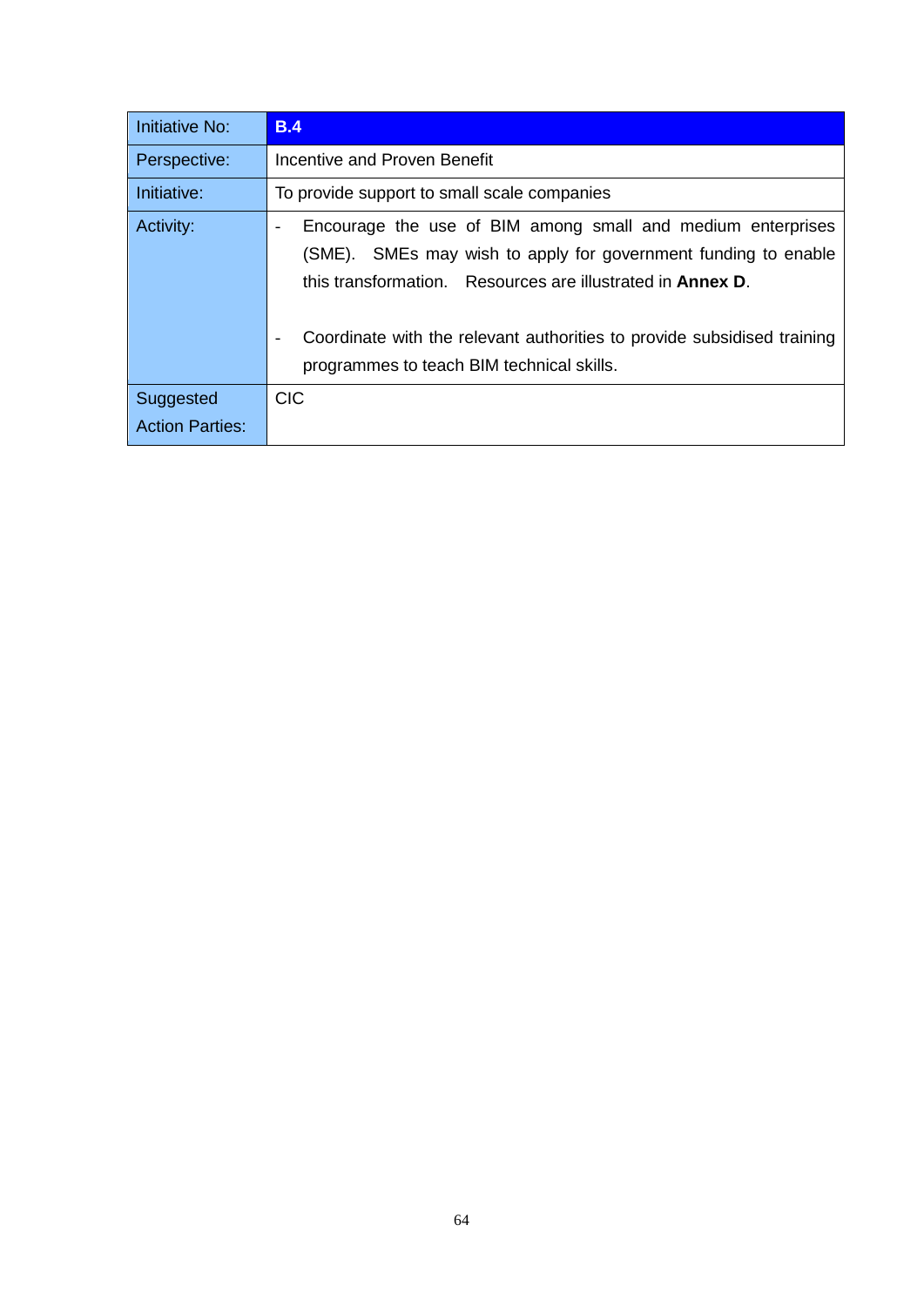| Initiative No: | **B.4** |
|---|---|
| Perspective: | Incentive and Proven Benefit |
| Initiative: | To provide support to small scale companies |
| Activity: | - Encourage the use of BIM among small and medium enterprises (SME). SMEs may wish to apply for government funding to enable this transformation. Resources are illustrated in **Annex D**.<br><br>- Coordinate with the relevant authorities to provide subsidised training programmes to teach BIM technical skills. |
| Suggested Action Parties: | CIC |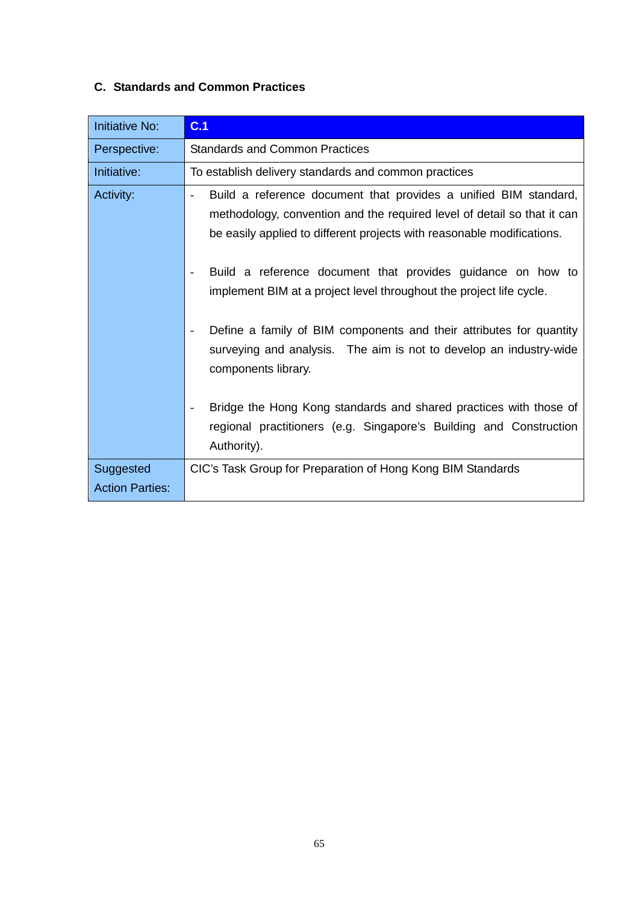### C. Standards and Common Practices

| Initiative No: | **C.1** |
|---|---|
| Perspective: | Standards and Common Practices |
| Initiative: | To establish delivery standards and common practices |
| Activity: | - Build a reference document that provides a unified BIM standard, methodology, convention and the required level of detail so that it can be easily applied to different projects with reasonable modifications.<br><br>- Build a reference document that provides guidance on how to implement BIM at a project level throughout the project life cycle.<br><br>- Define a family of BIM components and their attributes for quantity surveying and analysis. The aim is not to develop an industry-wide components library.<br><br>- Bridge the Hong Kong standards and shared practices with those of regional practitioners (e.g. Singapore's Building and Construction Authority). |
| Suggested Action Parties: | CIC's Task Group for Preparation of Hong Kong BIM Standards |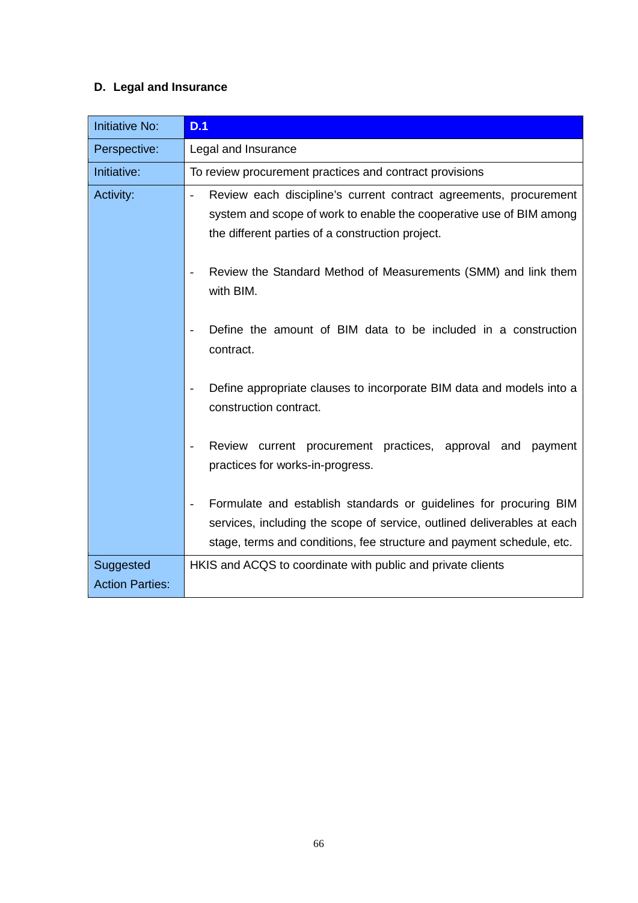## D. Legal and Insurance

| Initiative No: | **D.1** |
|---|---|
| Perspective: | Legal and Insurance |
| Initiative: | To review procurement practices and contract provisions |
| Activity: | - Review each discipline's current contract agreements, procurement system and scope of work to enable the cooperative use of BIM among the different parties of a construction project.<br><br>- Review the Standard Method of Measurements (SMM) and link them with BIM.<br><br>- Define the amount of BIM data to be included in a construction contract.<br><br>- Define appropriate clauses to incorporate BIM data and models into a construction contract.<br><br>- Review current procurement practices, approval and payment practices for works-in-progress.<br><br>- Formulate and establish standards or guidelines for procuring BIM services, including the scope of service, outlined deliverables at each stage, terms and conditions, fee structure and payment schedule, etc. |
| Suggested Action Parties: | HKIS and ACQS to coordinate with public and private clients |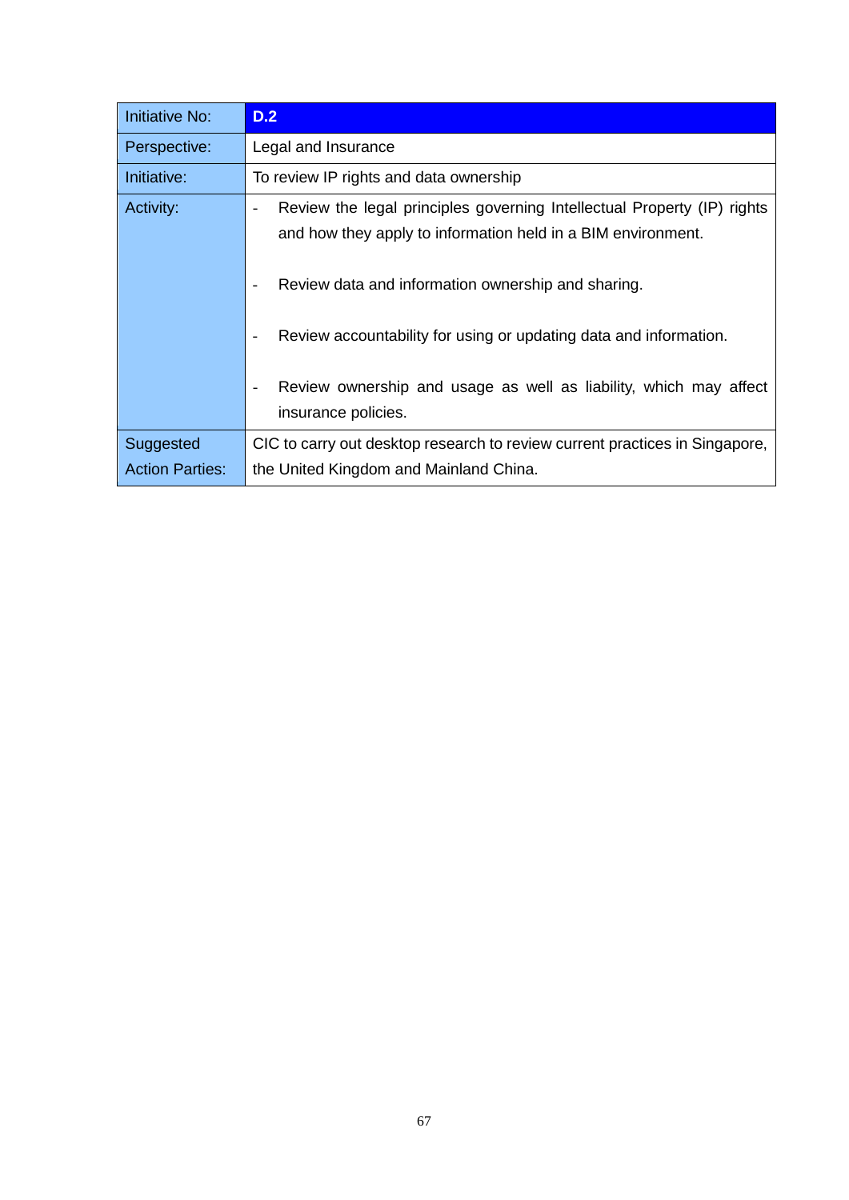| Initiative No: | **D.2** |
| --- | --- |
| Perspective: | Legal and Insurance |
| Initiative: | To review IP rights and data ownership |
| Activity: | - Review the legal principles governing Intellectual Property (IP) rights and how they apply to information held in a BIM environment.<br><br>- Review data and information ownership and sharing.<br><br>- Review accountability for using or updating data and information.<br><br>- Review ownership and usage as well as liability, which may affect insurance policies. |
| Suggested Action Parties: | CIC to carry out desktop research to review current practices in Singapore, the United Kingdom and Mainland China. |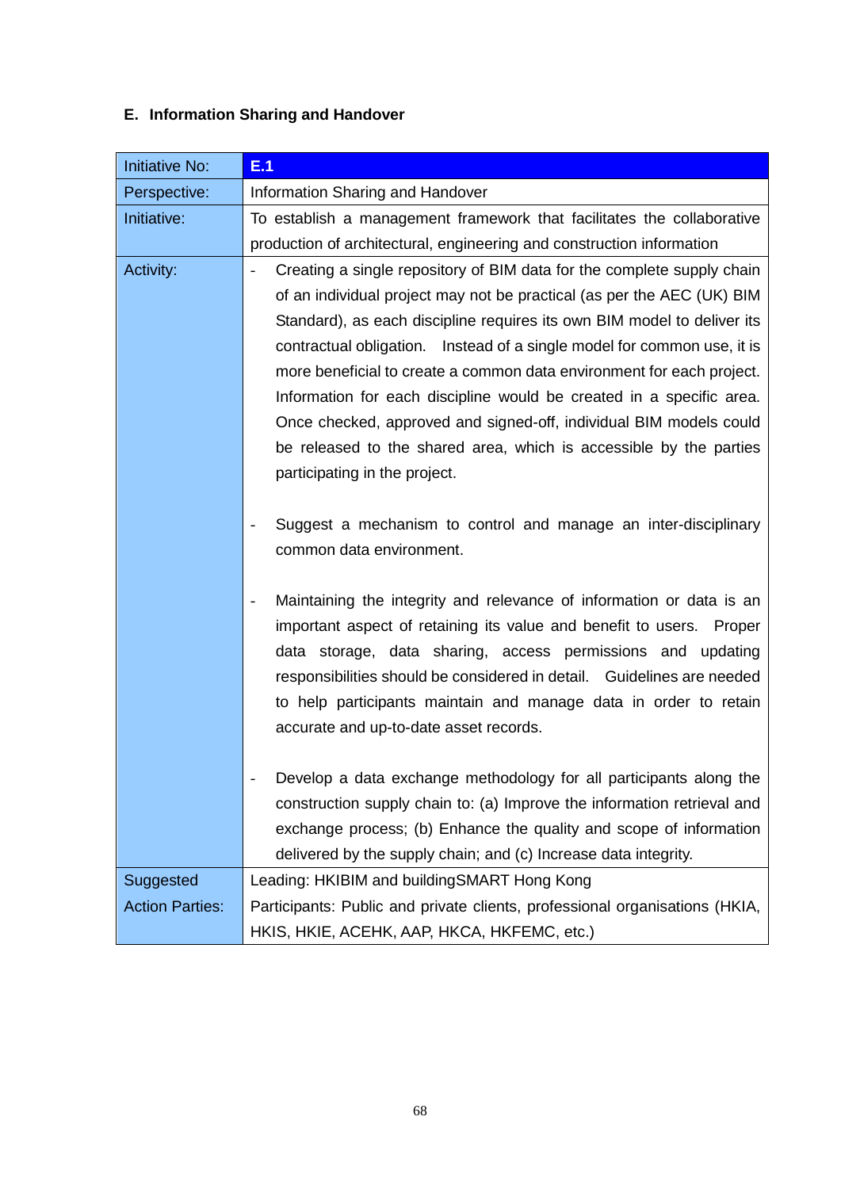## E. Information Sharing and Handover

| Initiative No: | **E.1** |
|---|---|
| Perspective: | Information Sharing and Handover |
| Initiative: | To establish a management framework that facilitates the collaborative production of architectural, engineering and construction information |
| Activity: | - Creating a single repository of BIM data for the complete supply chain of an individual project may not be practical (as per the AEC (UK) BIM Standard), as each discipline requires its own BIM model to deliver its contractual obligation. Instead of a single model for common use, it is more beneficial to create a common data environment for each project. Information for each discipline would be created in a specific area. Once checked, approved and signed-off, individual BIM models could be released to the shared area, which is accessible by the parties participating in the project.<br><br>- Suggest a mechanism to control and manage an inter-disciplinary common data environment.<br><br>- Maintaining the integrity and relevance of information or data is an important aspect of retaining its value and benefit to users. Proper data storage, data sharing, access permissions and updating responsibilities should be considered in detail. Guidelines are needed to help participants maintain and manage data in order to retain accurate and up-to-date asset records.<br><br>- Develop a data exchange methodology for all participants along the construction supply chain to: (a) Improve the information retrieval and exchange process; (b) Enhance the quality and scope of information delivered by the supply chain; and (c) Increase data integrity. |
| Suggested Action Parties: | Leading: HKIBIM and buildingSMART Hong Kong<br>Participants: Public and private clients, professional organisations (HKIA, HKIS, HKIE, ACEHK, AAP, HKCA, HKFEMC, etc.) |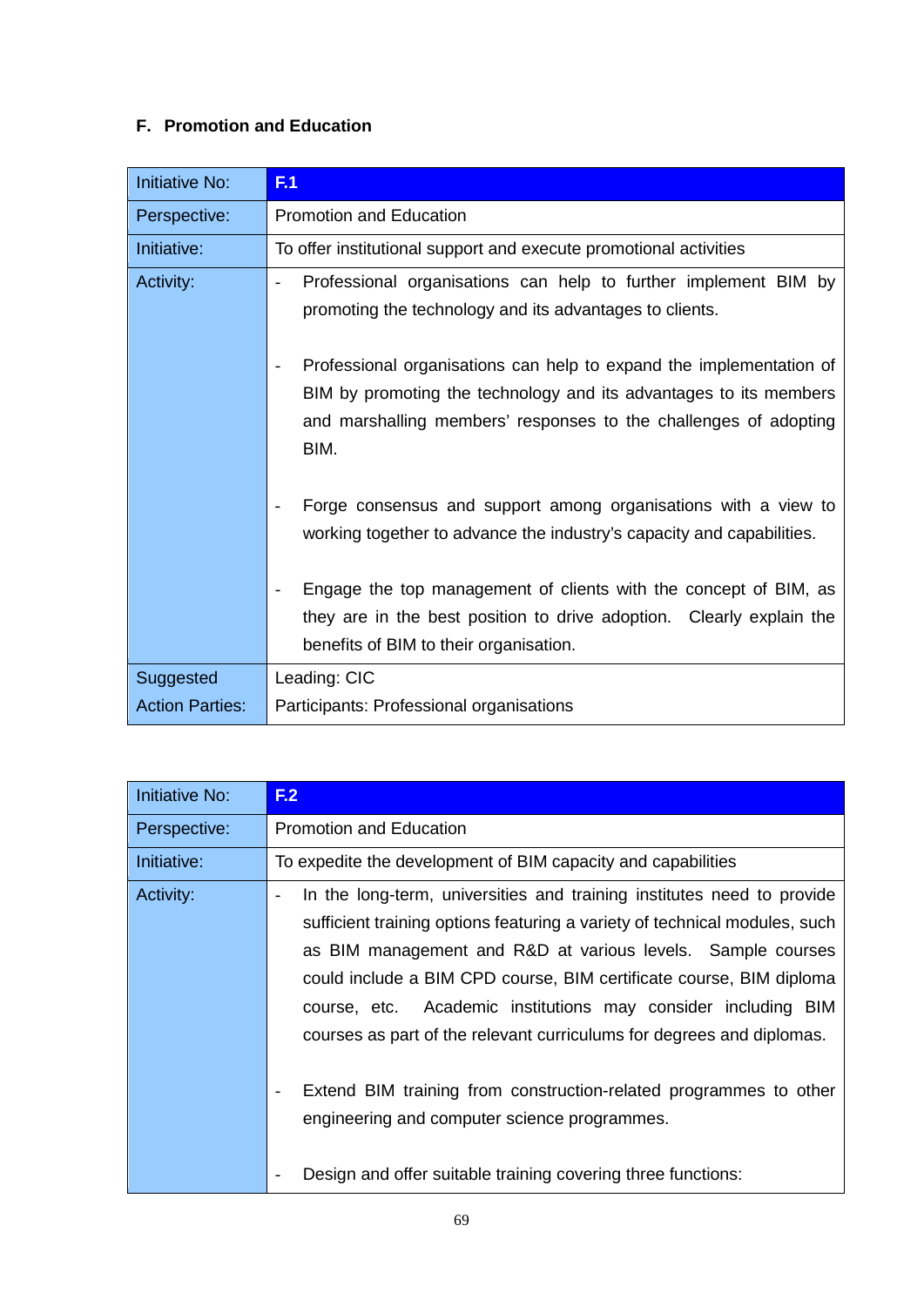## F. Promotion and Education

| Initiative No: | **F.1** |
|---|---|
| Perspective: | Promotion and Education |
| Initiative: | To offer institutional support and execute promotional activities |
| Activity: | - Professional organisations can help to further implement BIM by promoting the technology and its advantages to clients.<br><br>- Professional organisations can help to expand the implementation of BIM by promoting the technology and its advantages to its members and marshalling members' responses to the challenges of adopting BIM.<br><br>- Forge consensus and support among organisations with a view to working together to advance the industry's capacity and capabilities.<br><br>- Engage the top management of clients with the concept of BIM, as they are in the best position to drive adoption. Clearly explain the benefits of BIM to their organisation. |
| Suggested Action Parties: | Leading: CIC<br>Participants: Professional organisations |

| Initiative No: | **F.2** |
|---|---|
| Perspective: | Promotion and Education |
| Initiative: | To expedite the development of BIM capacity and capabilities |
| Activity: | - In the long-term, universities and training institutes need to provide sufficient training options featuring a variety of technical modules, such as BIM management and R&D at various levels. Sample courses could include a BIM CPD course, BIM certificate course, BIM diploma course, etc. Academic institutions may consider including BIM courses as part of the relevant curriculums for degrees and diplomas.<br><br>- Extend BIM training from construction-related programmes to other engineering and computer science programmes.<br><br>- Design and offer suitable training covering three functions: |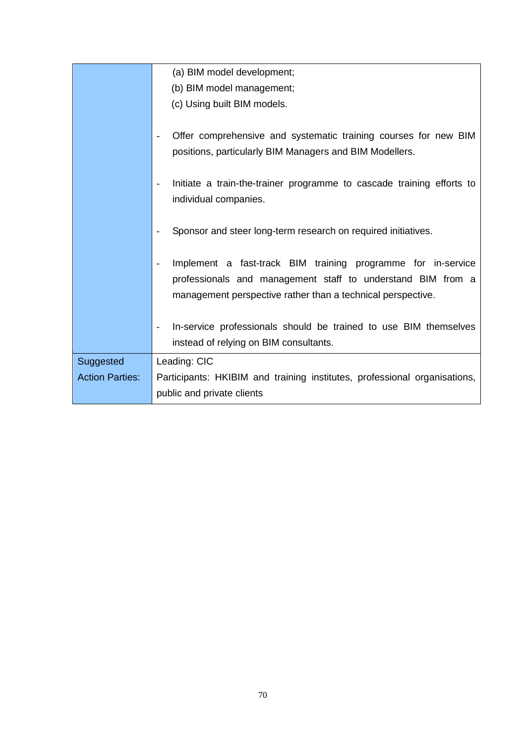|  |  |
| --- | --- |
|  | (a) BIM model development;<br>(b) BIM model management;<br>(c) Using built BIM models.<br><br>- Offer comprehensive and systematic training courses for new BIM positions, particularly BIM Managers and BIM Modellers.<br><br>- Initiate a train-the-trainer programme to cascade training efforts to individual companies.<br><br>- Sponsor and steer long-term research on required initiatives.<br><br>- Implement a fast-track BIM training programme for in-service professionals and management staff to understand BIM from a management perspective rather than a technical perspective.<br><br>- In-service professionals should be trained to use BIM themselves instead of relying on BIM consultants. |
| Suggested Action Parties: | Leading: CIC<br>Participants: HKIBIM and training institutes, professional organisations, public and private clients |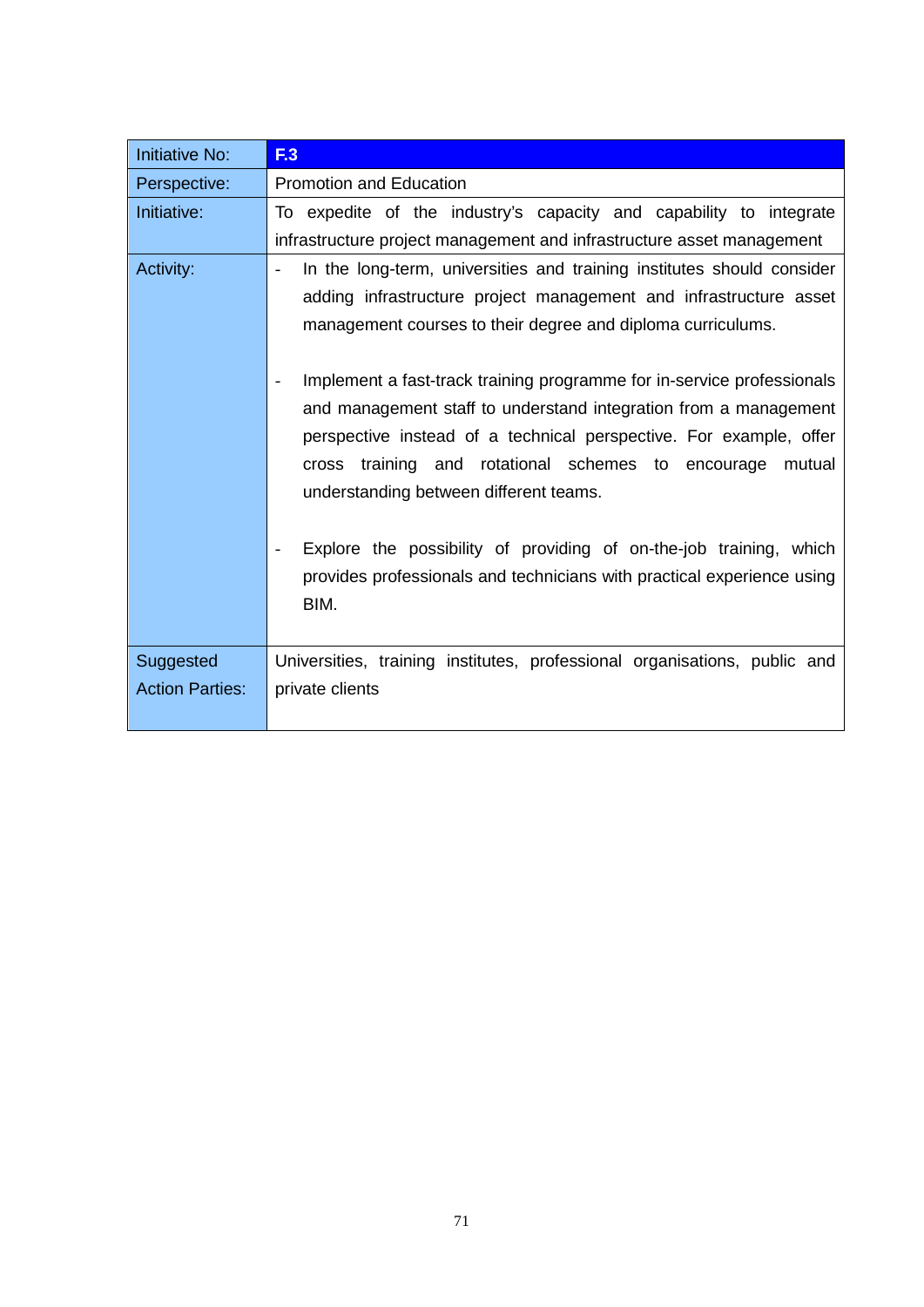| Initiative No: | **F.3** |
|---|---|
| Perspective: | Promotion and Education |
| Initiative: | To expedite of the industry's capacity and capability to integrate infrastructure project management and infrastructure asset management |
| Activity: | - In the long-term, universities and training institutes should consider adding infrastructure project management and infrastructure asset management courses to their degree and diploma curriculums.<br><br>- Implement a fast-track training programme for in-service professionals and management staff to understand integration from a management perspective instead of a technical perspective. For example, offer cross training and rotational schemes to encourage mutual understanding between different teams.<br><br>- Explore the possibility of providing of on-the-job training, which provides professionals and technicians with practical experience using BIM. |
| Suggested Action Parties: | Universities, training institutes, professional organisations, public and private clients |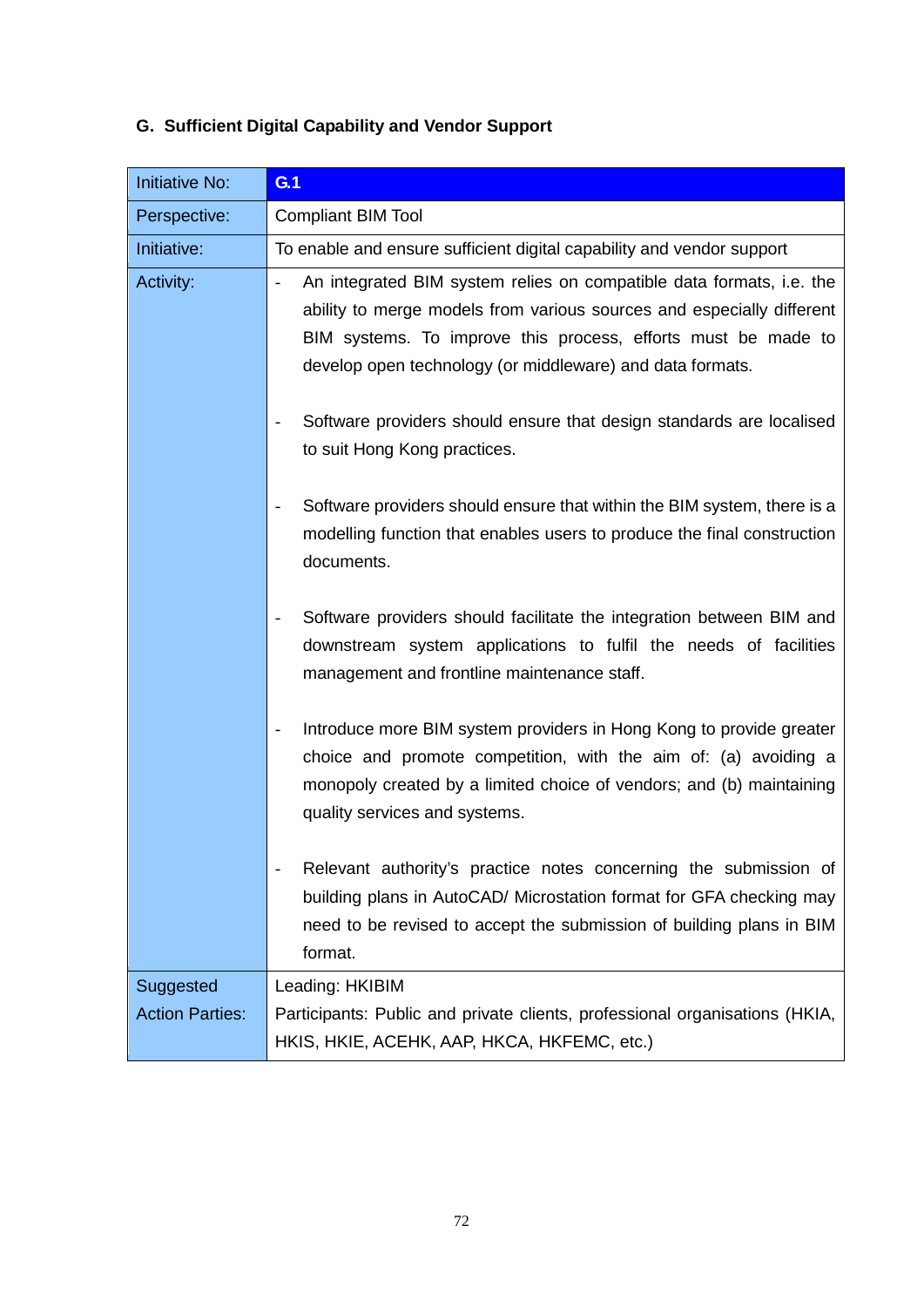## G. Sufficient Digital Capability and Vendor Support

| Initiative No: | G.1 |
|---|---|
| Perspective: | Compliant BIM Tool |
| Initiative: | To enable and ensure sufficient digital capability and vendor support |
| Activity: | - An integrated BIM system relies on compatible data formats, i.e. the ability to merge models from various sources and especially different BIM systems. To improve this process, efforts must be made to develop open technology (or middleware) and data formats.<br><br>- Software providers should ensure that design standards are localised to suit Hong Kong practices.<br><br>- Software providers should ensure that within the BIM system, there is a modelling function that enables users to produce the final construction documents.<br><br>- Software providers should facilitate the integration between BIM and downstream system applications to fulfil the needs of facilities management and frontline maintenance staff.<br><br>- Introduce more BIM system providers in Hong Kong to provide greater choice and promote competition, with the aim of: (a) avoiding a monopoly created by a limited choice of vendors; and (b) maintaining quality services and systems.<br><br>- Relevant authority's practice notes concerning the submission of building plans in AutoCAD/ Microstation format for GFA checking may need to be revised to accept the submission of building plans in BIM format. |
| Suggested Action Parties: | Leading: HKIBIM<br>Participants: Public and private clients, professional organisations (HKIA, HKIS, HKIE, ACEHK, AAP, HKCA, HKFEMC, etc.) |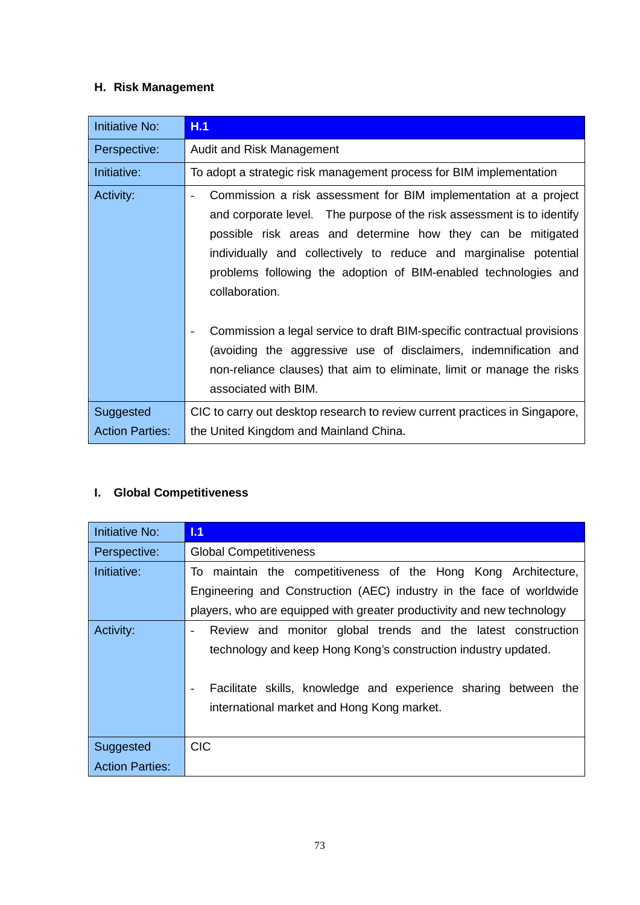## H. Risk Management

| Initiative No: | **H.1** |
|---|---|
| Perspective: | Audit and Risk Management |
| Initiative: | To adopt a strategic risk management process for BIM implementation |
| Activity: | - Commission a risk assessment for BIM implementation at a project and corporate level. The purpose of the risk assessment is to identify possible risk areas and determine how they can be mitigated individually and collectively to reduce and marginalise potential problems following the adoption of BIM-enabled technologies and collaboration.<br><br>- Commission a legal service to draft BIM-specific contractual provisions (avoiding the aggressive use of disclaimers, indemnification and non-reliance clauses) that aim to eliminate, limit or manage the risks associated with BIM. |
| Suggested Action Parties: | CIC to carry out desktop research to review current practices in Singapore, the United Kingdom and Mainland China. |

## I. Global Competitiveness

| Initiative No: | **I.1** |
|---|---|
| Perspective: | Global Competitiveness |
| Initiative: | To maintain the competitiveness of the Hong Kong Architecture, Engineering and Construction (AEC) industry in the face of worldwide players, who are equipped with greater productivity and new technology |
| Activity: | - Review and monitor global trends and the latest construction technology and keep Hong Kong's construction industry updated.<br><br>- Facilitate skills, knowledge and experience sharing between the international market and Hong Kong market. |
| Suggested Action Parties: | CIC |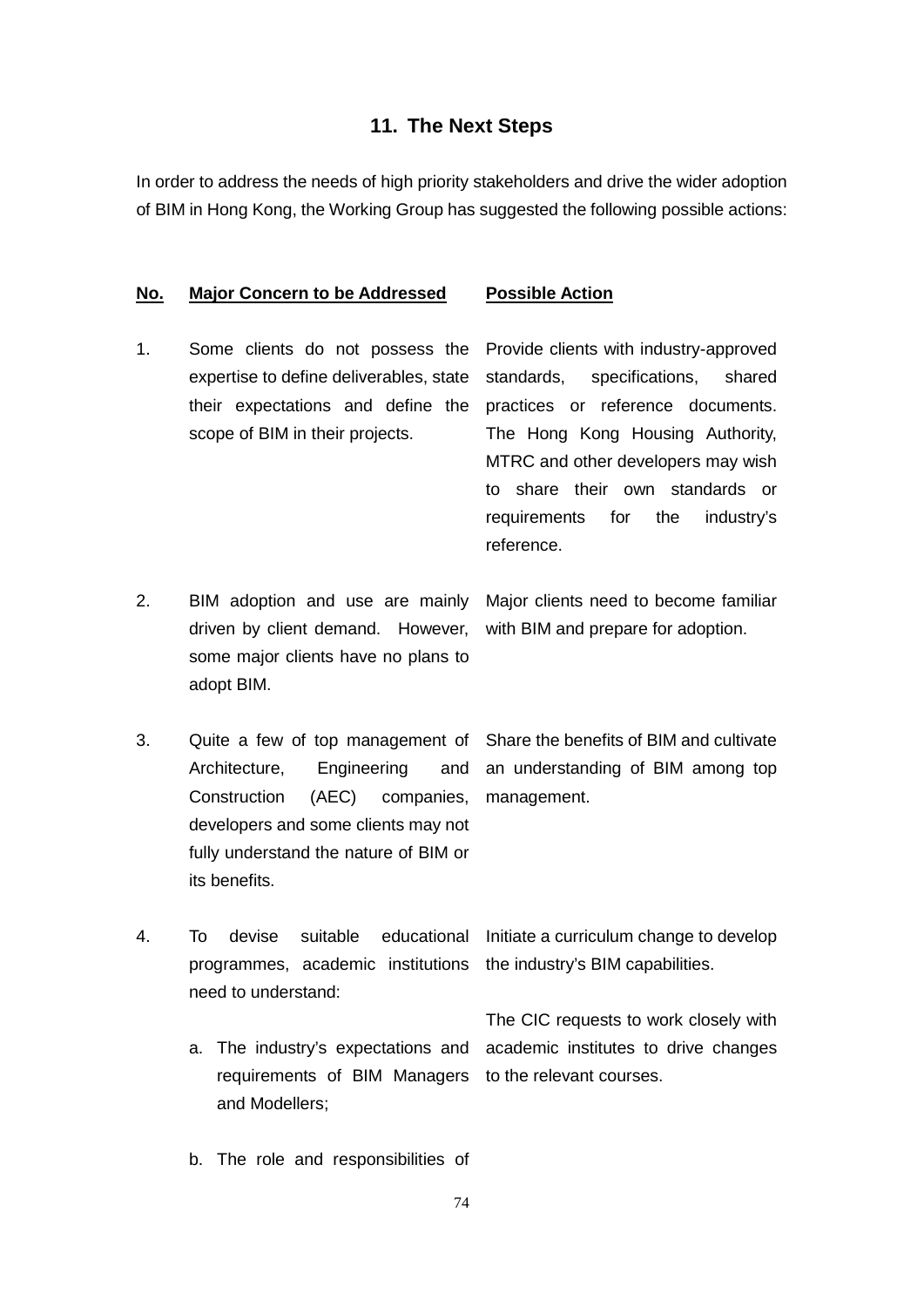## 11. The Next Steps

In order to address the needs of high priority stakeholders and drive the wider adoption of BIM in Hong Kong, the Working Group has suggested the following possible actions:

| No. | Major Concern to be Addressed | Possible Action |
|---|---|---|
| 1. | Some clients do not possess the expertise to define deliverables, state their expectations and define the scope of BIM in their projects. | Provide clients with industry-approved standards, specifications, shared practices or reference documents. The Hong Kong Housing Authority, MTRC and other developers may wish to share their own standards or requirements for the industry's reference. |
| 2. | BIM adoption and use are mainly driven by client demand. However, some major clients have no plans to adopt BIM. | Major clients need to become familiar with BIM and prepare for adoption. |
| 3. | Quite a few of top management of Architecture, Engineering and Construction (AEC) companies, developers and some clients may not fully understand the nature of BIM or its benefits. | Share the benefits of BIM and cultivate an understanding of BIM among top management. |
| 4. | To devise suitable educational programmes, academic institutions need to understand:<br><br>a. The industry's expectations and requirements of BIM Managers and Modellers;<br><br>b. The role and responsibilities of | Initiate a curriculum change to develop the industry's BIM capabilities.<br><br>The CIC requests to work closely with academic institutes to drive changes to the relevant courses. |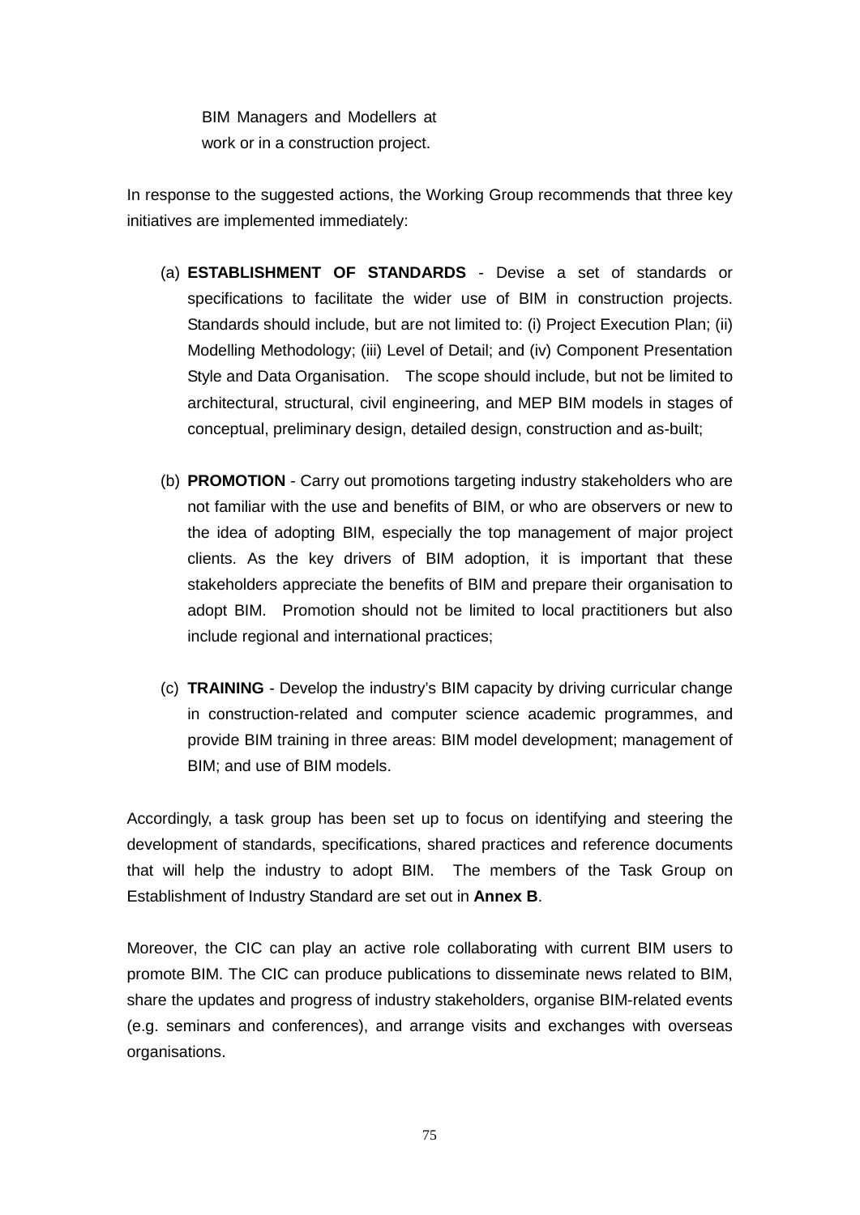BIM Managers and Modellers at work or in a construction project.

In response to the suggested actions, the Working Group recommends that three key initiatives are implemented immediately:

(a) **ESTABLISHMENT OF STANDARDS** - Devise a set of standards or specifications to facilitate the wider use of BIM in construction projects. Standards should include, but are not limited to: (i) Project Execution Plan; (ii) Modelling Methodology; (iii) Level of Detail; and (iv) Component Presentation Style and Data Organisation. The scope should include, but not be limited to architectural, structural, civil engineering, and MEP BIM models in stages of conceptual, preliminary design, detailed design, construction and as-built;

(b) **PROMOTION** - Carry out promotions targeting industry stakeholders who are not familiar with the use and benefits of BIM, or who are observers or new to the idea of adopting BIM, especially the top management of major project clients. As the key drivers of BIM adoption, it is important that these stakeholders appreciate the benefits of BIM and prepare their organisation to adopt BIM. Promotion should not be limited to local practitioners but also include regional and international practices;

(c) **TRAINING** - Develop the industry's BIM capacity by driving curricular change in construction-related and computer science academic programmes, and provide BIM training in three areas: BIM model development; management of BIM; and use of BIM models.

Accordingly, a task group has been set up to focus on identifying and steering the development of standards, specifications, shared practices and reference documents that will help the industry to adopt BIM. The members of the Task Group on Establishment of Industry Standard are set out in **Annex B**.

Moreover, the CIC can play an active role collaborating with current BIM users to promote BIM. The CIC can produce publications to disseminate news related to BIM, share the updates and progress of industry stakeholders, organise BIM-related events (e.g. seminars and conferences), and arrange visits and exchanges with overseas organisations.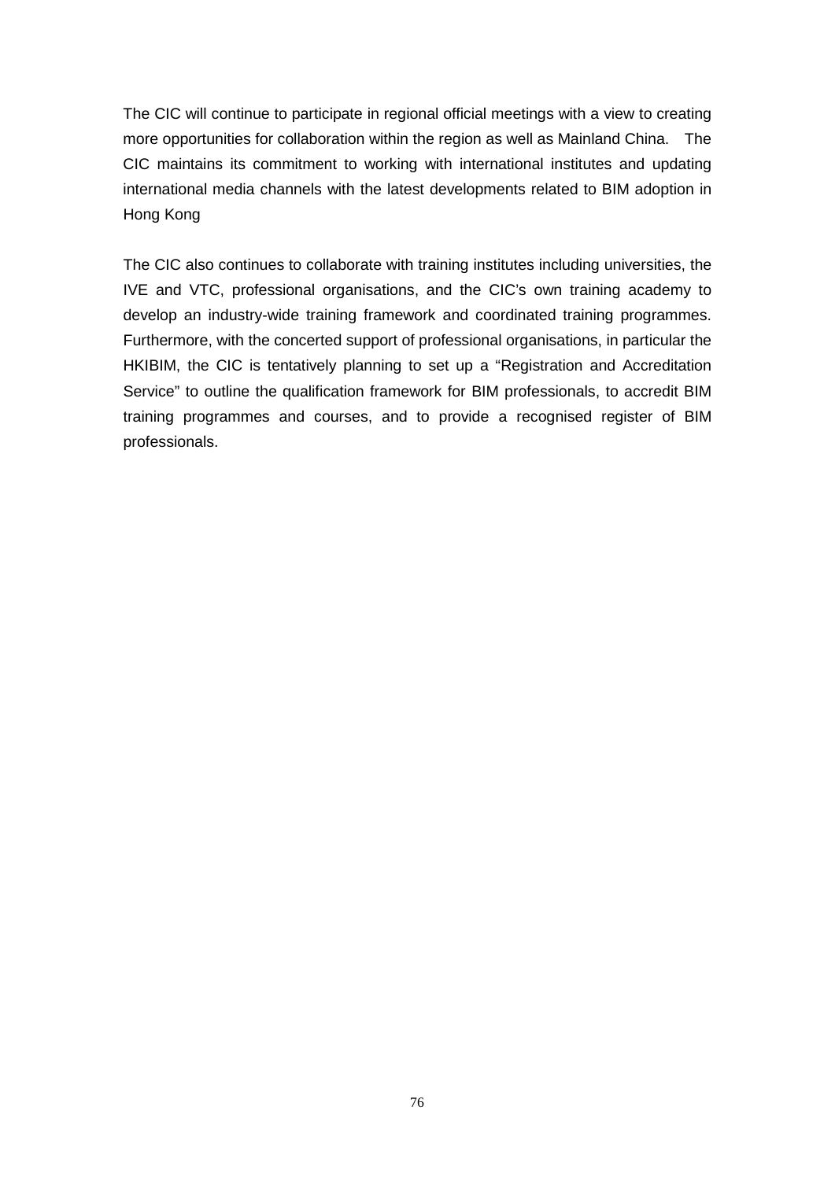The CIC will continue to participate in regional official meetings with a view to creating more opportunities for collaboration within the region as well as Mainland China. The CIC maintains its commitment to working with international institutes and updating international media channels with the latest developments related to BIM adoption in Hong Kong

The CIC also continues to collaborate with training institutes including universities, the IVE and VTC, professional organisations, and the CIC's own training academy to develop an industry-wide training framework and coordinated training programmes. Furthermore, with the concerted support of professional organisations, in particular the HKIBIM, the CIC is tentatively planning to set up a "Registration and Accreditation Service" to outline the qualification framework for BIM professionals, to accredit BIM training programmes and courses, and to provide a recognised register of BIM professionals.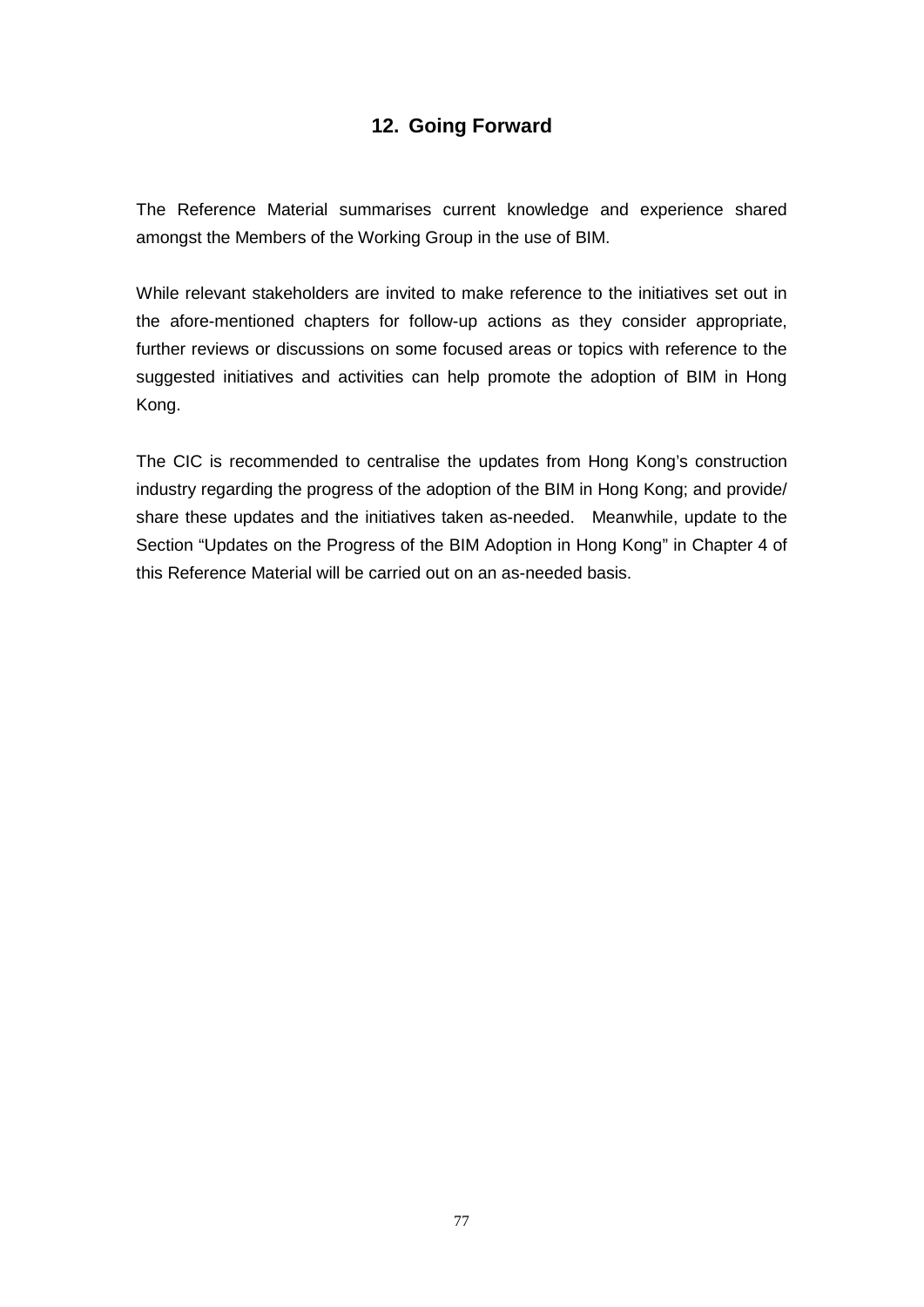# 12. Going Forward

The Reference Material summarises current knowledge and experience shared amongst the Members of the Working Group in the use of BIM.

While relevant stakeholders are invited to make reference to the initiatives set out in the afore-mentioned chapters for follow-up actions as they consider appropriate, further reviews or discussions on some focused areas or topics with reference to the suggested initiatives and activities can help promote the adoption of BIM in Hong Kong.

The CIC is recommended to centralise the updates from Hong Kong's construction industry regarding the progress of the adoption of the BIM in Hong Kong; and provide/ share these updates and the initiatives taken as-needed. Meanwhile, update to the Section "Updates on the Progress of the BIM Adoption in Hong Kong" in Chapter 4 of this Reference Material will be carried out on an as-needed basis.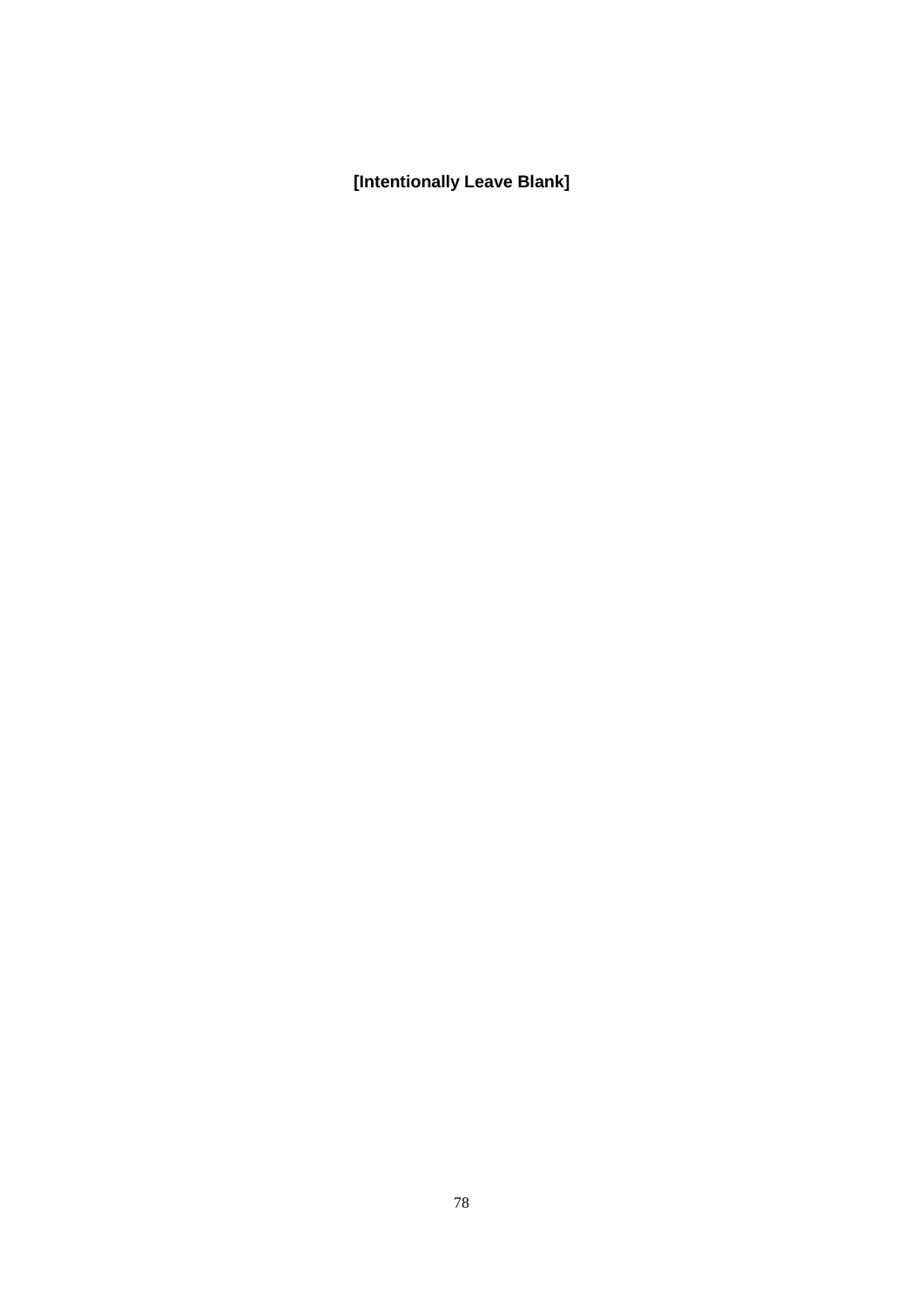**[Intentionally Leave Blank]**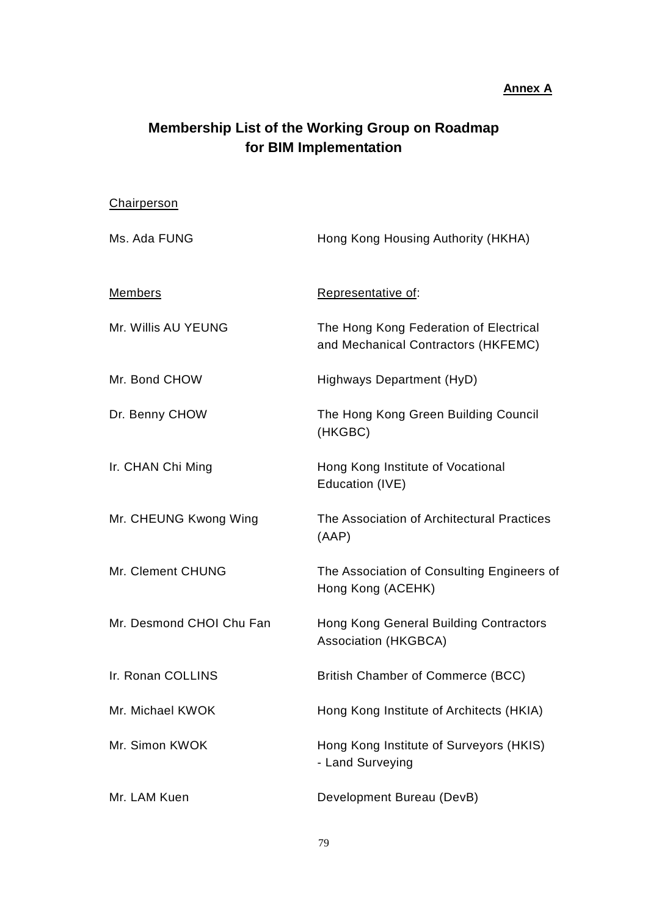**Annex A**

## Membership List of the Working Group on Roadmap for BIM Implementation

Chairperson

| | |
|---|---|
| Ms. Ada FUNG | Hong Kong Housing Authority (HKHA) |

| Members | Representative of: |
|---|---|
| Mr. Willis AU YEUNG | The Hong Kong Federation of Electrical and Mechanical Contractors (HKFEMC) |
| Mr. Bond CHOW | Highways Department (HyD) |
| Dr. Benny CHOW | The Hong Kong Green Building Council (HKGBC) |
| Ir. CHAN Chi Ming | Hong Kong Institute of Vocational Education (IVE) |
| Mr. CHEUNG Kwong Wing | The Association of Architectural Practices (AAP) |
| Mr. Clement CHUNG | The Association of Consulting Engineers of Hong Kong (ACEHK) |
| Mr. Desmond CHOI Chu Fan | Hong Kong General Building Contractors Association (HKGBCA) |
| Ir. Ronan COLLINS | British Chamber of Commerce (BCC) |
| Mr. Michael KWOK | Hong Kong Institute of Architects (HKIA) |
| Mr. Simon KWOK | Hong Kong Institute of Surveyors (HKIS) - Land Surveying |
| Mr. LAM Kuen | Development Bureau (DevB) |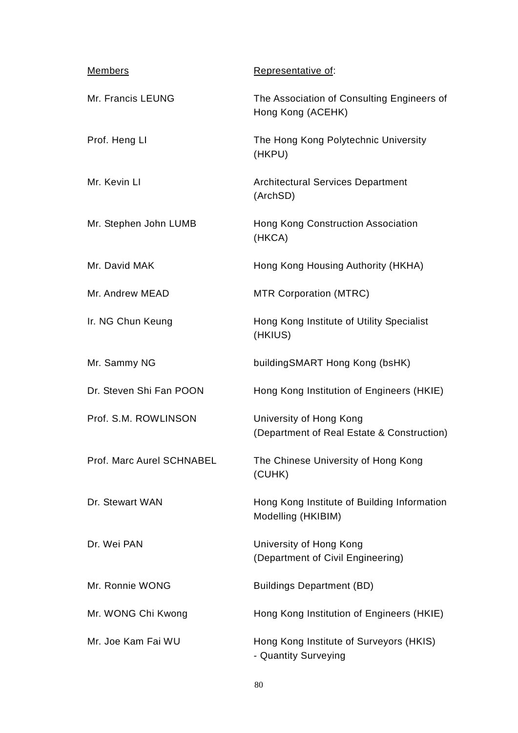| Members | Representative of: |
| --- | --- |
| Mr. Francis LEUNG | The Association of Consulting Engineers of Hong Kong (ACEHK) |
| Prof. Heng LI | The Hong Kong Polytechnic University (HKPU) |
| Mr. Kevin LI | Architectural Services Department (ArchSD) |
| Mr. Stephen John LUMB | Hong Kong Construction Association (HKCA) |
| Mr. David MAK | Hong Kong Housing Authority (HKHA) |
| Mr. Andrew MEAD | MTR Corporation (MTRC) |
| Ir. NG Chun Keung | Hong Kong Institute of Utility Specialist (HKIUS) |
| Mr. Sammy NG | buildingSMART Hong Kong (bsHK) |
| Dr. Steven Shi Fan POON | Hong Kong Institution of Engineers (HKIE) |
| Prof. S.M. ROWLINSON | University of Hong Kong (Department of Real Estate & Construction) |
| Prof. Marc Aurel SCHNABEL | The Chinese University of Hong Kong (CUHK) |
| Dr. Stewart WAN | Hong Kong Institute of Building Information Modelling (HKIBIM) |
| Dr. Wei PAN | University of Hong Kong (Department of Civil Engineering) |
| Mr. Ronnie WONG | Buildings Department (BD) |
| Mr. WONG Chi Kwong | Hong Kong Institution of Engineers (HKIE) |
| Mr. Joe Kam Fai WU | Hong Kong Institute of Surveyors (HKIS) - Quantity Surveying |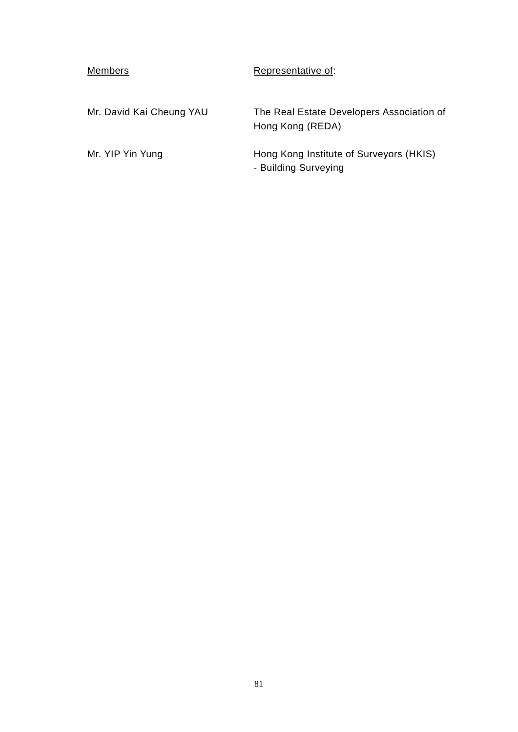| Members | Representative of: |
| --- | --- |
| Mr. David Kai Cheung YAU | The Real Estate Developers Association of Hong Kong (REDA) |
| Mr. YIP Yin Yung | Hong Kong Institute of Surveyors (HKIS) - Building Surveying |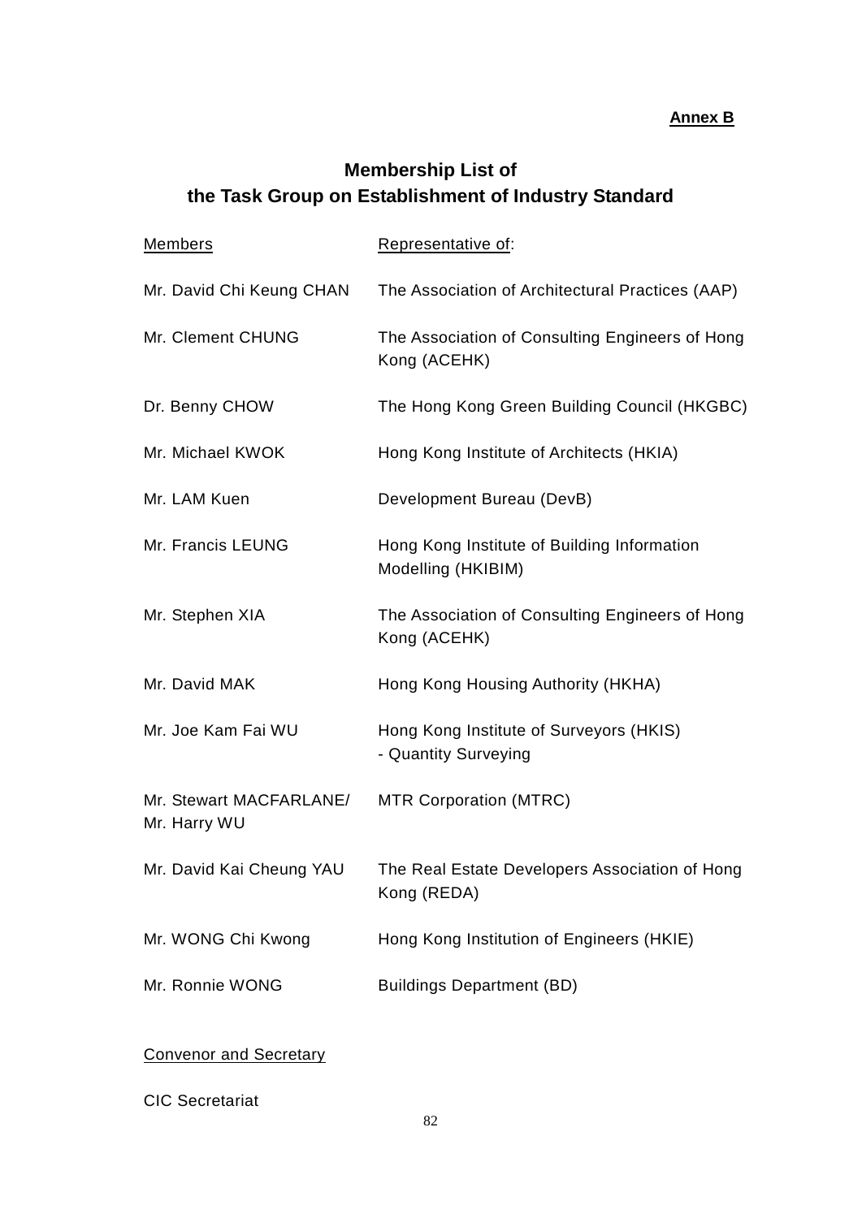**Annex B**

# Membership List of the Task Group on Establishment of Industry Standard

| Members | Representative of: |
| --- | --- |
| Mr. David Chi Keung CHAN | The Association of Architectural Practices (AAP) |
| Mr. Clement CHUNG | The Association of Consulting Engineers of Hong Kong (ACEHK) |
| Dr. Benny CHOW | The Hong Kong Green Building Council (HKGBC) |
| Mr. Michael KWOK | Hong Kong Institute of Architects (HKIA) |
| Mr. LAM Kuen | Development Bureau (DevB) |
| Mr. Francis LEUNG | Hong Kong Institute of Building Information Modelling (HKIBIM) |
| Mr. Stephen XIA | The Association of Consulting Engineers of Hong Kong (ACEHK) |
| Mr. David MAK | Hong Kong Housing Authority (HKHA) |
| Mr. Joe Kam Fai WU | Hong Kong Institute of Surveyors (HKIS) - Quantity Surveying |
| Mr. Stewart MACFARLANE/ Mr. Harry WU | MTR Corporation (MTRC) |
| Mr. David Kai Cheung YAU | The Real Estate Developers Association of Hong Kong (REDA) |
| Mr. WONG Chi Kwong | Hong Kong Institution of Engineers (HKIE) |
| Mr. Ronnie WONG | Buildings Department (BD) |

Convenor and Secretary

CIC Secretariat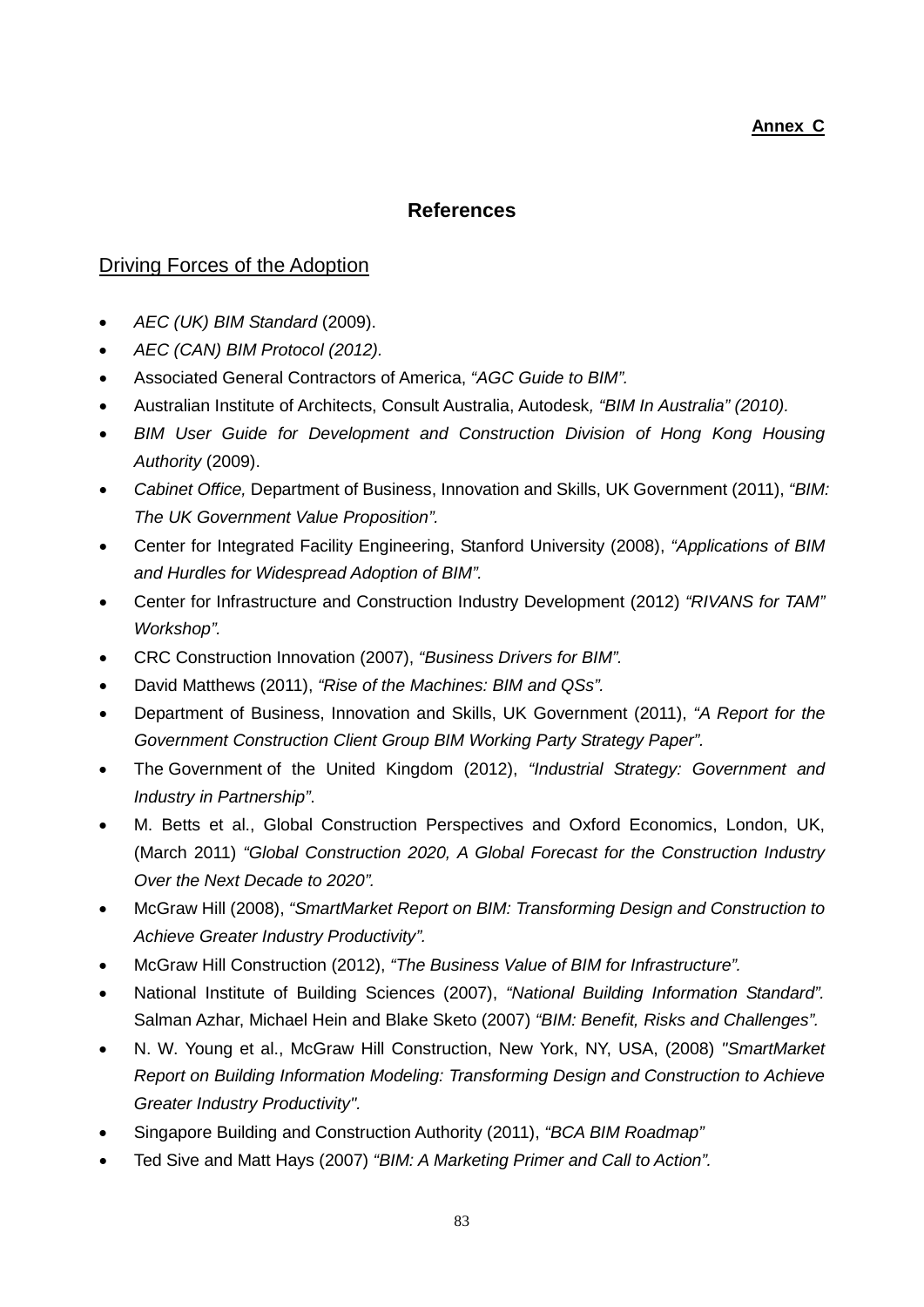**Annex C**

# References

## Driving Forces of the Adoption

- *AEC (UK) BIM Standard* (2009).
- *AEC (CAN) BIM Protocol (2012).*
- Associated General Contractors of America, *"AGC Guide to BIM".*
- Australian Institute of Architects, Consult Australia, Autodesk*, "BIM In Australia" (2010).*
- *BIM User Guide for Development and Construction Division of Hong Kong Housing Authority* (2009).
- *Cabinet Office,* Department of Business, Innovation and Skills, UK Government (2011), *"BIM: The UK Government Value Proposition".*
- Center for Integrated Facility Engineering, Stanford University (2008), *"Applications of BIM and Hurdles for Widespread Adoption of BIM".*
- Center for Infrastructure and Construction Industry Development (2012) *"RIVANS for TAM" Workshop".*
- CRC Construction Innovation (2007), *"Business Drivers for BIM".*
- David Matthews (2011), *"Rise of the Machines: BIM and QSs".*
- Department of Business, Innovation and Skills, UK Government (2011), *"A Report for the Government Construction Client Group BIM Working Party Strategy Paper".*
- The Government of the United Kingdom (2012), *"Industrial Strategy: Government and Industry in Partnership".*
- M. Betts et al., Global Construction Perspectives and Oxford Economics, London, UK, (March 2011) *"Global Construction 2020, A Global Forecast for the Construction Industry Over the Next Decade to 2020".*
- McGraw Hill (2008), *"SmartMarket Report on BIM: Transforming Design and Construction to Achieve Greater Industry Productivity".*
- McGraw Hill Construction (2012), *"The Business Value of BIM for Infrastructure".*
- National Institute of Building Sciences (2007), *"National Building Information Standard".* Salman Azhar, Michael Hein and Blake Sketo (2007) *"BIM: Benefit, Risks and Challenges".*
- N. W. Young et al., McGraw Hill Construction, New York, NY, USA, (2008) *"SmartMarket Report on Building Information Modeling: Transforming Design and Construction to Achieve Greater Industry Productivity".*
- Singapore Building and Construction Authority (2011), *"BCA BIM Roadmap"*
- Ted Sive and Matt Hays (2007) *"BIM: A Marketing Primer and Call to Action".*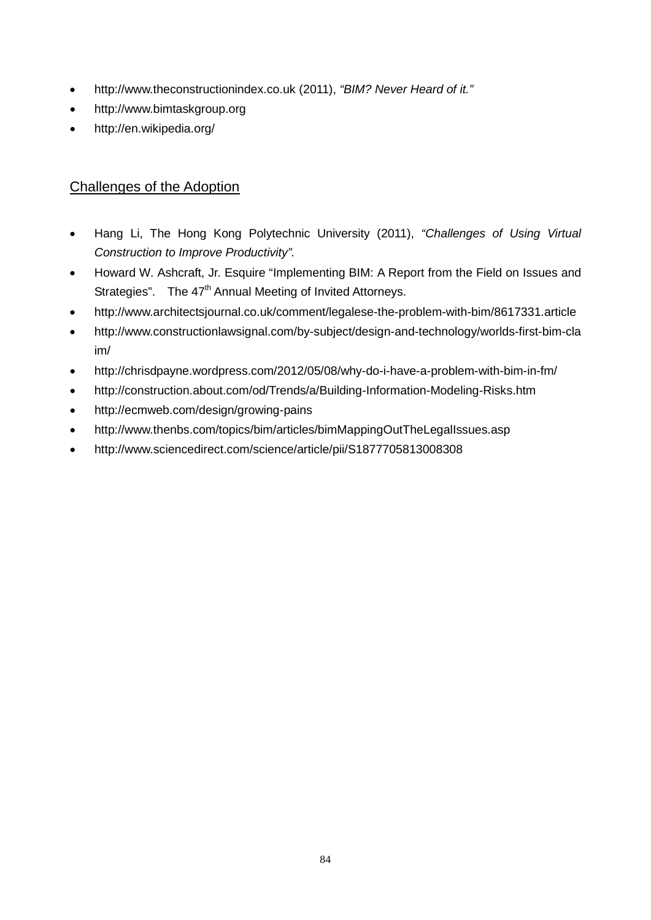- http://www.theconstructionindex.co.uk (2011), *"BIM? Never Heard of it."*
- http://www.bimtaskgroup.org
- http://en.wikipedia.org/

## Challenges of the Adoption

- Hang Li, The Hong Kong Polytechnic University (2011), *"Challenges of Using Virtual Construction to Improve Productivity"*.
- Howard W. Ashcraft, Jr. Esquire "Implementing BIM: A Report from the Field on Issues and Strategies". The 47th Annual Meeting of Invited Attorneys.
- http://www.architectsjournal.co.uk/comment/legalese-the-problem-with-bim/8617331.article
- http://www.constructionlawsignal.com/by-subject/design-and-technology/worlds-first-bim-claim/
- http://chrisdpayne.wordpress.com/2012/05/08/why-do-i-have-a-problem-with-bim-in-fm/
- http://construction.about.com/od/Trends/a/Building-Information-Modeling-Risks.htm
- http://ecmweb.com/design/growing-pains
- http://www.thenbs.com/topics/bim/articles/bimMappingOutTheLegalIssues.asp
- http://www.sciencedirect.com/science/article/pii/S1877705813008308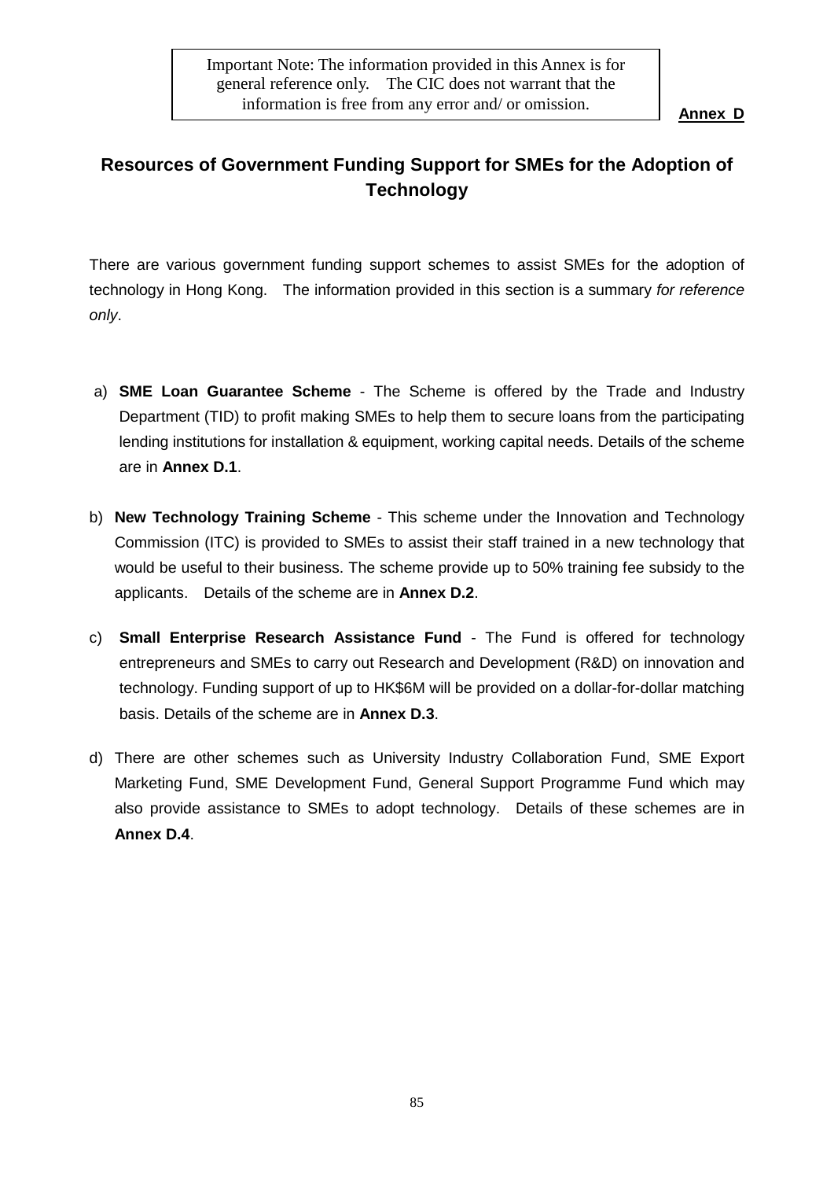Important Note: The information provided in this Annex is for general reference only. The CIC does not warrant that the information is free from any error and/ or omission.

**Annex D**

## Resources of Government Funding Support for SMEs for the Adoption of Technology

There are various government funding support schemes to assist SMEs for the adoption of technology in Hong Kong. The information provided in this section is a summary *for reference only*.

a) **SME Loan Guarantee Scheme** - The Scheme is offered by the Trade and Industry Department (TID) to profit making SMEs to help them to secure loans from the participating lending institutions for installation & equipment, working capital needs. Details of the scheme are in **Annex D.1**.

b) **New Technology Training Scheme** - This scheme under the Innovation and Technology Commission (ITC) is provided to SMEs to assist their staff trained in a new technology that would be useful to their business. The scheme provide up to 50% training fee subsidy to the applicants. Details of the scheme are in **Annex D.2**.

c) **Small Enterprise Research Assistance Fund** - The Fund is offered for technology entrepreneurs and SMEs to carry out Research and Development (R&D) on innovation and technology. Funding support of up to HK$6M will be provided on a dollar-for-dollar matching basis. Details of the scheme are in **Annex D.3**.

d) There are other schemes such as University Industry Collaboration Fund, SME Export Marketing Fund, SME Development Fund, General Support Programme Fund which may also provide assistance to SMEs to adopt technology. Details of these schemes are in **Annex D.4**.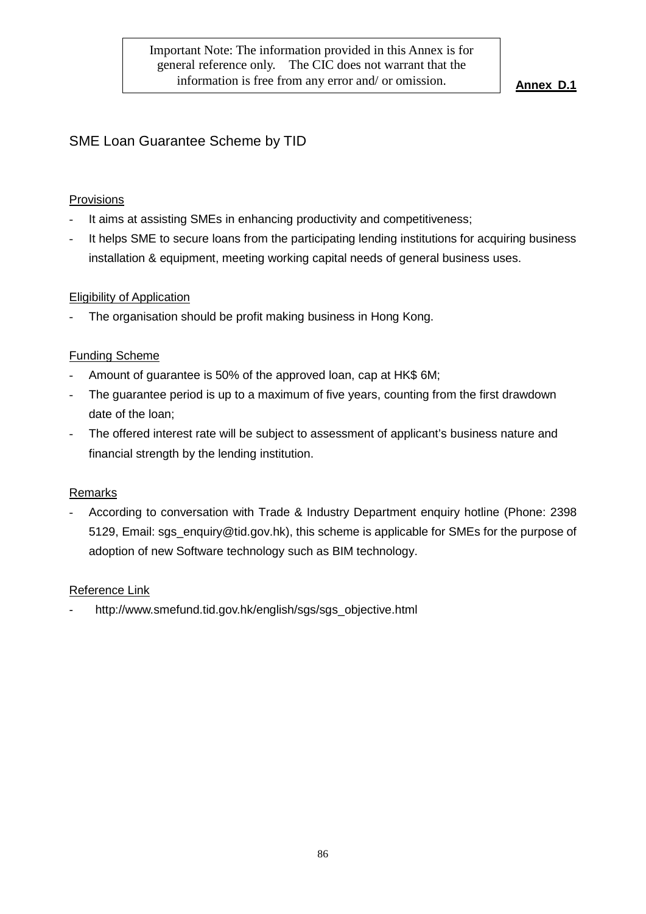Important Note: The information provided in this Annex is for general reference only. The CIC does not warrant that the information is free from any error and/ or omission.

**Annex D.1**

## SME Loan Guarantee Scheme by TID

### Provisions

- It aims at assisting SMEs in enhancing productivity and competitiveness;
- It helps SME to secure loans from the participating lending institutions for acquiring business installation & equipment, meeting working capital needs of general business uses.

### Eligibility of Application

- The organisation should be profit making business in Hong Kong.

### Funding Scheme

- Amount of guarantee is 50% of the approved loan, cap at HK$ 6M;
- The guarantee period is up to a maximum of five years, counting from the first drawdown date of the loan;
- The offered interest rate will be subject to assessment of applicant's business nature and financial strength by the lending institution.

### Remarks

- According to conversation with Trade & Industry Department enquiry hotline (Phone: 2398 5129, Email: sgs_enquiry@tid.gov.hk), this scheme is applicable for SMEs for the purpose of adoption of new Software technology such as BIM technology.

### Reference Link

- http://www.smefund.tid.gov.hk/english/sgs/sgs_objective.html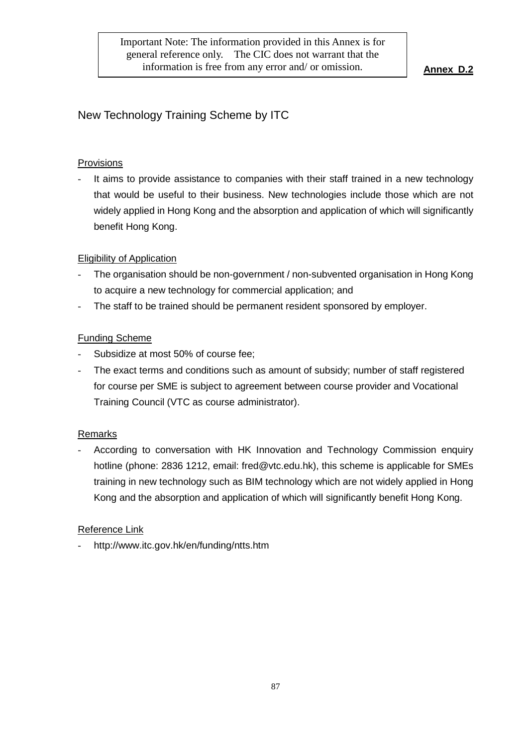Important Note: The information provided in this Annex is for general reference only. The CIC does not warrant that the information is free from any error and/ or omission.

**Annex D.2**

# New Technology Training Scheme by ITC

## Provisions

- It aims to provide assistance to companies with their staff trained in a new technology that would be useful to their business. New technologies include those which are not widely applied in Hong Kong and the absorption and application of which will significantly benefit Hong Kong.

## Eligibility of Application

- The organisation should be non-government / non-subvented organisation in Hong Kong to acquire a new technology for commercial application; and
- The staff to be trained should be permanent resident sponsored by employer.

## Funding Scheme

- Subsidize at most 50% of course fee;
- The exact terms and conditions such as amount of subsidy; number of staff registered for course per SME is subject to agreement between course provider and Vocational Training Council (VTC as course administrator).

## Remarks

- According to conversation with HK Innovation and Technology Commission enquiry hotline (phone: 2836 1212, email: fred@vtc.edu.hk), this scheme is applicable for SMEs training in new technology such as BIM technology which are not widely applied in Hong Kong and the absorption and application of which will significantly benefit Hong Kong.

## Reference Link

- http://www.itc.gov.hk/en/funding/ntts.htm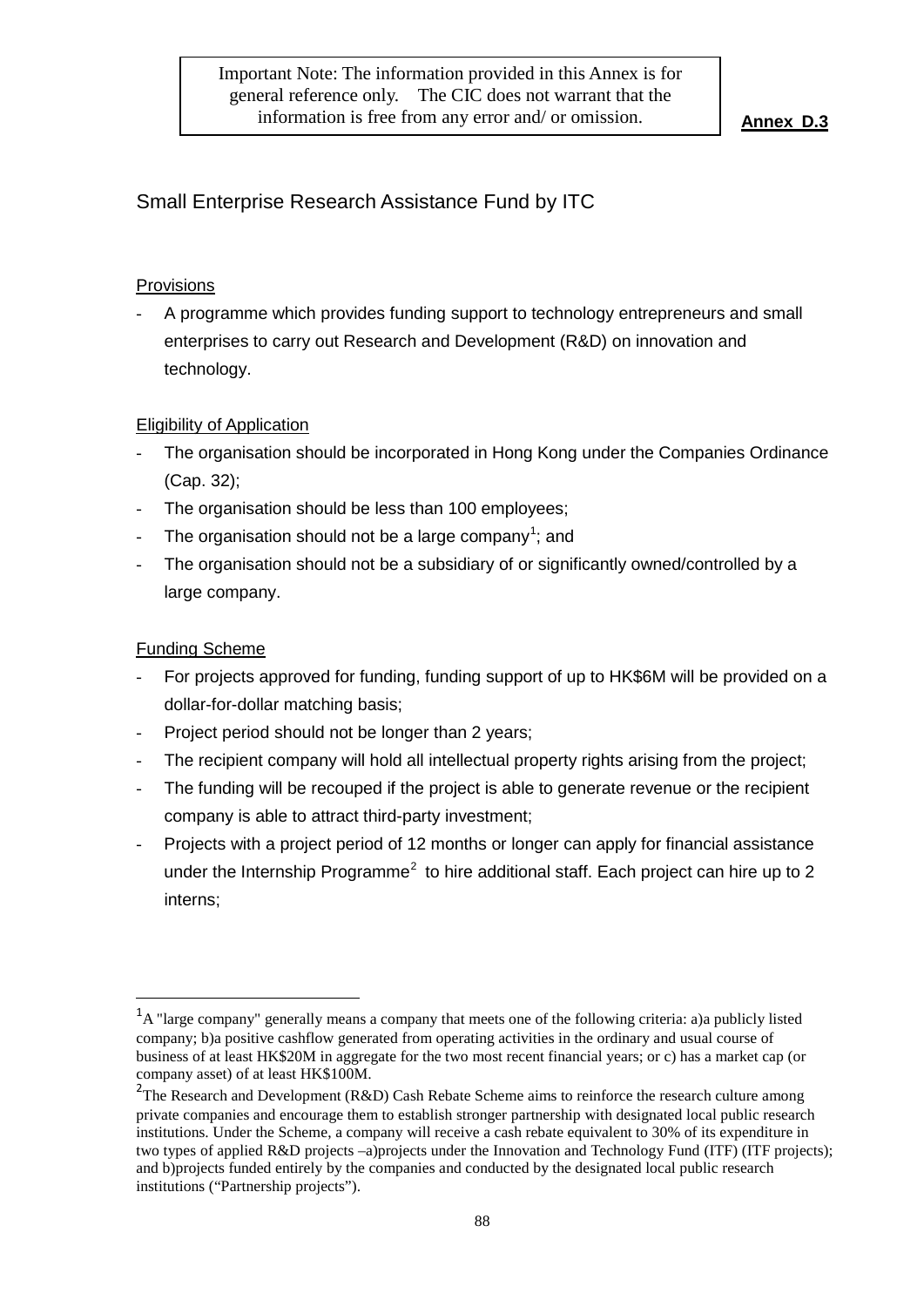> Important Note: The information provided in this Annex is for general reference only. The CIC does not warrant that the information is free from any error and/ or omission.

**Annex D.3**

## Small Enterprise Research Assistance Fund by ITC

### Provisions

- A programme which provides funding support to technology entrepreneurs and small enterprises to carry out Research and Development (R&D) on innovation and technology.

### Eligibility of Application

- The organisation should be incorporated in Hong Kong under the Companies Ordinance (Cap. 32);
- The organisation should be less than 100 employees;
- The organisation should not be a large company[1]; and
- The organisation should not be a subsidiary of or significantly owned/controlled by a large company.

### Funding Scheme

- For projects approved for funding, funding support of up to HK$6M will be provided on a dollar-for-dollar matching basis;
- Project period should not be longer than 2 years;
- The recipient company will hold all intellectual property rights arising from the project;
- The funding will be recouped if the project is able to generate revenue or the recipient company is able to attract third-party investment;
- Projects with a project period of 12 months or longer can apply for financial assistance under the Internship Programme[2] to hire additional staff. Each project can hire up to 2 interns;

---

[1] A "large company" generally means a company that meets one of the following criteria: a)a publicly listed company; b)a positive cashflow generated from operating activities in the ordinary and usual course of business of at least HK$20M in aggregate for the two most recent financial years; or c) has a market cap (or company asset) of at least HK$100M.

[2] The Research and Development (R&D) Cash Rebate Scheme aims to reinforce the research culture among private companies and encourage them to establish stronger partnership with designated local public research institutions. Under the Scheme, a company will receive a cash rebate equivalent to 30% of its expenditure in two types of applied R&D projects –a)projects under the Innovation and Technology Fund (ITF) (ITF projects); and b)projects funded entirely by the companies and conducted by the designated local public research institutions ("Partnership projects").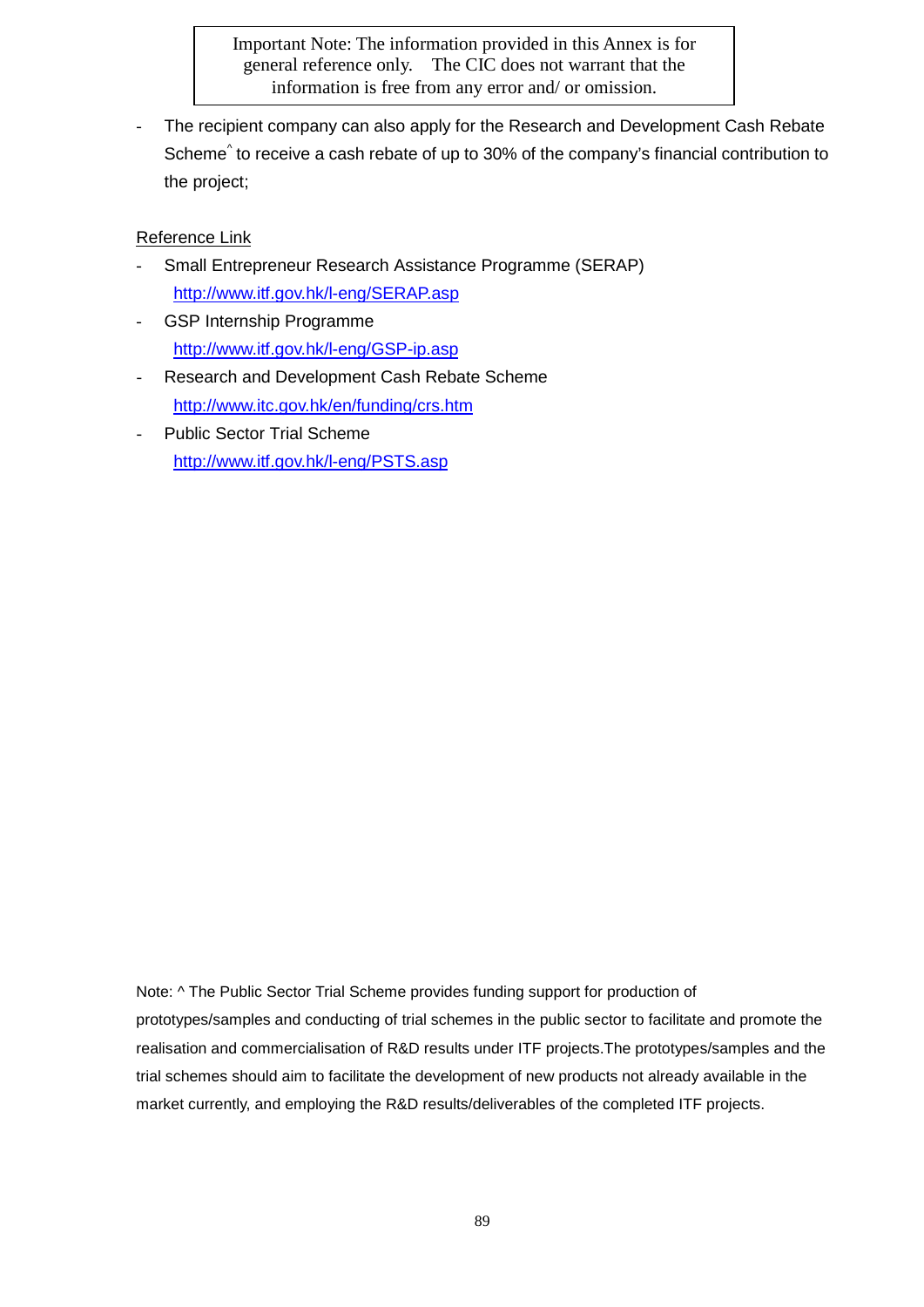> Important Note: The information provided in this Annex is for general reference only. The CIC does not warrant that the information is free from any error and/ or omission.

- The recipient company can also apply for the Research and Development Cash Rebate Scheme^ to receive a cash rebate of up to 30% of the company's financial contribution to the project;

<u>Reference Link</u>

- Small Entrepreneur Research Assistance Programme (SERAP)
  http://www.itf.gov.hk/l-eng/SERAP.asp
- GSP Internship Programme
  http://www.itf.gov.hk/l-eng/GSP-ip.asp
- Research and Development Cash Rebate Scheme
  http://www.itc.gov.hk/en/funding/crs.htm
- Public Sector Trial Scheme
  http://www.itf.gov.hk/l-eng/PSTS.asp

Note: ^ The Public Sector Trial Scheme provides funding support for production of prototypes/samples and conducting of trial schemes in the public sector to facilitate and promote the realisation and commercialisation of R&D results under ITF projects.The prototypes/samples and the trial schemes should aim to facilitate the development of new products not already available in the market currently, and employing the R&D results/deliverables of the completed ITF projects.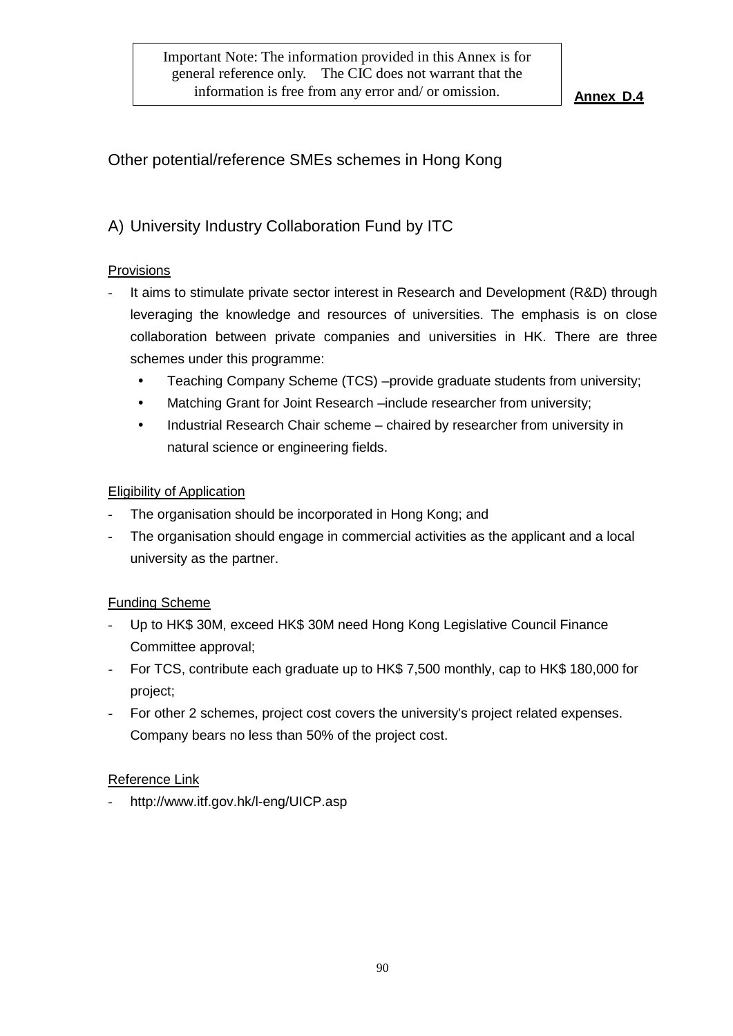Important Note: The information provided in this Annex is for general reference only. The CIC does not warrant that the information is free from any error and/ or omission.

**Annex D.4**

# Other potential/reference SMEs schemes in Hong Kong

## A) University Industry Collaboration Fund by ITC

Provisions

- It aims to stimulate private sector interest in Research and Development (R&D) through leveraging the knowledge and resources of universities. The emphasis is on close collaboration between private companies and universities in HK. There are three schemes under this programme:
  - Teaching Company Scheme (TCS) –provide graduate students from university;
  - Matching Grant for Joint Research –include researcher from university;
  - Industrial Research Chair scheme – chaired by researcher from university in natural science or engineering fields.

Eligibility of Application

- The organisation should be incorporated in Hong Kong; and
- The organisation should engage in commercial activities as the applicant and a local university as the partner.

Funding Scheme

- Up to HK$ 30M, exceed HK$ 30M need Hong Kong Legislative Council Finance Committee approval;
- For TCS, contribute each graduate up to HK$ 7,500 monthly, cap to HK$ 180,000 for project;
- For other 2 schemes, project cost covers the university's project related expenses. Company bears no less than 50% of the project cost.

Reference Link

- http://www.itf.gov.hk/l-eng/UICP.asp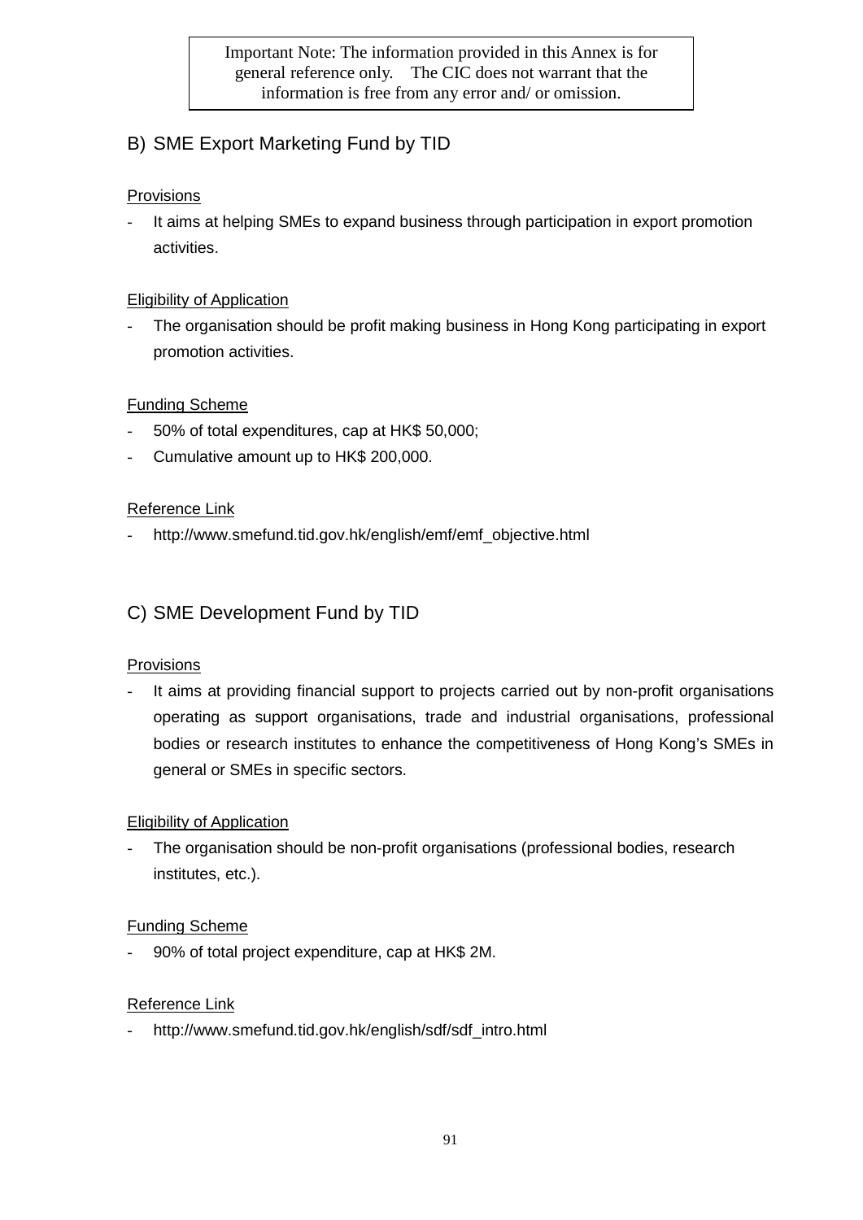> Important Note: The information provided in this Annex is for general reference only. The CIC does not warrant that the information is free from any error and/ or omission.

## B) SME Export Marketing Fund by TID

Provisions

- It aims at helping SMEs to expand business through participation in export promotion activities.

Eligibility of Application

- The organisation should be profit making business in Hong Kong participating in export promotion activities.

Funding Scheme

- 50% of total expenditures, cap at HK$ 50,000;
- Cumulative amount up to HK$ 200,000.

Reference Link

- http://www.smefund.tid.gov.hk/english/emf/emf_objective.html

## C) SME Development Fund by TID

Provisions

- It aims at providing financial support to projects carried out by non-profit organisations operating as support organisations, trade and industrial organisations, professional bodies or research institutes to enhance the competitiveness of Hong Kong's SMEs in general or SMEs in specific sectors.

Eligibility of Application

- The organisation should be non-profit organisations (professional bodies, research institutes, etc.).

Funding Scheme

- 90% of total project expenditure, cap at HK$ 2M.

Reference Link

- http://www.smefund.tid.gov.hk/english/sdf/sdf_intro.html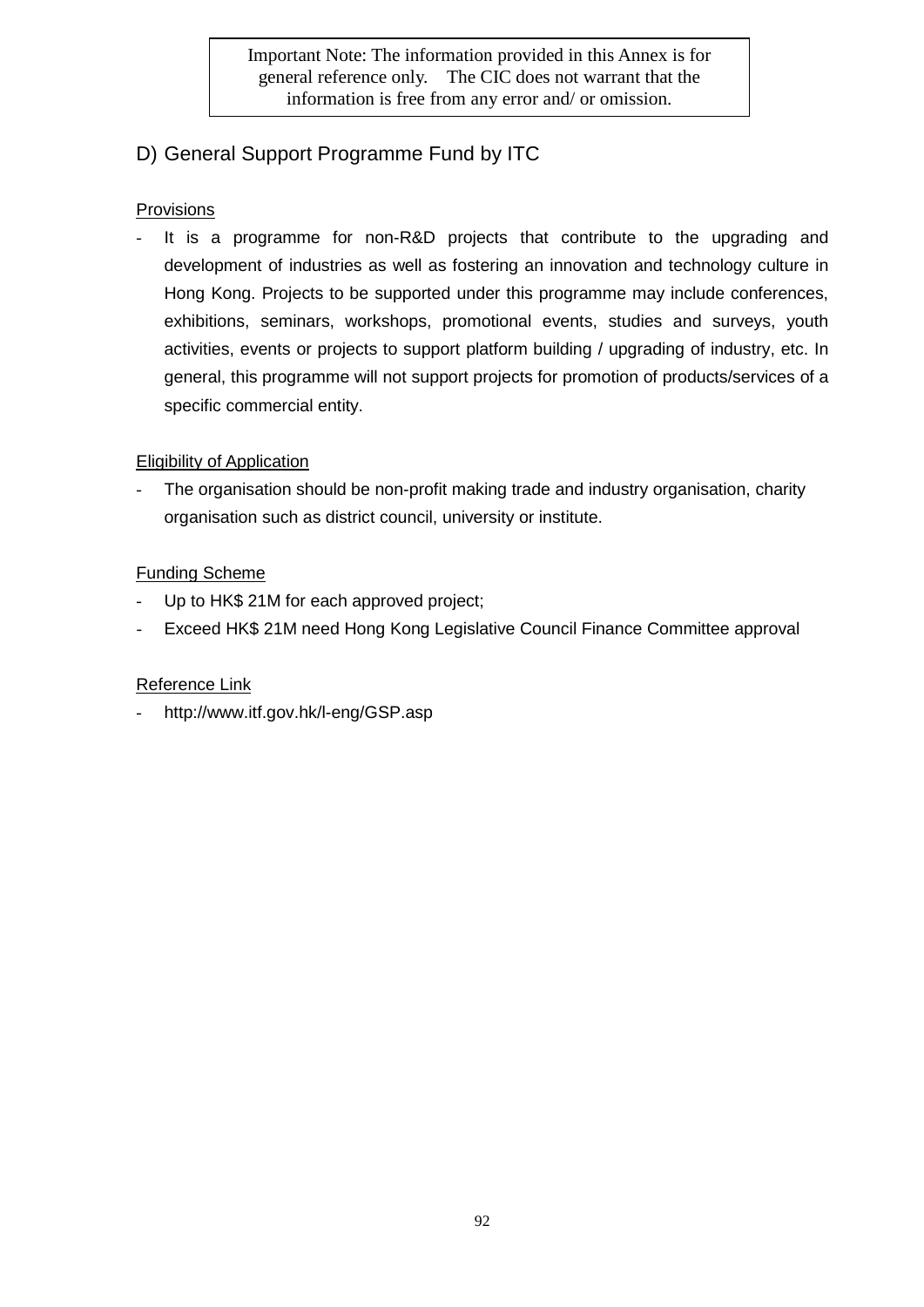Important Note: The information provided in this Annex is for general reference only. The CIC does not warrant that the information is free from any error and/ or omission.

## D) General Support Programme Fund by ITC

Provisions

- It is a programme for non-R&D projects that contribute to the upgrading and development of industries as well as fostering an innovation and technology culture in Hong Kong. Projects to be supported under this programme may include conferences, exhibitions, seminars, workshops, promotional events, studies and surveys, youth activities, events or projects to support platform building / upgrading of industry, etc. In general, this programme will not support projects for promotion of products/services of a specific commercial entity.

Eligibility of Application

- The organisation should be non-profit making trade and industry organisation, charity organisation such as district council, university or institute.

Funding Scheme

- Up to HK$ 21M for each approved project;
- Exceed HK$ 21M need Hong Kong Legislative Council Finance Committee approval

Reference Link

- http://www.itf.gov.hk/l-eng/GSP.asp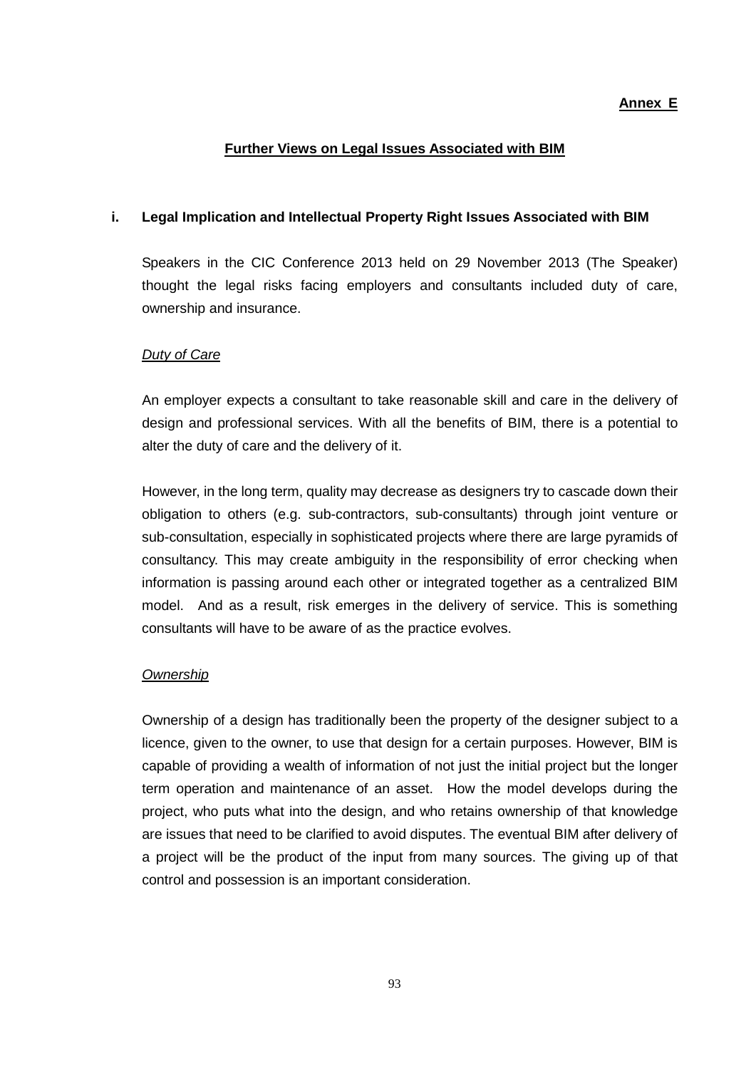**Annex E**

## Further Views on Legal Issues Associated with BIM

### i. Legal Implication and Intellectual Property Right Issues Associated with BIM

Speakers in the CIC Conference 2013 held on 29 November 2013 (The Speaker) thought the legal risks facing employers and consultants included duty of care, ownership and insurance.

*Duty of Care*

An employer expects a consultant to take reasonable skill and care in the delivery of design and professional services. With all the benefits of BIM, there is a potential to alter the duty of care and the delivery of it.

However, in the long term, quality may decrease as designers try to cascade down their obligation to others (e.g. sub-contractors, sub-consultants) through joint venture or sub-consultation, especially in sophisticated projects where there are large pyramids of consultancy. This may create ambiguity in the responsibility of error checking when information is passing around each other or integrated together as a centralized BIM model. And as a result, risk emerges in the delivery of service. This is something consultants will have to be aware of as the practice evolves.

*Ownership*

Ownership of a design has traditionally been the property of the designer subject to a licence, given to the owner, to use that design for a certain purposes. However, BIM is capable of providing a wealth of information of not just the initial project but the longer term operation and maintenance of an asset. How the model develops during the project, who puts what into the design, and who retains ownership of that knowledge are issues that need to be clarified to avoid disputes. The eventual BIM after delivery of a project will be the product of the input from many sources. The giving up of that control and possession is an important consideration.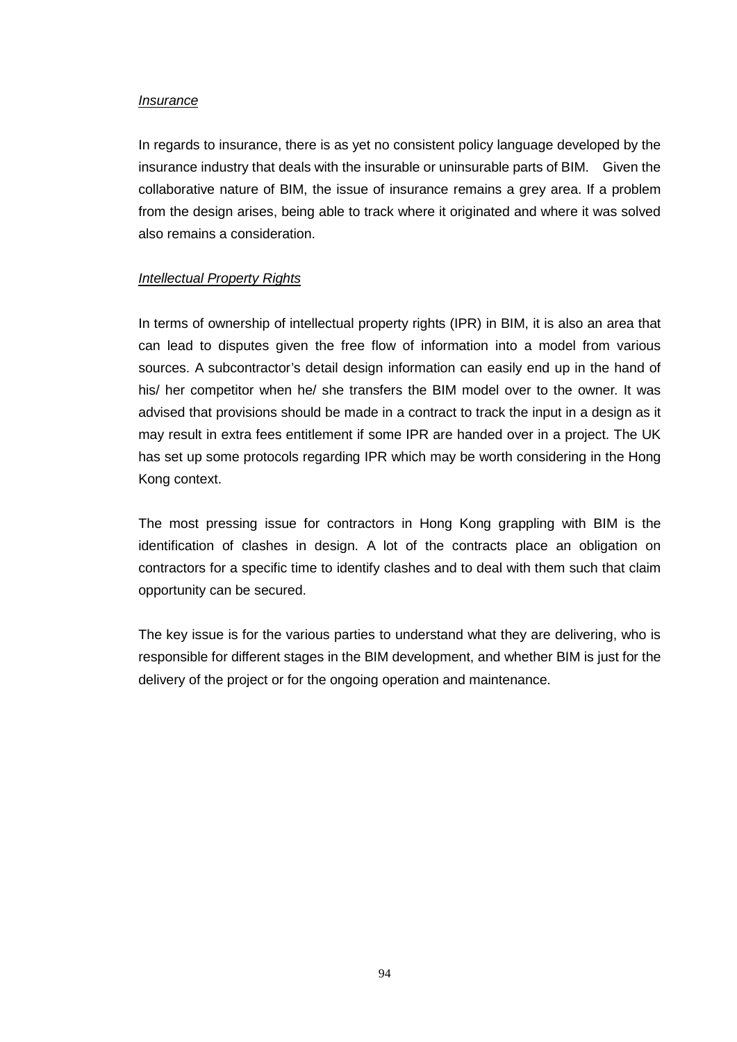*Insurance*

In regards to insurance, there is as yet no consistent policy language developed by the insurance industry that deals with the insurable or uninsurable parts of BIM. Given the collaborative nature of BIM, the issue of insurance remains a grey area. If a problem from the design arises, being able to track where it originated and where it was solved also remains a consideration.

*Intellectual Property Rights*

In terms of ownership of intellectual property rights (IPR) in BIM, it is also an area that can lead to disputes given the free flow of information into a model from various sources. A subcontractor's detail design information can easily end up in the hand of his/ her competitor when he/ she transfers the BIM model over to the owner. It was advised that provisions should be made in a contract to track the input in a design as it may result in extra fees entitlement if some IPR are handed over in a project. The UK has set up some protocols regarding IPR which may be worth considering in the Hong Kong context.

The most pressing issue for contractors in Hong Kong grappling with BIM is the identification of clashes in design. A lot of the contracts place an obligation on contractors for a specific time to identify clashes and to deal with them such that claim opportunity can be secured.

The key issue is for the various parties to understand what they are delivering, who is responsible for different stages in the BIM development, and whether BIM is just for the delivery of the project or for the ongoing operation and maintenance.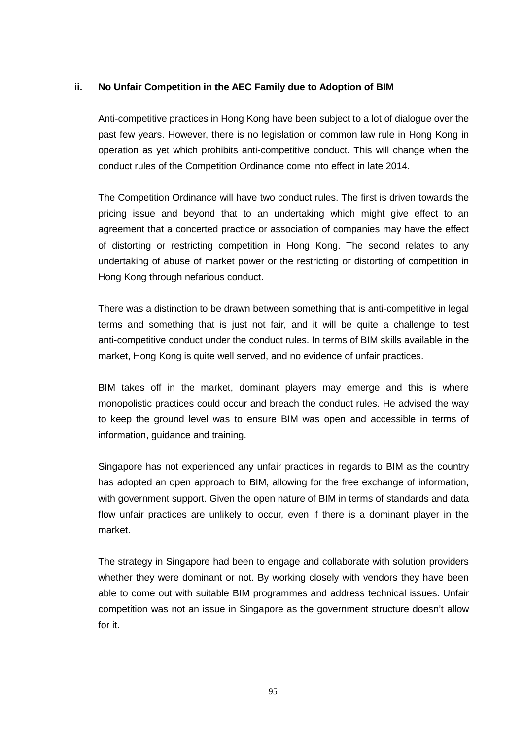### ii. No Unfair Competition in the AEC Family due to Adoption of BIM

Anti-competitive practices in Hong Kong have been subject to a lot of dialogue over the past few years. However, there is no legislation or common law rule in Hong Kong in operation as yet which prohibits anti-competitive conduct. This will change when the conduct rules of the Competition Ordinance come into effect in late 2014.

The Competition Ordinance will have two conduct rules. The first is driven towards the pricing issue and beyond that to an undertaking which might give effect to an agreement that a concerted practice or association of companies may have the effect of distorting or restricting competition in Hong Kong. The second relates to any undertaking of abuse of market power or the restricting or distorting of competition in Hong Kong through nefarious conduct.

There was a distinction to be drawn between something that is anti-competitive in legal terms and something that is just not fair, and it will be quite a challenge to test anti-competitive conduct under the conduct rules. In terms of BIM skills available in the market, Hong Kong is quite well served, and no evidence of unfair practices.

BIM takes off in the market, dominant players may emerge and this is where monopolistic practices could occur and breach the conduct rules. He advised the way to keep the ground level was to ensure BIM was open and accessible in terms of information, guidance and training.

Singapore has not experienced any unfair practices in regards to BIM as the country has adopted an open approach to BIM, allowing for the free exchange of information, with government support. Given the open nature of BIM in terms of standards and data flow unfair practices are unlikely to occur, even if there is a dominant player in the market.

The strategy in Singapore had been to engage and collaborate with solution providers whether they were dominant or not. By working closely with vendors they have been able to come out with suitable BIM programmes and address technical issues. Unfair competition was not an issue in Singapore as the government structure doesn't allow for it.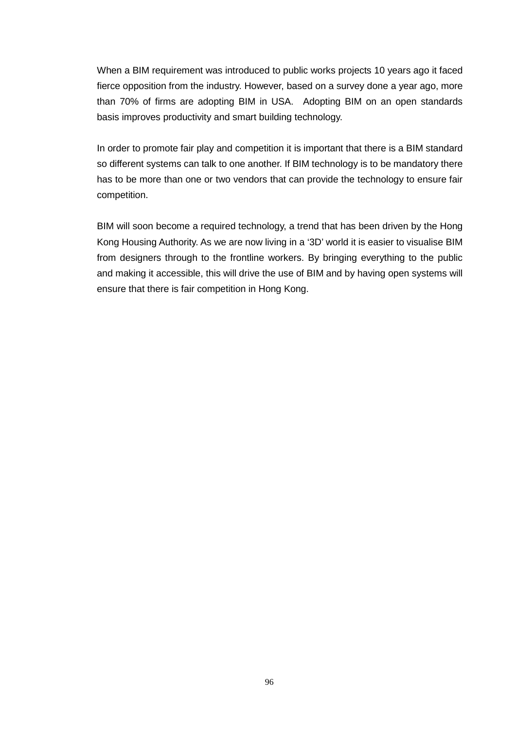When a BIM requirement was introduced to public works projects 10 years ago it faced fierce opposition from the industry. However, based on a survey done a year ago, more than 70% of firms are adopting BIM in USA.  Adopting BIM on an open standards basis improves productivity and smart building technology.

In order to promote fair play and competition it is important that there is a BIM standard so different systems can talk to one another. If BIM technology is to be mandatory there has to be more than one or two vendors that can provide the technology to ensure fair competition.

BIM will soon become a required technology, a trend that has been driven by the Hong Kong Housing Authority. As we are now living in a '3D' world it is easier to visualise BIM from designers through to the frontline workers. By bringing everything to the public and making it accessible, this will drive the use of BIM and by having open systems will ensure that there is fair competition in Hong Kong.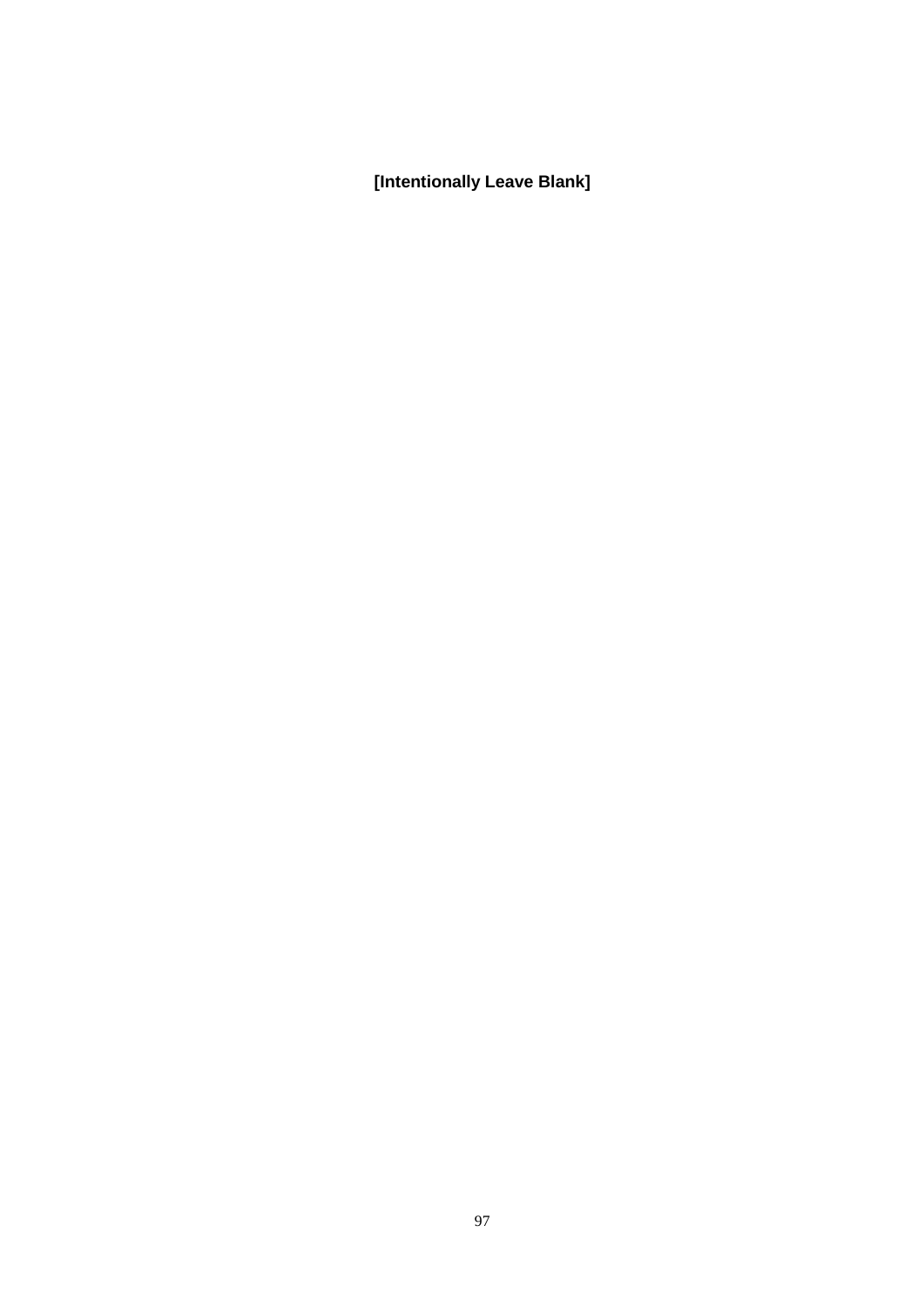**[Intentionally Leave Blank]**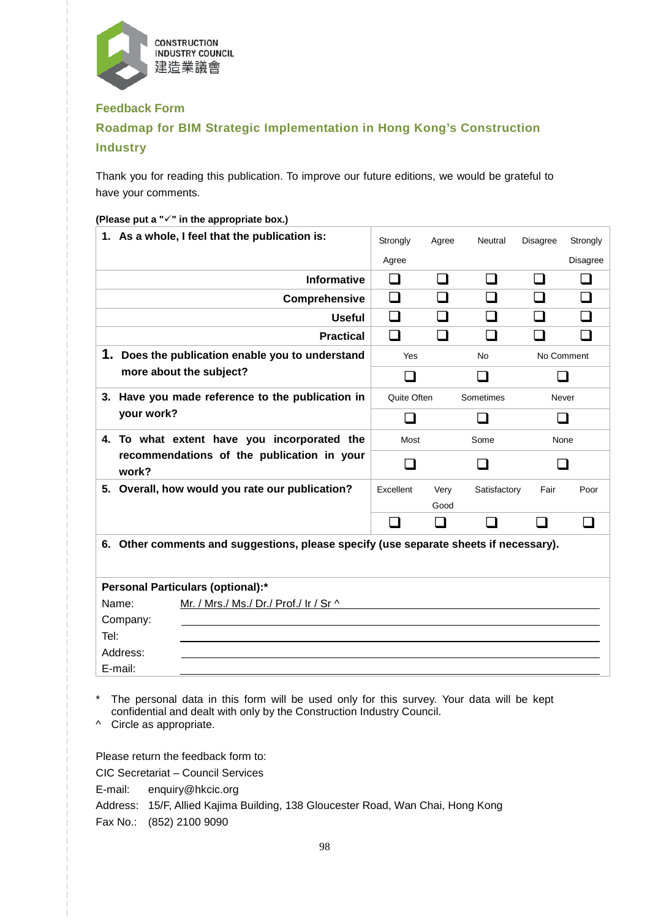CONSTRUCTION INDUSTRY COUNCIL
建造業議會

## Feedback Form

## Roadmap for BIM Strategic Implementation in Hong Kong's Construction Industry

Thank you for reading this publication. To improve our future editions, we would be grateful to have your comments.

**(Please put a "✓" in the appropriate box.)**

| **1. As a whole, I feel that the publication is:** | Strongly Agree | Agree | Neutral | Disagree | Strongly Disagree |
|---|---|---|---|---|---|
| **Informative** | ❑ | ❑ | ❑ | ❑ | ❑ |
| **Comprehensive** | ❑ | ❑ | ❑ | ❑ | ❑ |
| **Useful** | ❑ | ❑ | ❑ | ❑ | ❑ |
| **Practical** | ❑ | ❑ | ❑ | ❑ | ❑ |

| **1. Does the publication enable you to understand more about the subject?** | Yes | No | No Comment |
|---|---|---|---|
| | ❑ | ❑ | ❑ |
| **3. Have you made reference to the publication in your work?** | Quite Often | Sometimes | Never |
| | ❑ | ❑ | ❑ |
| **4. To what extent have you incorporated the recommendations of the publication in your work?** | Most | Some | None |
| | ❑ | ❑ | ❑ |

| **5. Overall, how would you rate our publication?** | Excellent | Very Good | Satisfactory | Fair | Poor |
|---|---|---|---|---|---|
| | ❑ | ❑ | ❑ | ❑ | ❑ |

**6. Other comments and suggestions, please specify (use separate sheets if necessary).**

**Personal Particulars (optional):***

Name: Mr. / Mrs./ Ms./ Dr./ Prof./ Ir / Sr ^ ______________________

Company: ______________________

Tel: ______________________

Address: ______________________

E-mail: ______________________

\* The personal data in this form will be used only for this survey. Your data will be kept confidential and dealt with only by the Construction Industry Council.

^ Circle as appropriate.

Please return the feedback form to:

CIC Secretariat – Council Services

E-mail: enquiry@hkcic.org

Address: 15/F, Allied Kajima Building, 138 Gloucester Road, Wan Chai, Hong Kong

Fax No.: (852) 2100 9090